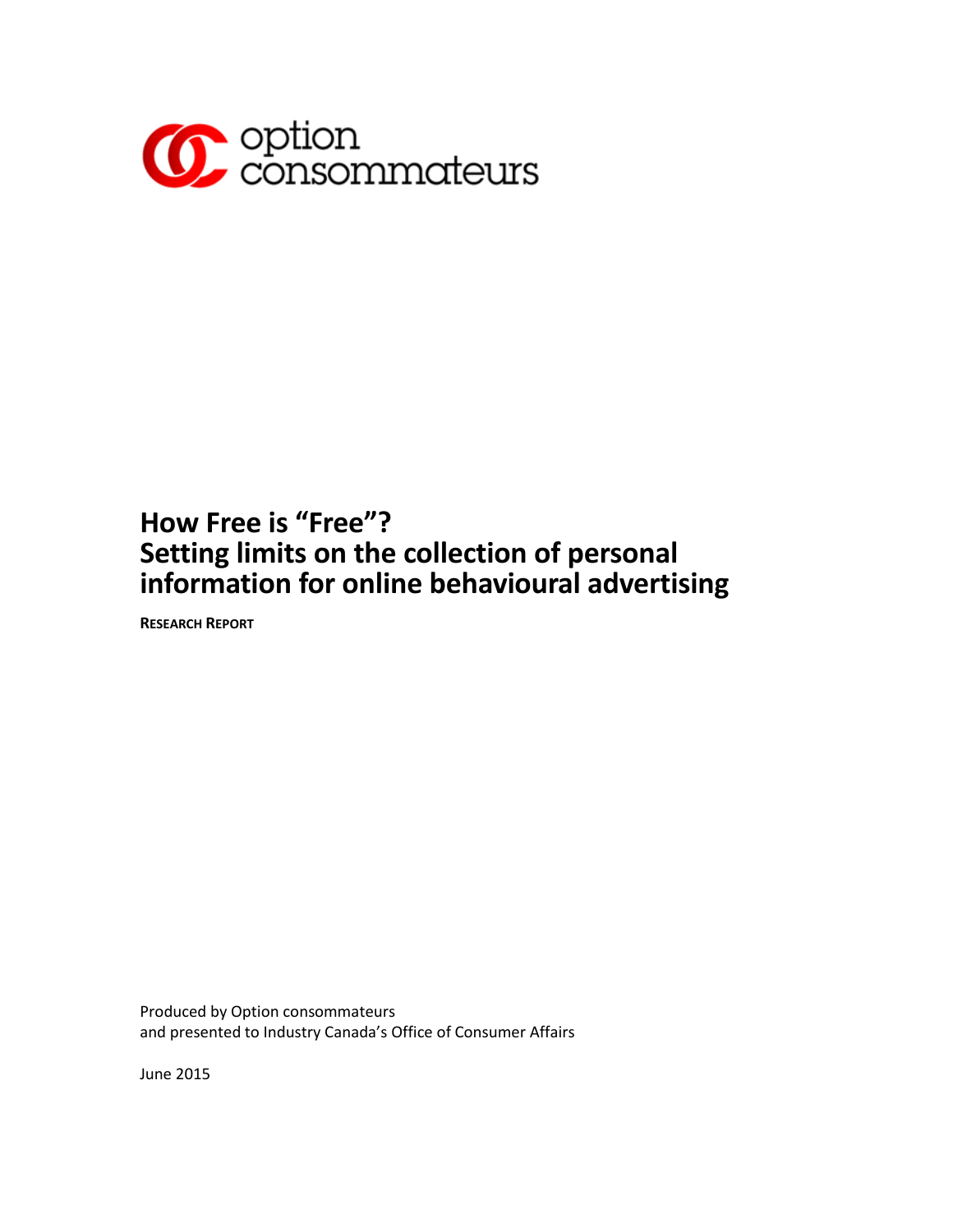option consommateurs

# How Free is "Free"? Setting limits on the collection of personal information for online behavioural advertising

**RESEARCH REPORT**

Produced by Option consommateurs
and presented to Industry Canada's Office of Consumer Affairs

June 2015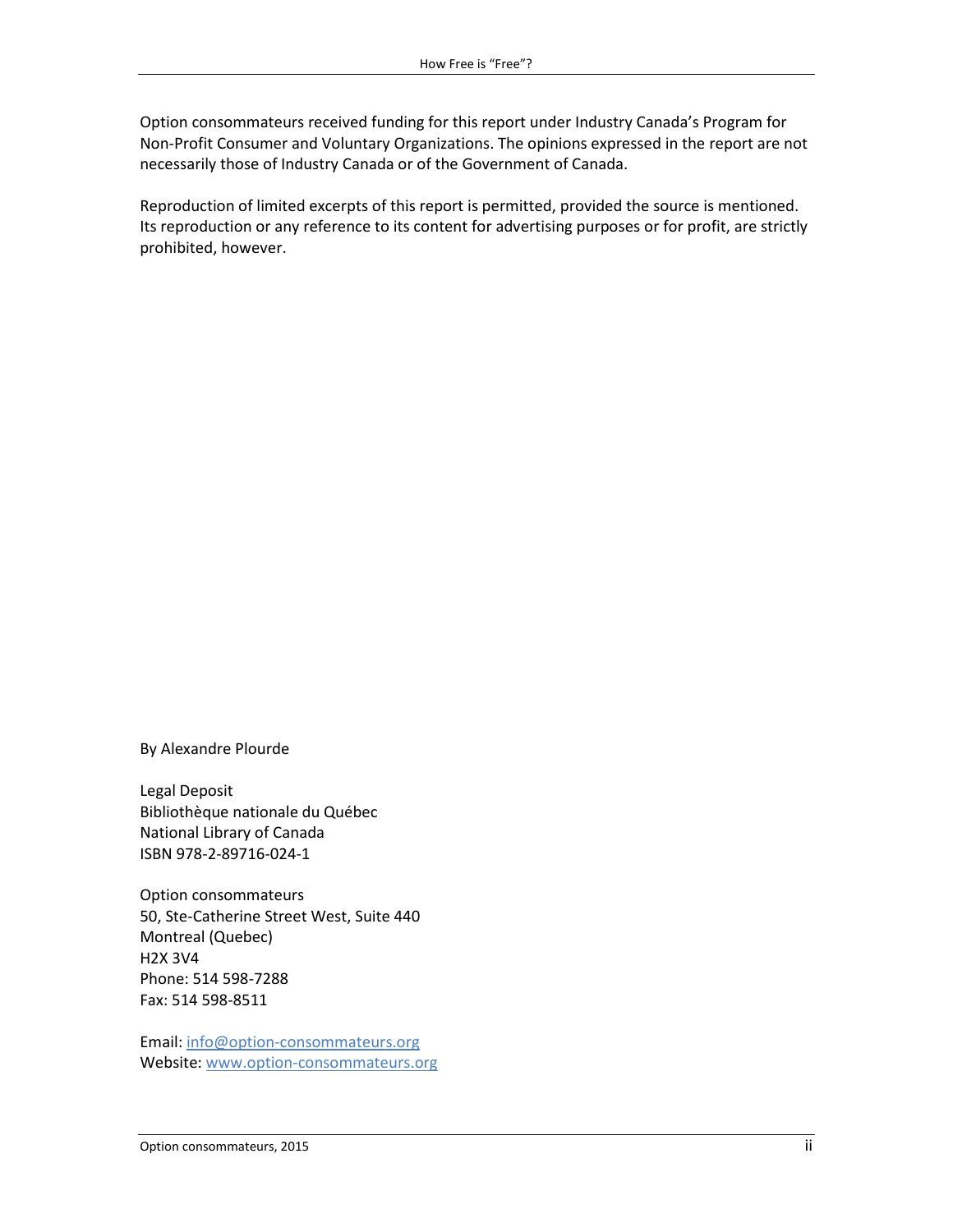Option consommateurs received funding for this report under Industry Canada's Program for Non-Profit Consumer and Voluntary Organizations. The opinions expressed in the report are not necessarily those of Industry Canada or of the Government of Canada.

Reproduction of limited excerpts of this report is permitted, provided the source is mentioned. Its reproduction or any reference to its content for advertising purposes or for profit, are strictly prohibited, however.

By Alexandre Plourde

Legal Deposit
Bibliothèque nationale du Québec
National Library of Canada
ISBN 978-2-89716-024-1

Option consommateurs
50, Ste-Catherine Street West, Suite 440
Montreal (Quebec)
H2X 3V4
Phone: 514 598-7288
Fax: 514 598-8511

Email: info@option-consommateurs.org
Website: www.option-consommateurs.org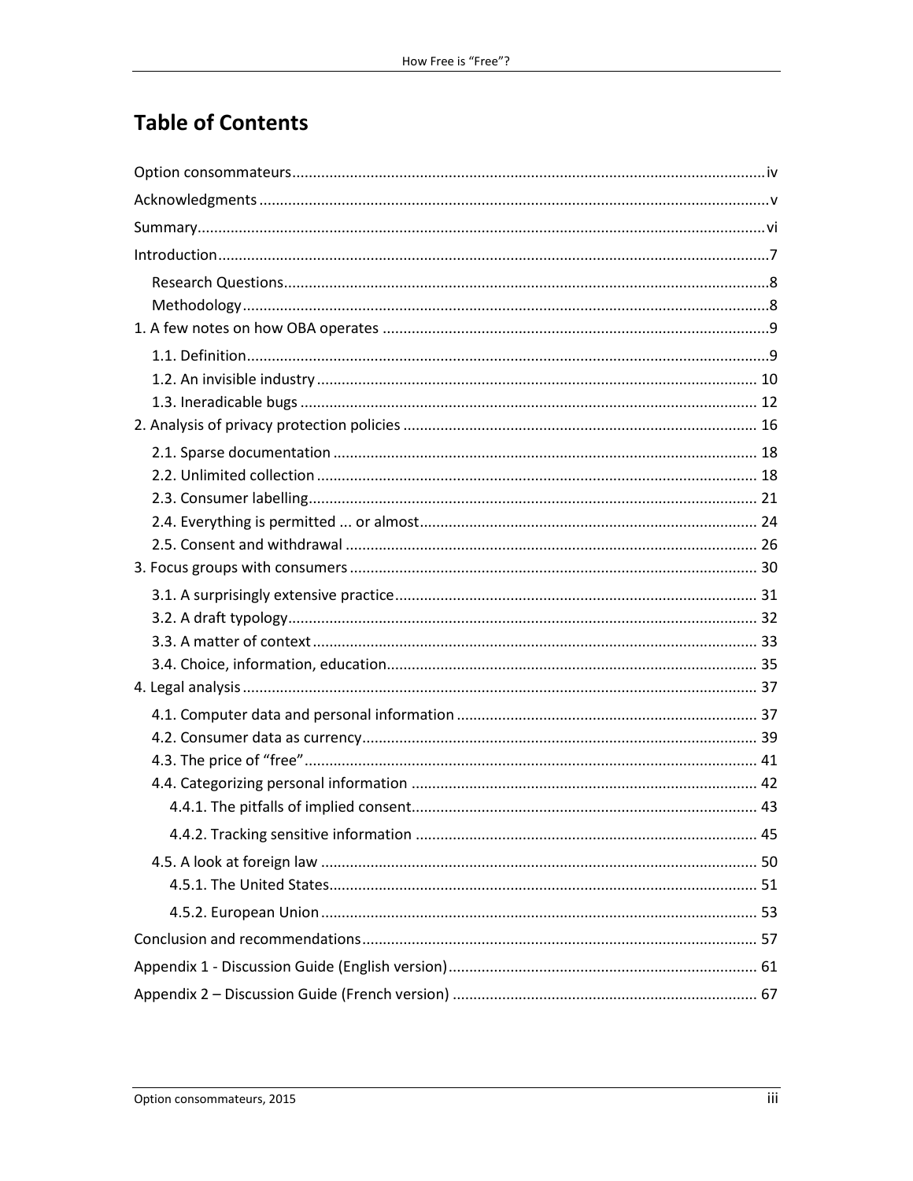# Table of Contents

Option consommateurs .......... iv

Acknowledgments .......... v

Summary .......... vi

Introduction .......... 7

- Research Questions .......... 8
- Methodology .......... 8

1. A few notes on how OBA operates .......... 9
   - 1.1. Definition .......... 9
   - 1.2. An invisible industry .......... 10
   - 1.3. Ineradicable bugs .......... 12
2. Analysis of privacy protection policies .......... 16
   - 2.1. Sparse documentation .......... 18
   - 2.2. Unlimited collection .......... 18
   - 2.3. Consumer labelling .......... 21
   - 2.4. Everything is permitted ... or almost .......... 24
   - 2.5. Consent and withdrawal .......... 26
3. Focus groups with consumers .......... 30
   - 3.1. A surprisingly extensive practice .......... 31
   - 3.2. A draft typology .......... 32
   - 3.3. A matter of context .......... 33
   - 3.4. Choice, information, education .......... 35
4. Legal analysis .......... 37
   - 4.1. Computer data and personal information .......... 37
   - 4.2. Consumer data as currency .......... 39
   - 4.3. The price of "free" .......... 41
   - 4.4. Categorizing personal information .......... 42
     - 4.4.1. The pitfalls of implied consent .......... 43
     - 4.4.2. Tracking sensitive information .......... 45
   - 4.5. A look at foreign law .......... 50
     - 4.5.1. The United States .......... 51
     - 4.5.2. European Union .......... 53

Conclusion and recommendations .......... 57

Appendix 1 - Discussion Guide (English version) .......... 61

Appendix 2 – Discussion Guide (French version) .......... 67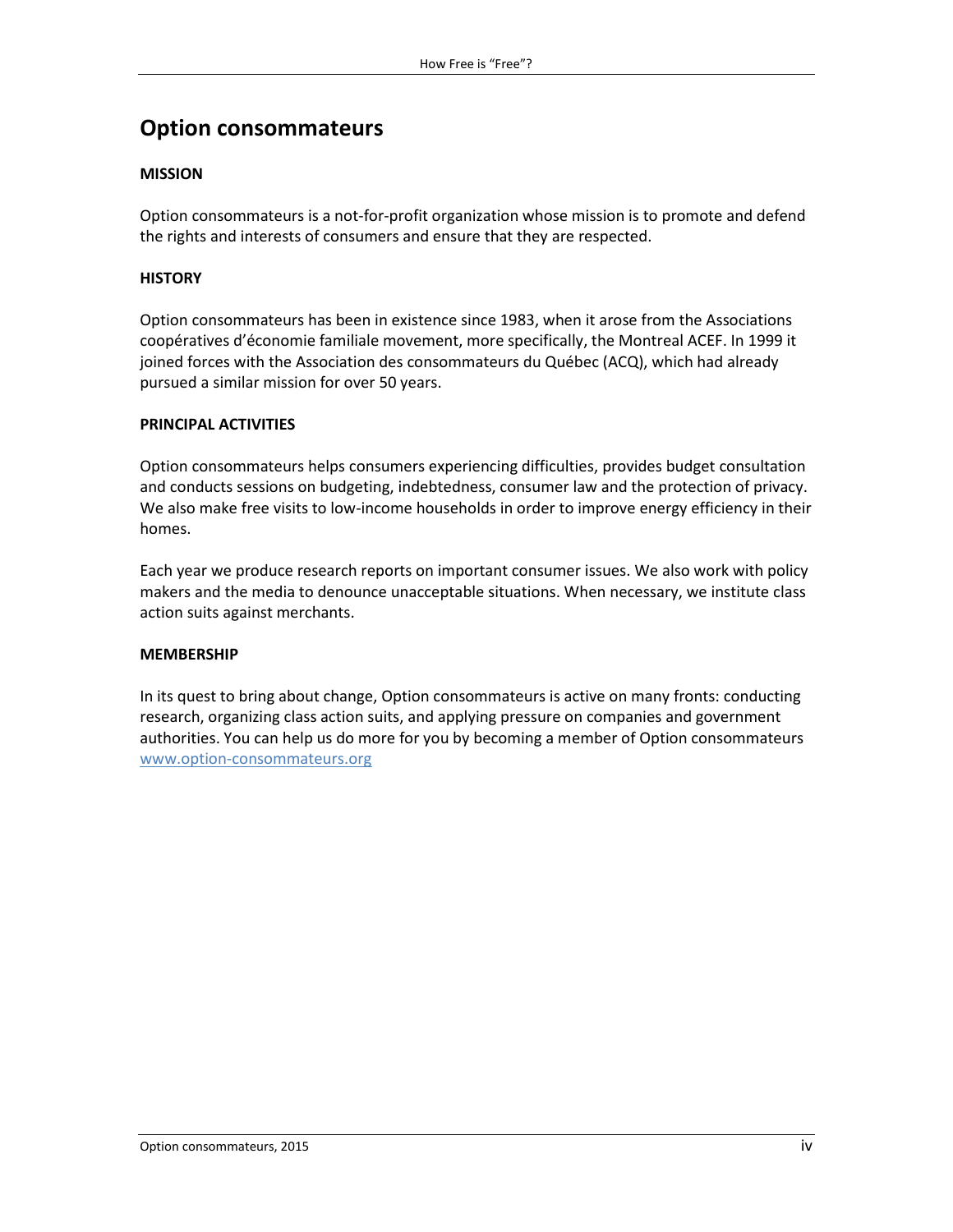# Option consommateurs

**MISSION**

Option consommateurs is a not-for-profit organization whose mission is to promote and defend the rights and interests of consumers and ensure that they are respected.

**HISTORY**

Option consommateurs has been in existence since 1983, when it arose from the Associations coopératives d'économie familiale movement, more specifically, the Montreal ACEF. In 1999 it joined forces with the Association des consommateurs du Québec (ACQ), which had already pursued a similar mission for over 50 years.

**PRINCIPAL ACTIVITIES**

Option consommateurs helps consumers experiencing difficulties, provides budget consultation and conducts sessions on budgeting, indebtedness, consumer law and the protection of privacy. We also make free visits to low-income households in order to improve energy efficiency in their homes.

Each year we produce research reports on important consumer issues. We also work with policy makers and the media to denounce unacceptable situations. When necessary, we institute class action suits against merchants.

**MEMBERSHIP**

In its quest to bring about change, Option consommateurs is active on many fronts: conducting research, organizing class action suits, and applying pressure on companies and government authorities. You can help us do more for you by becoming a member of Option consommateurs [www.option-consommateurs.org](http://www.option-consommateurs.org)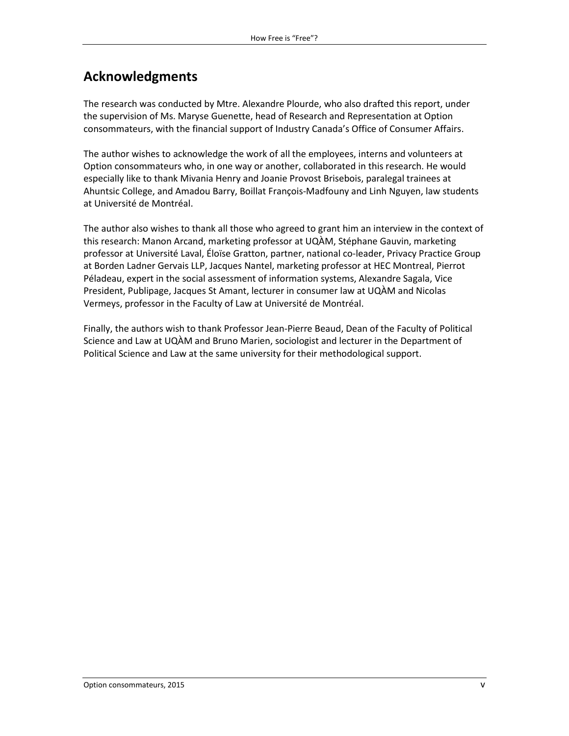## Acknowledgments

The research was conducted by Mtre. Alexandre Plourde, who also drafted this report, under the supervision of Ms. Maryse Guenette, head of Research and Representation at Option consommateurs, with the financial support of Industry Canada's Office of Consumer Affairs.

The author wishes to acknowledge the work of all the employees, interns and volunteers at Option consommateurs who, in one way or another, collaborated in this research. He would especially like to thank Mivania Henry and Joanie Provost Brisebois, paralegal trainees at Ahuntsic College, and Amadou Barry, Boillat François-Madfouny and Linh Nguyen, law students at Université de Montréal.

The author also wishes to thank all those who agreed to grant him an interview in the context of this research: Manon Arcand, marketing professor at UQÀM, Stéphane Gauvin, marketing professor at Université Laval, Éloïse Gratton, partner, national co-leader, Privacy Practice Group at Borden Ladner Gervais LLP, Jacques Nantel, marketing professor at HEC Montreal, Pierrot Péladeau, expert in the social assessment of information systems, Alexandre Sagala, Vice President, Publipage, Jacques St Amant, lecturer in consumer law at UQÀM and Nicolas Vermeys, professor in the Faculty of Law at Université de Montréal.

Finally, the authors wish to thank Professor Jean-Pierre Beaud, Dean of the Faculty of Political Science and Law at UQÀM and Bruno Marien, sociologist and lecturer in the Department of Political Science and Law at the same university for their methodological support.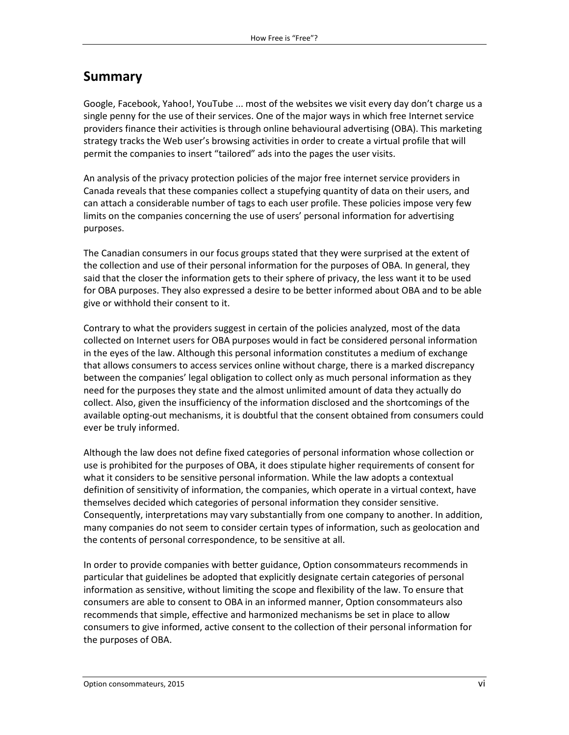## Summary

Google, Facebook, Yahoo!, YouTube ... most of the websites we visit every day don't charge us a single penny for the use of their services. One of the major ways in which free Internet service providers finance their activities is through online behavioural advertising (OBA). This marketing strategy tracks the Web user's browsing activities in order to create a virtual profile that will permit the companies to insert "tailored" ads into the pages the user visits.

An analysis of the privacy protection policies of the major free internet service providers in Canada reveals that these companies collect a stupefying quantity of data on their users, and can attach a considerable number of tags to each user profile. These policies impose very few limits on the companies concerning the use of users' personal information for advertising purposes.

The Canadian consumers in our focus groups stated that they were surprised at the extent of the collection and use of their personal information for the purposes of OBA. In general, they said that the closer the information gets to their sphere of privacy, the less want it to be used for OBA purposes. They also expressed a desire to be better informed about OBA and to be able give or withhold their consent to it.

Contrary to what the providers suggest in certain of the policies analyzed, most of the data collected on Internet users for OBA purposes would in fact be considered personal information in the eyes of the law. Although this personal information constitutes a medium of exchange that allows consumers to access services online without charge, there is a marked discrepancy between the companies' legal obligation to collect only as much personal information as they need for the purposes they state and the almost unlimited amount of data they actually do collect. Also, given the insufficiency of the information disclosed and the shortcomings of the available opting-out mechanisms, it is doubtful that the consent obtained from consumers could ever be truly informed.

Although the law does not define fixed categories of personal information whose collection or use is prohibited for the purposes of OBA, it does stipulate higher requirements of consent for what it considers to be sensitive personal information. While the law adopts a contextual definition of sensitivity of information, the companies, which operate in a virtual context, have themselves decided which categories of personal information they consider sensitive. Consequently, interpretations may vary substantially from one company to another. In addition, many companies do not seem to consider certain types of information, such as geolocation and the contents of personal correspondence, to be sensitive at all.

In order to provide companies with better guidance, Option consommateurs recommends in particular that guidelines be adopted that explicitly designate certain categories of personal information as sensitive, without limiting the scope and flexibility of the law. To ensure that consumers are able to consent to OBA in an informed manner, Option consommateurs also recommends that simple, effective and harmonized mechanisms be set in place to allow consumers to give informed, active consent to the collection of their personal information for the purposes of OBA.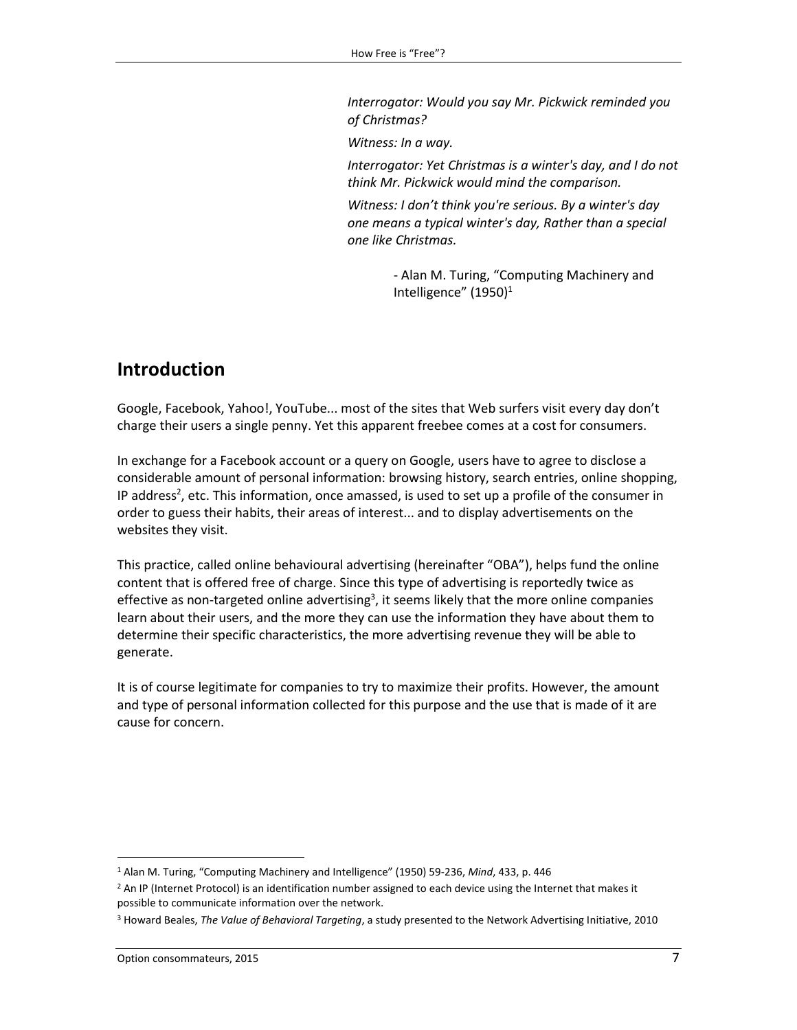*Interrogator: Would you say Mr. Pickwick reminded you of Christmas?*

*Witness: In a way.*

*Interrogator: Yet Christmas is a winter's day, and I do not think Mr. Pickwick would mind the comparison.*

*Witness: I don't think you're serious. By a winter's day one means a typical winter's day, Rather than a special one like Christmas.*

- Alan M. Turing, "Computing Machinery and Intelligence" (1950)[1]

## Introduction

Google, Facebook, Yahoo!, YouTube... most of the sites that Web surfers visit every day don't charge their users a single penny. Yet this apparent freebee comes at a cost for consumers.

In exchange for a Facebook account or a query on Google, users have to agree to disclose a considerable amount of personal information: browsing history, search entries, online shopping, IP address[2], etc. This information, once amassed, is used to set up a profile of the consumer in order to guess their habits, their areas of interest... and to display advertisements on the websites they visit.

This practice, called online behavioural advertising (hereinafter "OBA"), helps fund the online content that is offered free of charge. Since this type of advertising is reportedly twice as effective as non-targeted online advertising[3], it seems likely that the more online companies learn about their users, and the more they can use the information they have about them to determine their specific characteristics, the more advertising revenue they will be able to generate.

It is of course legitimate for companies to try to maximize their profits. However, the amount and type of personal information collected for this purpose and the use that is made of it are cause for concern.

---

[1] Alan M. Turing, "Computing Machinery and Intelligence" (1950) 59-236, *Mind*, 433, p. 446

[2] An IP (Internet Protocol) is an identification number assigned to each device using the Internet that makes it possible to communicate information over the network.

[3] Howard Beales, *The Value of Behavioral Targeting*, a study presented to the Network Advertising Initiative, 2010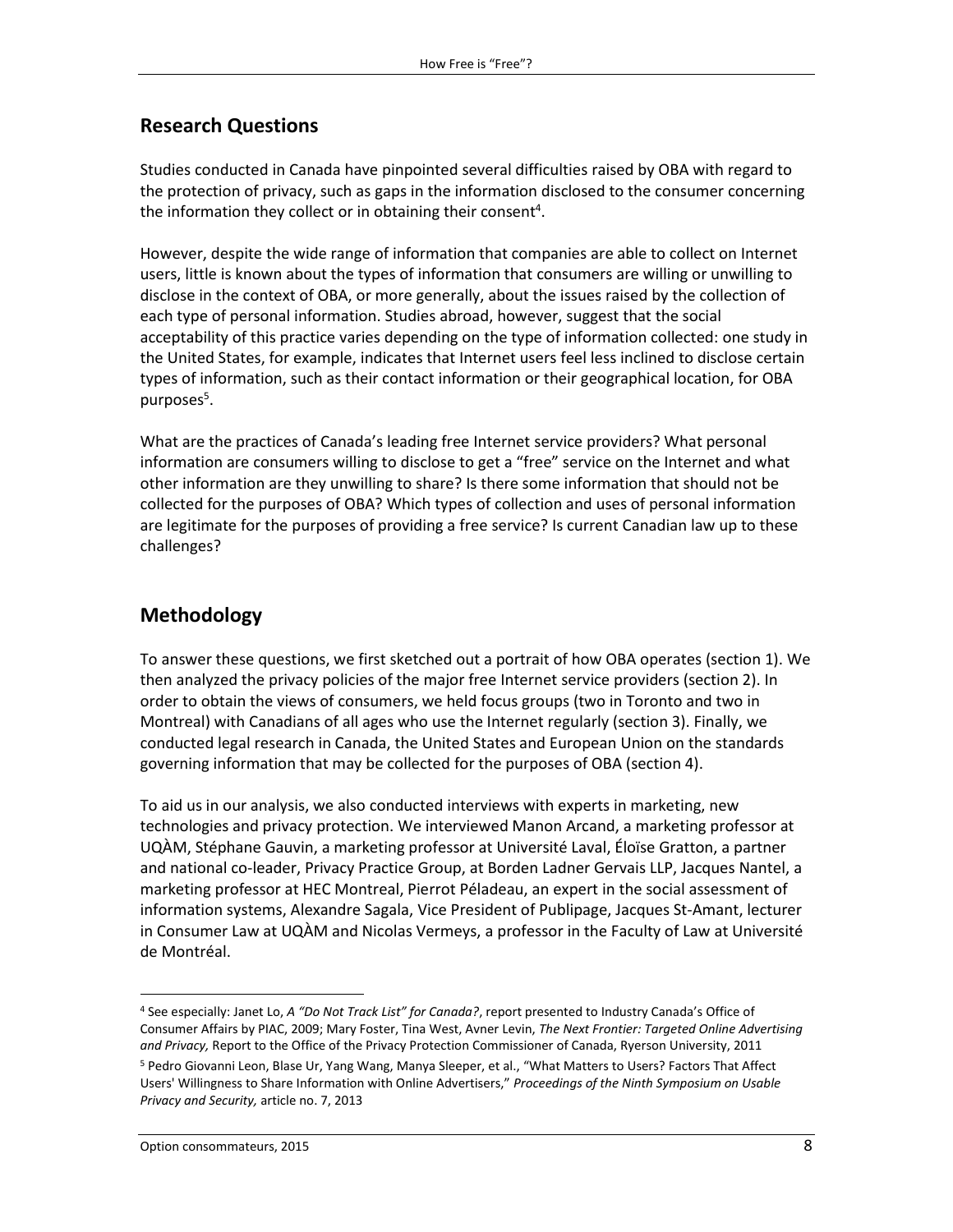## Research Questions

Studies conducted in Canada have pinpointed several difficulties raised by OBA with regard to the protection of privacy, such as gaps in the information disclosed to the consumer concerning the information they collect or in obtaining their consent[4].

However, despite the wide range of information that companies are able to collect on Internet users, little is known about the types of information that consumers are willing or unwilling to disclose in the context of OBA, or more generally, about the issues raised by the collection of each type of personal information. Studies abroad, however, suggest that the social acceptability of this practice varies depending on the type of information collected: one study in the United States, for example, indicates that Internet users feel less inclined to disclose certain types of information, such as their contact information or their geographical location, for OBA purposes[5].

What are the practices of Canada's leading free Internet service providers? What personal information are consumers willing to disclose to get a "free" service on the Internet and what other information are they unwilling to share? Is there some information that should not be collected for the purposes of OBA? Which types of collection and uses of personal information are legitimate for the purposes of providing a free service? Is current Canadian law up to these challenges?

## Methodology

To answer these questions, we first sketched out a portrait of how OBA operates (section 1). We then analyzed the privacy policies of the major free Internet service providers (section 2). In order to obtain the views of consumers, we held focus groups (two in Toronto and two in Montreal) with Canadians of all ages who use the Internet regularly (section 3). Finally, we conducted legal research in Canada, the United States and European Union on the standards governing information that may be collected for the purposes of OBA (section 4).

To aid us in our analysis, we also conducted interviews with experts in marketing, new technologies and privacy protection. We interviewed Manon Arcand, a marketing professor at UQÀM, Stéphane Gauvin, a marketing professor at Université Laval, Éloïse Gratton, a partner and national co-leader, Privacy Practice Group, at Borden Ladner Gervais LLP, Jacques Nantel, a marketing professor at HEC Montreal, Pierrot Péladeau, an expert in the social assessment of information systems, Alexandre Sagala, Vice President of Publipage, Jacques St-Amant, lecturer in Consumer Law at UQÀM and Nicolas Vermeys, a professor in the Faculty of Law at Université de Montréal.

---

[4] See especially: Janet Lo, *A "Do Not Track List" for Canada?*, report presented to Industry Canada's Office of Consumer Affairs by PIAC, 2009; Mary Foster, Tina West, Avner Levin, *The Next Frontier: Targeted Online Advertising and Privacy,* Report to the Office of the Privacy Protection Commissioner of Canada, Ryerson University, 2011

[5] Pedro Giovanni Leon, Blase Ur, Yang Wang, Manya Sleeper, et al., "What Matters to Users? Factors That Affect Users' Willingness to Share Information with Online Advertisers," *Proceedings of the Ninth Symposium on Usable Privacy and Security,* article no. 7, 2013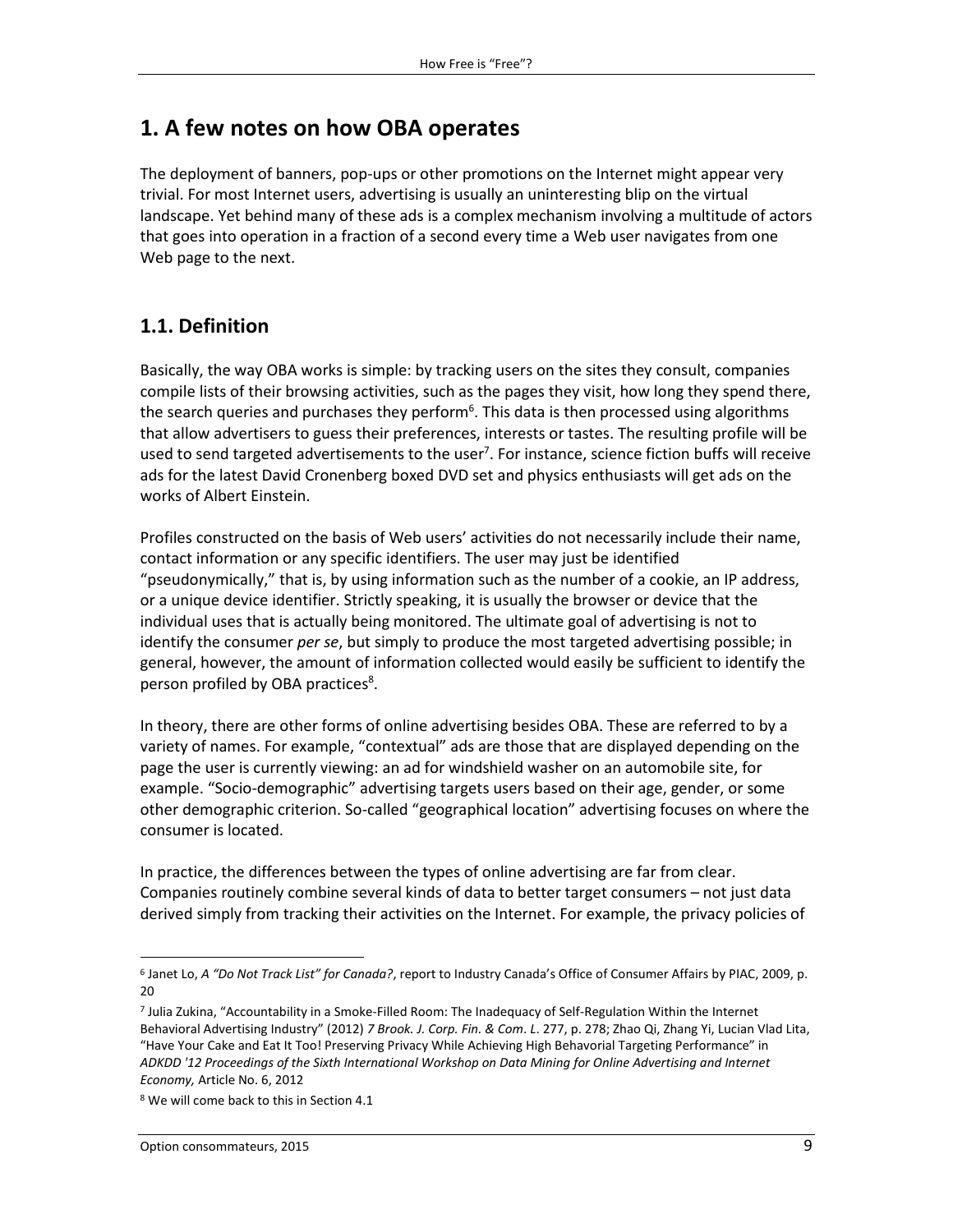# 1. A few notes on how OBA operates

The deployment of banners, pop-ups or other promotions on the Internet might appear very trivial. For most Internet users, advertising is usually an uninteresting blip on the virtual landscape. Yet behind many of these ads is a complex mechanism involving a multitude of actors that goes into operation in a fraction of a second every time a Web user navigates from one Web page to the next.

## 1.1. Definition

Basically, the way OBA works is simple: by tracking users on the sites they consult, companies compile lists of their browsing activities, such as the pages they visit, how long they spend there, the search queries and purchases they perform[6]. This data is then processed using algorithms that allow advertisers to guess their preferences, interests or tastes. The resulting profile will be used to send targeted advertisements to the user[7]. For instance, science fiction buffs will receive ads for the latest David Cronenberg boxed DVD set and physics enthusiasts will get ads on the works of Albert Einstein.

Profiles constructed on the basis of Web users' activities do not necessarily include their name, contact information or any specific identifiers. The user may just be identified "pseudonymically," that is, by using information such as the number of a cookie, an IP address, or a unique device identifier. Strictly speaking, it is usually the browser or device that the individual uses that is actually being monitored. The ultimate goal of advertising is not to identify the consumer *per se*, but simply to produce the most targeted advertising possible; in general, however, the amount of information collected would easily be sufficient to identify the person profiled by OBA practices[8].

In theory, there are other forms of online advertising besides OBA. These are referred to by a variety of names. For example, "contextual" ads are those that are displayed depending on the page the user is currently viewing: an ad for windshield washer on an automobile site, for example. "Socio-demographic" advertising targets users based on their age, gender, or some other demographic criterion. So-called "geographical location" advertising focuses on where the consumer is located.

In practice, the differences between the types of online advertising are far from clear. Companies routinely combine several kinds of data to better target consumers – not just data derived simply from tracking their activities on the Internet. For example, the privacy policies of

---

[6] Janet Lo, *A "Do Not Track List" for Canada?*, report to Industry Canada's Office of Consumer Affairs by PIAC, 2009, p. 20

[7] Julia Zukina, "Accountability in a Smoke-Filled Room: The Inadequacy of Self-Regulation Within the Internet Behavioral Advertising Industry" (2012) *7 Brook. J. Corp. Fin. & Com. L.* 277, p. 278; Zhao Qi, Zhang Yi, Lucian Vlad Lita, "Have Your Cake and Eat It Too! Preserving Privacy While Achieving High Behavorial Targeting Performance" in *ADKDD '12 Proceedings of the Sixth International Workshop on Data Mining for Online Advertising and Internet Economy,* Article No. 6, 2012

[8] We will come back to this in Section 4.1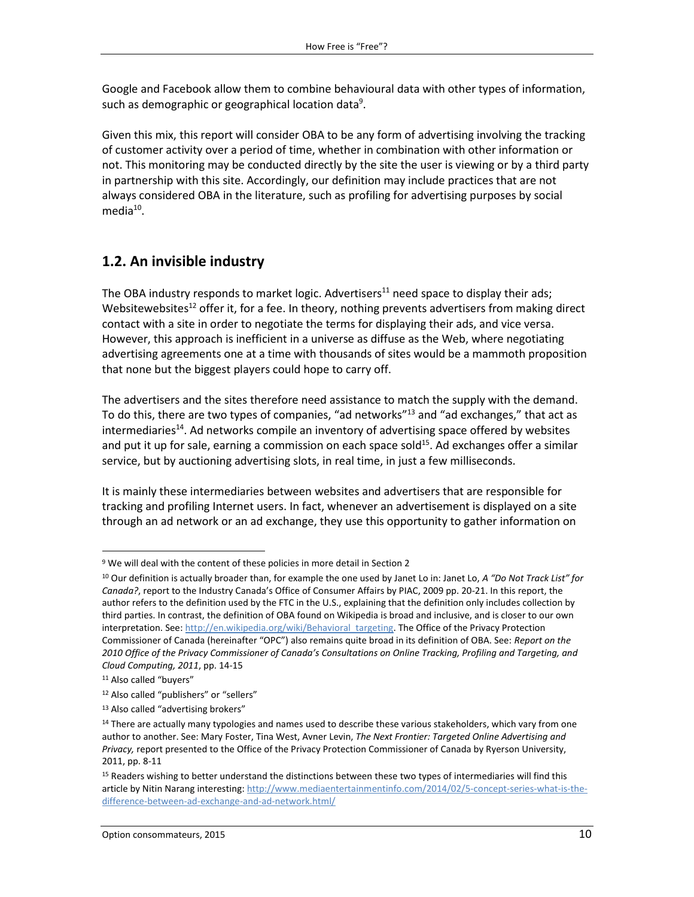Google and Facebook allow them to combine behavioural data with other types of information, such as demographic or geographical location data[9].

Given this mix, this report will consider OBA to be any form of advertising involving the tracking of customer activity over a period of time, whether in combination with other information or not. This monitoring may be conducted directly by the site the user is viewing or by a third party in partnership with this site. Accordingly, our definition may include practices that are not always considered OBA in the literature, such as profiling for advertising purposes by social media[10].

## 1.2. An invisible industry

The OBA industry responds to market logic. Advertisers[11] need space to display their ads; Websitewebsites[12] offer it, for a fee. In theory, nothing prevents advertisers from making direct contact with a site in order to negotiate the terms for displaying their ads, and vice versa. However, this approach is inefficient in a universe as diffuse as the Web, where negotiating advertising agreements one at a time with thousands of sites would be a mammoth proposition that none but the biggest players could hope to carry off.

The advertisers and the sites therefore need assistance to match the supply with the demand. To do this, there are two types of companies, "ad networks"[13] and "ad exchanges," that act as intermediaries[14]. Ad networks compile an inventory of advertising space offered by websites and put it up for sale, earning a commission on each space sold[15]. Ad exchanges offer a similar service, but by auctioning advertising slots, in real time, in just a few milliseconds.

It is mainly these intermediaries between websites and advertisers that are responsible for tracking and profiling Internet users. In fact, whenever an advertisement is displayed on a site through an ad network or an ad exchange, they use this opportunity to gather information on

---

[9] We will deal with the content of these policies in more detail in Section 2

[10] Our definition is actually broader than, for example the one used by Janet Lo in: Janet Lo, *A "Do Not Track List" for Canada?*, report to the Industry Canada's Office of Consumer Affairs by PIAC, 2009 pp. 20-21. In this report, the author refers to the definition used by the FTC in the U.S., explaining that the definition only includes collection by third parties. In contrast, the definition of OBA found on Wikipedia is broad and inclusive, and is closer to our own interpretation. See: http://en.wikipedia.org/wiki/Behavioral_targeting. The Office of the Privacy Protection Commissioner of Canada (hereinafter "OPC") also remains quite broad in its definition of OBA. See: *Report on the 2010 Office of the Privacy Commissioner of Canada's Consultations on Online Tracking, Profiling and Targeting, and Cloud Computing, 2011*, pp. 14-15

[11] Also called "buyers"

[12] Also called "publishers" or "sellers"

[13] Also called "advertising brokers"

[14] There are actually many typologies and names used to describe these various stakeholders, which vary from one author to another. See: Mary Foster, Tina West, Avner Levin, *The Next Frontier: Targeted Online Advertising and Privacy,* report presented to the Office of the Privacy Protection Commissioner of Canada by Ryerson University, 2011, pp. 8-11

[15] Readers wishing to better understand the distinctions between these two types of intermediaries will find this article by Nitin Narang interesting: http://www.mediaentertainmentinfo.com/2014/02/5-concept-series-what-is-the-difference-between-ad-exchange-and-ad-network.html/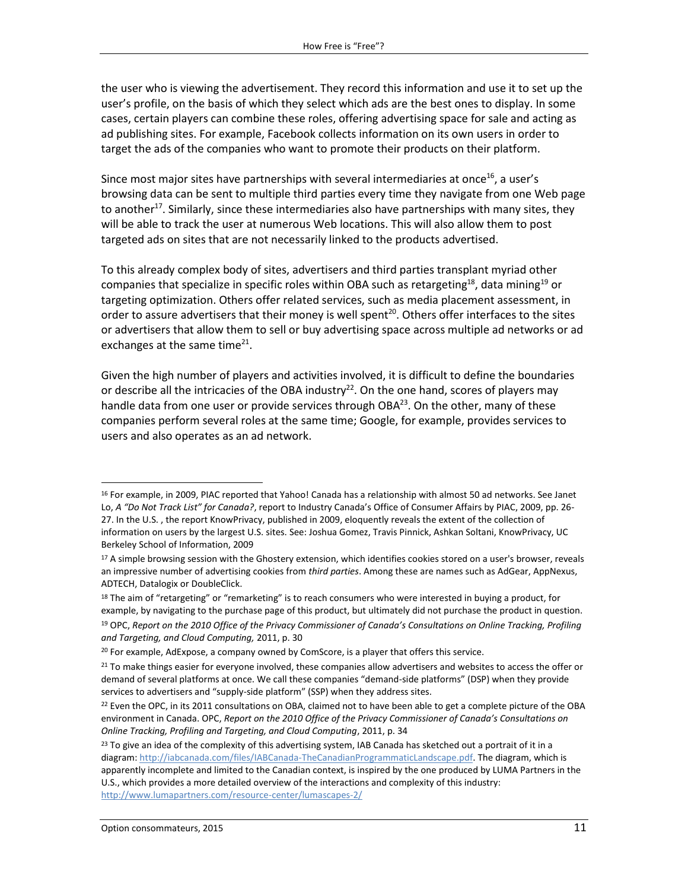the user who is viewing the advertisement. They record this information and use it to set up the user's profile, on the basis of which they select which ads are the best ones to display. In some cases, certain players can combine these roles, offering advertising space for sale and acting as ad publishing sites. For example, Facebook collects information on its own users in order to target the ads of the companies who want to promote their products on their platform.

Since most major sites have partnerships with several intermediaries at once[16], a user's browsing data can be sent to multiple third parties every time they navigate from one Web page to another[17]. Similarly, since these intermediaries also have partnerships with many sites, they will be able to track the user at numerous Web locations. This will also allow them to post targeted ads on sites that are not necessarily linked to the products advertised.

To this already complex body of sites, advertisers and third parties transplant myriad other companies that specialize in specific roles within OBA such as retargeting[18], data mining[19] or targeting optimization. Others offer related services, such as media placement assessment, in order to assure advertisers that their money is well spent[20]. Others offer interfaces to the sites or advertisers that allow them to sell or buy advertising space across multiple ad networks or ad exchanges at the same time[21].

Given the high number of players and activities involved, it is difficult to define the boundaries or describe all the intricacies of the OBA industry[22]. On the one hand, scores of players may handle data from one user or provide services through OBA[23]. On the other, many of these companies perform several roles at the same time; Google, for example, provides services to users and also operates as an ad network.

---

[16] For example, in 2009, PIAC reported that Yahoo! Canada has a relationship with almost 50 ad networks. See Janet Lo, *A "Do Not Track List" for Canada?*, report to Industry Canada's Office of Consumer Affairs by PIAC, 2009, pp. 26-27. In the U.S. , the report KnowPrivacy, published in 2009, eloquently reveals the extent of the collection of information on users by the largest U.S. sites. See: Joshua Gomez, Travis Pinnick, Ashkan Soltani, KnowPrivacy, UC Berkeley School of Information, 2009

[17] A simple browsing session with the Ghostery extension, which identifies cookies stored on a user's browser, reveals an impressive number of advertising cookies from *third parties*. Among these are names such as AdGear, AppNexus, ADTECH, Datalogix or DoubleClick.

[18] The aim of "retargeting" or "remarketing" is to reach consumers who were interested in buying a product, for example, by navigating to the purchase page of this product, but ultimately did not purchase the product in question.

[19] OPC, *Report on the 2010 Office of the Privacy Commissioner of Canada's Consultations on Online Tracking, Profiling and Targeting, and Cloud Computing,* 2011, p. 30

[20] For example, AdExpose, a company owned by ComScore, is a player that offers this service.

[21] To make things easier for everyone involved, these companies allow advertisers and websites to access the offer or demand of several platforms at once. We call these companies "demand-side platforms" (DSP) when they provide services to advertisers and "supply-side platform" (SSP) when they address sites.

[22] Even the OPC, in its 2011 consultations on OBA, claimed not to have been able to get a complete picture of the OBA environment in Canada. OPC, *Report on the 2010 Office of the Privacy Commissioner of Canada's Consultations on Online Tracking, Profiling and Targeting, and Cloud Computing*, 2011, p. 34

[23] To give an idea of the complexity of this advertising system, IAB Canada has sketched out a portrait of it in a diagram: http://iabcanada.com/files/IABCanada-TheCanadianProgrammaticLandscape.pdf. The diagram, which is apparently incomplete and limited to the Canadian context, is inspired by the one produced by LUMA Partners in the U.S., which provides a more detailed overview of the interactions and complexity of this industry: http://www.lumapartners.com/resource-center/lumascapes-2/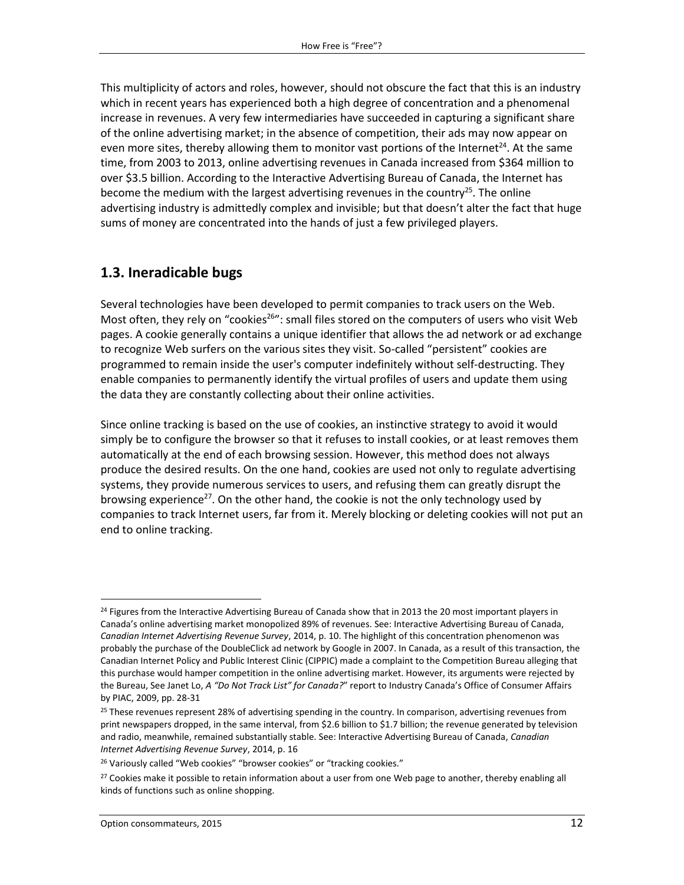This multiplicity of actors and roles, however, should not obscure the fact that this is an industry which in recent years has experienced both a high degree of concentration and a phenomenal increase in revenues. A very few intermediaries have succeeded in capturing a significant share of the online advertising market; in the absence of competition, their ads may now appear on even more sites, thereby allowing them to monitor vast portions of the Internet[24]. At the same time, from 2003 to 2013, online advertising revenues in Canada increased from $364 million to over $3.5 billion. According to the Interactive Advertising Bureau of Canada, the Internet has become the medium with the largest advertising revenues in the country[25]. The online advertising industry is admittedly complex and invisible; but that doesn't alter the fact that huge sums of money are concentrated into the hands of just a few privileged players.

## 1.3. Ineradicable bugs

Several technologies have been developed to permit companies to track users on the Web. Most often, they rely on "cookies[26]": small files stored on the computers of users who visit Web pages. A cookie generally contains a unique identifier that allows the ad network or ad exchange to recognize Web surfers on the various sites they visit. So-called "persistent" cookies are programmed to remain inside the user's computer indefinitely without self-destructing. They enable companies to permanently identify the virtual profiles of users and update them using the data they are constantly collecting about their online activities.

Since online tracking is based on the use of cookies, an instinctive strategy to avoid it would simply be to configure the browser so that it refuses to install cookies, or at least removes them automatically at the end of each browsing session. However, this method does not always produce the desired results. On the one hand, cookies are used not only to regulate advertising systems, they provide numerous services to users, and refusing them can greatly disrupt the browsing experience[27]. On the other hand, the cookie is not the only technology used by companies to track Internet users, far from it. Merely blocking or deleting cookies will not put an end to online tracking.

---

[24] Figures from the Interactive Advertising Bureau of Canada show that in 2013 the 20 most important players in Canada's online advertising market monopolized 89% of revenues. See: Interactive Advertising Bureau of Canada, *Canadian Internet Advertising Revenue Survey*, 2014, p. 10. The highlight of this concentration phenomenon was probably the purchase of the DoubleClick ad network by Google in 2007. In Canada, as a result of this transaction, the Canadian Internet Policy and Public Interest Clinic (CIPPIC) made a complaint to the Competition Bureau alleging that this purchase would hamper competition in the online advertising market. However, its arguments were rejected by the Bureau, See Janet Lo, *A "Do Not Track List" for Canada?*" report to Industry Canada's Office of Consumer Affairs by PIAC, 2009, pp. 28-31

[25] These revenues represent 28% of advertising spending in the country. In comparison, advertising revenues from print newspapers dropped, in the same interval, from $2.6 billion to $1.7 billion; the revenue generated by television and radio, meanwhile, remained substantially stable. See: Interactive Advertising Bureau of Canada, *Canadian Internet Advertising Revenue Survey*, 2014, p. 16

[26] Variously called "Web cookies" "browser cookies" or "tracking cookies."

[27] Cookies make it possible to retain information about a user from one Web page to another, thereby enabling all kinds of functions such as online shopping.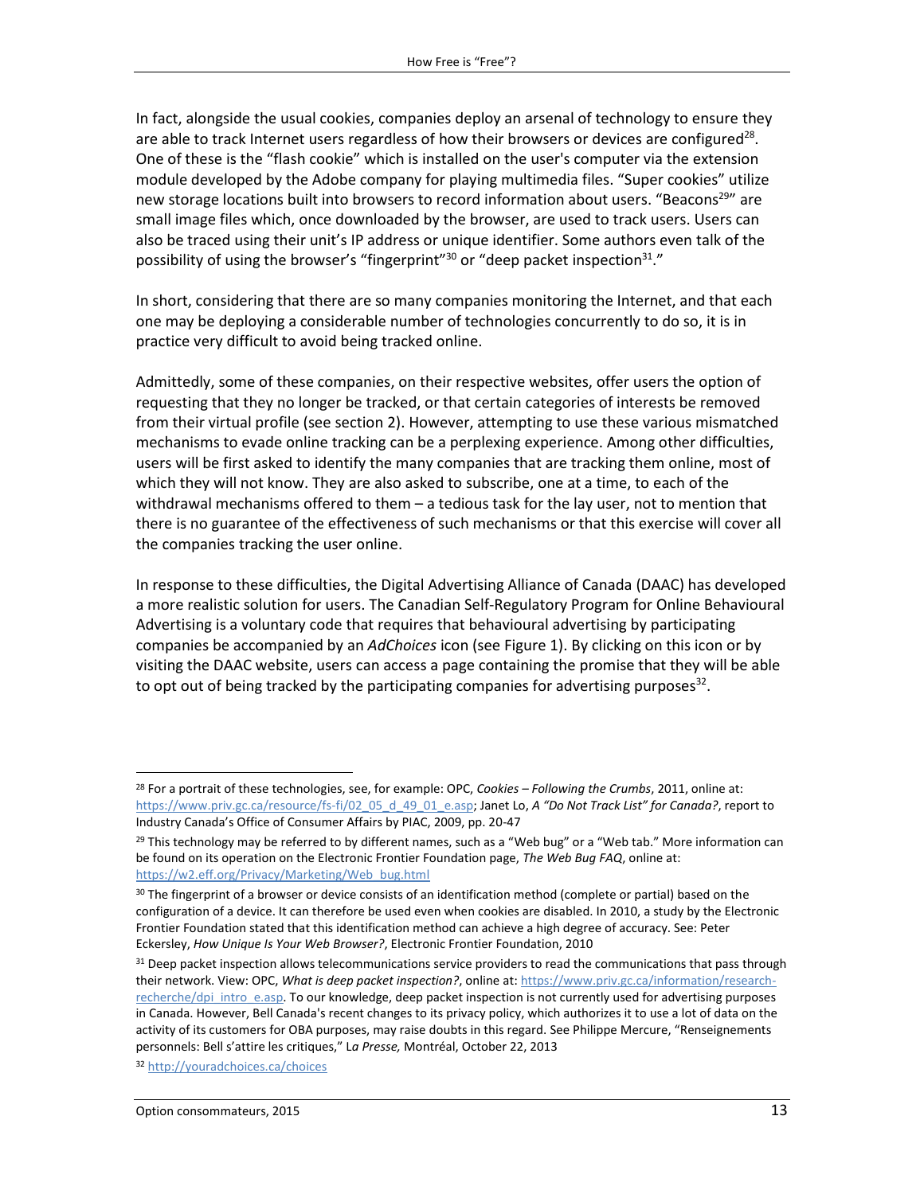In fact, alongside the usual cookies, companies deploy an arsenal of technology to ensure they are able to track Internet users regardless of how their browsers or devices are configured[28]. One of these is the "flash cookie" which is installed on the user's computer via the extension module developed by the Adobe company for playing multimedia files. "Super cookies" utilize new storage locations built into browsers to record information about users. "Beacons[29]" are small image files which, once downloaded by the browser, are used to track users. Users can also be traced using their unit's IP address or unique identifier. Some authors even talk of the possibility of using the browser's "fingerprint"[30] or "deep packet inspection[31]."

In short, considering that there are so many companies monitoring the Internet, and that each one may be deploying a considerable number of technologies concurrently to do so, it is in practice very difficult to avoid being tracked online.

Admittedly, some of these companies, on their respective websites, offer users the option of requesting that they no longer be tracked, or that certain categories of interests be removed from their virtual profile (see section 2). However, attempting to use these various mismatched mechanisms to evade online tracking can be a perplexing experience. Among other difficulties, users will be first asked to identify the many companies that are tracking them online, most of which they will not know. They are also asked to subscribe, one at a time, to each of the withdrawal mechanisms offered to them – a tedious task for the lay user, not to mention that there is no guarantee of the effectiveness of such mechanisms or that this exercise will cover all the companies tracking the user online.

In response to these difficulties, the Digital Advertising Alliance of Canada (DAAC) has developed a more realistic solution for users. The Canadian Self-Regulatory Program for Online Behavioural Advertising is a voluntary code that requires that behavioural advertising by participating companies be accompanied by an *AdChoices* icon (see Figure 1). By clicking on this icon or by visiting the DAAC website, users can access a page containing the promise that they will be able to opt out of being tracked by the participating companies for advertising purposes[32].

---

[28] For a portrait of these technologies, see, for example: OPC, *Cookies – Following the Crumbs*, 2011, online at: https://www.priv.gc.ca/resource/fs-fi/02_05_d_49_01_e.asp; Janet Lo, *A "Do Not Track List" for Canada?*, report to Industry Canada's Office of Consumer Affairs by PIAC, 2009, pp. 20-47

[29] This technology may be referred to by different names, such as a "Web bug" or a "Web tab." More information can be found on its operation on the Electronic Frontier Foundation page, *The Web Bug FAQ*, online at: https://w2.eff.org/Privacy/Marketing/Web_bug.html

[30] The fingerprint of a browser or device consists of an identification method (complete or partial) based on the configuration of a device. It can therefore be used even when cookies are disabled. In 2010, a study by the Electronic Frontier Foundation stated that this identification method can achieve a high degree of accuracy. See: Peter Eckersley, *How Unique Is Your Web Browser?*, Electronic Frontier Foundation, 2010

[31] Deep packet inspection allows telecommunications service providers to read the communications that pass through their network. View: OPC, *What is deep packet inspection?*, online at: https://www.priv.gc.ca/information/research-recherche/dpi_intro_e.asp. To our knowledge, deep packet inspection is not currently used for advertising purposes in Canada. However, Bell Canada's recent changes to its privacy policy, which authorizes it to use a lot of data on the activity of its customers for OBA purposes, may raise doubts in this regard. See Philippe Mercure, "Renseignements personnels: Bell s'attire les critiques," L*a Presse,* Montréal, October 22, 2013

[32] http://youradchoices.ca/choices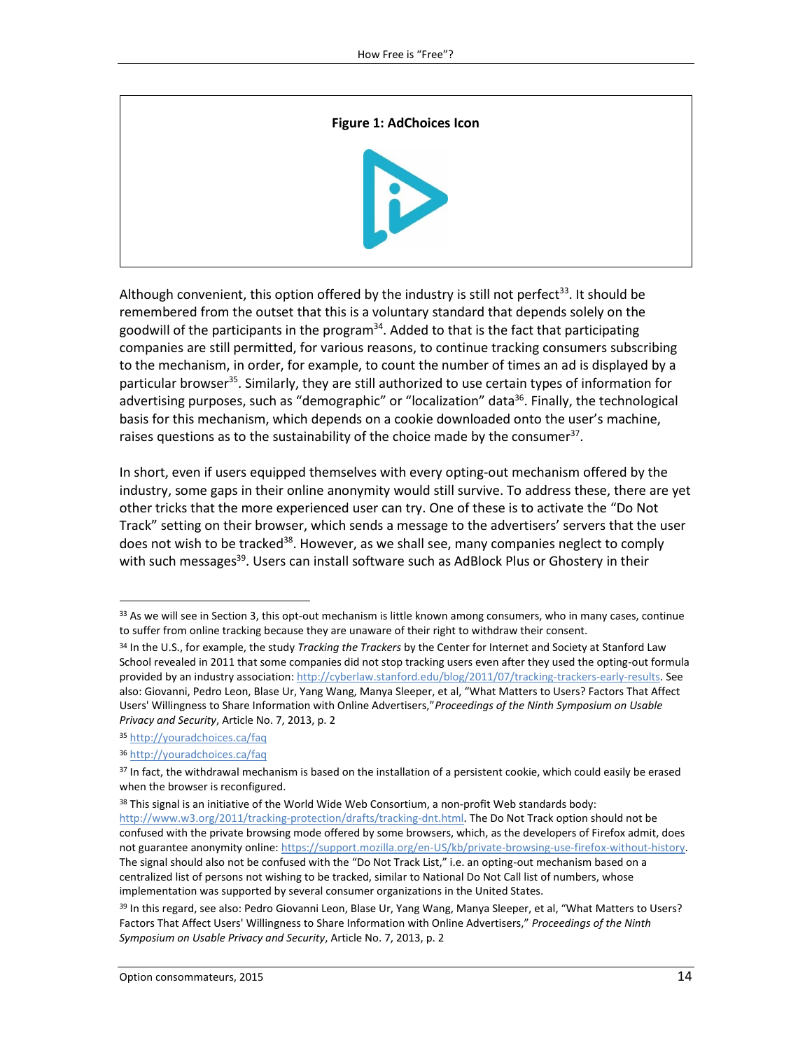**Figure 1: AdChoices Icon**

Although convenient, this option offered by the industry is still not perfect[33]. It should be remembered from the outset that this is a voluntary standard that depends solely on the goodwill of the participants in the program[34]. Added to that is the fact that participating companies are still permitted, for various reasons, to continue tracking consumers subscribing to the mechanism, in order, for example, to count the number of times an ad is displayed by a particular browser[35]. Similarly, they are still authorized to use certain types of information for advertising purposes, such as "demographic" or "localization" data[36]. Finally, the technological basis for this mechanism, which depends on a cookie downloaded onto the user's machine, raises questions as to the sustainability of the choice made by the consumer[37].

In short, even if users equipped themselves with every opting-out mechanism offered by the industry, some gaps in their online anonymity would still survive. To address these, there are yet other tricks that the more experienced user can try. One of these is to activate the "Do Not Track" setting on their browser, which sends a message to the advertisers' servers that the user does not wish to be tracked[38]. However, as we shall see, many companies neglect to comply with such messages[39]. Users can install software such as AdBlock Plus or Ghostery in their

---

[33] As we will see in Section 3, this opt-out mechanism is little known among consumers, who in many cases, continue to suffer from online tracking because they are unaware of their right to withdraw their consent.

[34] In the U.S., for example, the study *Tracking the Trackers* by the Center for Internet and Society at Stanford Law School revealed in 2011 that some companies did not stop tracking users even after they used the opting-out formula provided by an industry association: http://cyberlaw.stanford.edu/blog/2011/07/tracking-trackers-early-results. See also: Giovanni, Pedro Leon, Blase Ur, Yang Wang, Manya Sleeper, et al, "What Matters to Users? Factors That Affect Users' Willingness to Share Information with Online Advertisers," *Proceedings of the Ninth Symposium on Usable Privacy and Security*, Article No. 7, 2013, p. 2

[35] http://youradchoices.ca/faq

[36] http://youradchoices.ca/faq

[37] In fact, the withdrawal mechanism is based on the installation of a persistent cookie, which could easily be erased when the browser is reconfigured.

[38] This signal is an initiative of the World Wide Web Consortium, a non-profit Web standards body: http://www.w3.org/2011/tracking-protection/drafts/tracking-dnt.html. The Do Not Track option should not be confused with the private browsing mode offered by some browsers, which, as the developers of Firefox admit, does not guarantee anonymity online: https://support.mozilla.org/en-US/kb/private-browsing-use-firefox-without-history. The signal should also not be confused with the "Do Not Track List," i.e. an opting-out mechanism based on a centralized list of persons not wishing to be tracked, similar to National Do Not Call list of numbers, whose implementation was supported by several consumer organizations in the United States.

[39] In this regard, see also: Pedro Giovanni Leon, Blase Ur, Yang Wang, Manya Sleeper, et al, "What Matters to Users? Factors That Affect Users' Willingness to Share Information with Online Advertisers," *Proceedings of the Ninth Symposium on Usable Privacy and Security*, Article No. 7, 2013, p. 2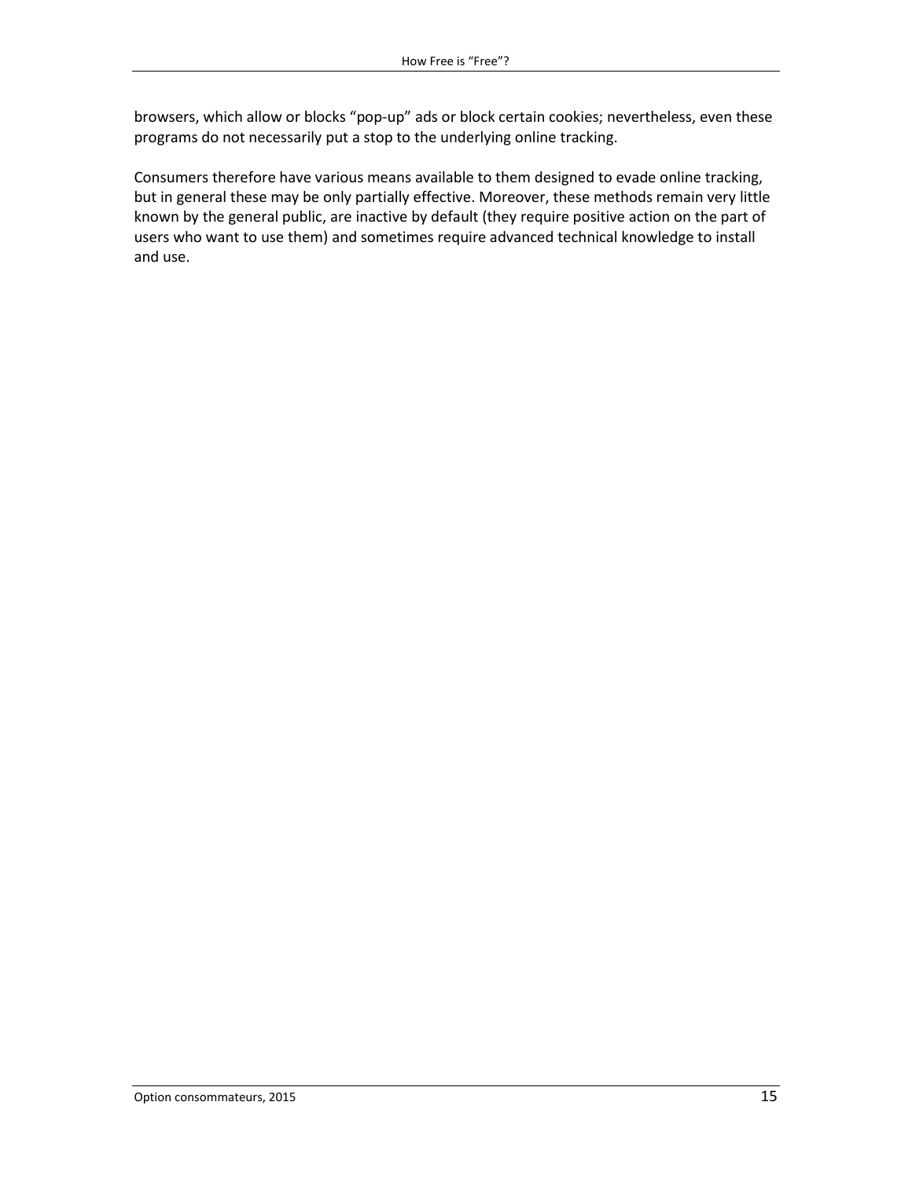browsers, which allow or blocks “pop-up” ads or block certain cookies; nevertheless, even these programs do not necessarily put a stop to the underlying online tracking.

Consumers therefore have various means available to them designed to evade online tracking, but in general these may be only partially effective. Moreover, these methods remain very little known by the general public, are inactive by default (they require positive action on the part of users who want to use them) and sometimes require advanced technical knowledge to install and use.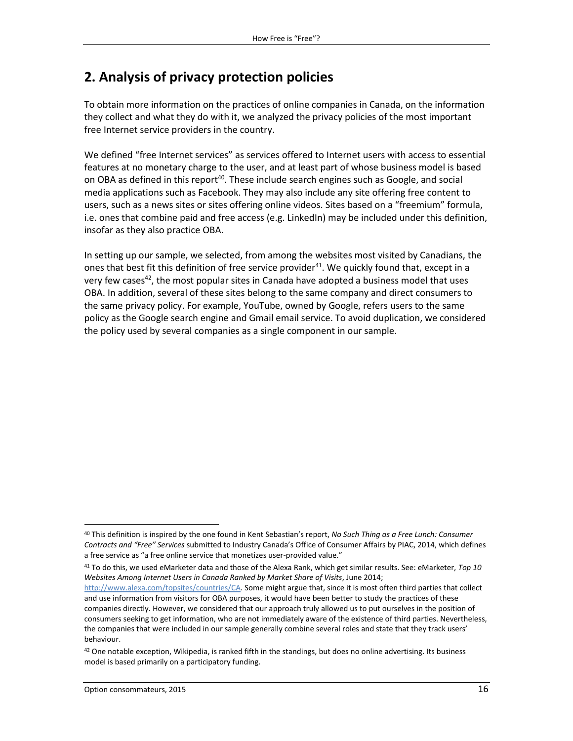## 2. Analysis of privacy protection policies

To obtain more information on the practices of online companies in Canada, on the information they collect and what they do with it, we analyzed the privacy policies of the most important free Internet service providers in the country.

We defined "free Internet services" as services offered to Internet users with access to essential features at no monetary charge to the user, and at least part of whose business model is based on OBA as defined in this report[40]. These include search engines such as Google, and social media applications such as Facebook. They may also include any site offering free content to users, such as a news sites or sites offering online videos. Sites based on a "freemium" formula, i.e. ones that combine paid and free access (e.g. LinkedIn) may be included under this definition, insofar as they also practice OBA.

In setting up our sample, we selected, from among the websites most visited by Canadians, the ones that best fit this definition of free service provider[41]. We quickly found that, except in a very few cases[42], the most popular sites in Canada have adopted a business model that uses OBA. In addition, several of these sites belong to the same company and direct consumers to the same privacy policy. For example, YouTube, owned by Google, refers users to the same policy as the Google search engine and Gmail email service. To avoid duplication, we considered the policy used by several companies as a single component in our sample.

---

[40] This definition is inspired by the one found in Kent Sebastian's report, *No Such Thing as a Free Lunch: Consumer Contracts and "Free" Services* submitted to Industry Canada's Office of Consumer Affairs by PIAC, 2014, which defines a free service as "a free online service that monetizes user-provided value."

[41] To do this, we used eMarketer data and those of the Alexa Rank, which get similar results. See: eMarketer, *Top 10 Websites Among Internet Users in Canada Ranked by Market Share of Visits*, June 2014; http://www.alexa.com/topsites/countries/CA. Some might argue that, since it is most often third parties that collect and use information from visitors for OBA purposes, it would have been better to study the practices of these companies directly. However, we considered that our approach truly allowed us to put ourselves in the position of consumers seeking to get information, who are not immediately aware of the existence of third parties. Nevertheless, the companies that were included in our sample generally combine several roles and state that they track users' behaviour.

[42] One notable exception, Wikipedia, is ranked fifth in the standings, but does no online advertising. Its business model is based primarily on a participatory funding.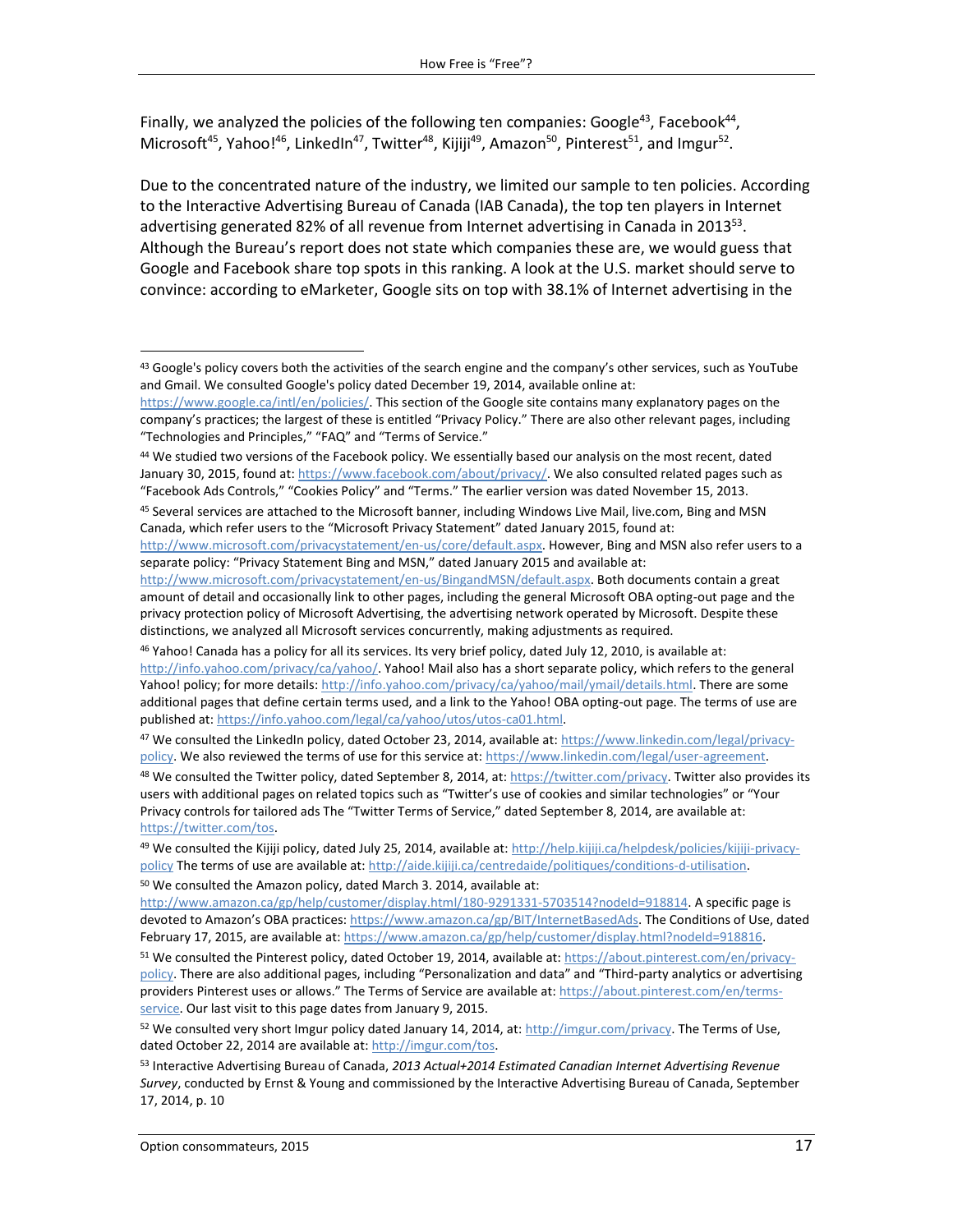Finally, we analyzed the policies of the following ten companies: Google[43], Facebook[44], Microsoft[45], Yahoo![46], LinkedIn[47], Twitter[48], Kijiji[49], Amazon[50], Pinterest[51], and Imgur[52].

Due to the concentrated nature of the industry, we limited our sample to ten policies. According to the Interactive Advertising Bureau of Canada (IAB Canada), the top ten players in Internet advertising generated 82% of all revenue from Internet advertising in Canada in 2013[53]. Although the Bureau's report does not state which companies these are, we would guess that Google and Facebook share top spots in this ranking. A look at the U.S. market should serve to convince: according to eMarketer, Google sits on top with 38.1% of Internet advertising in the

---

[43] Google's policy covers both the activities of the search engine and the company's other services, such as YouTube and Gmail. We consulted Google's policy dated December 19, 2014, available online at: https://www.google.ca/intl/en/policies/. This section of the Google site contains many explanatory pages on the company's practices; the largest of these is entitled "Privacy Policy." There are also other relevant pages, including "Technologies and Principles," "FAQ" and "Terms of Service."

[44] We studied two versions of the Facebook policy. We essentially based our analysis on the most recent, dated January 30, 2015, found at: https://www.facebook.com/about/privacy/. We also consulted related pages such as "Facebook Ads Controls," "Cookies Policy" and "Terms." The earlier version was dated November 15, 2013.

[45] Several services are attached to the Microsoft banner, including Windows Live Mail, live.com, Bing and MSN Canada, which refer users to the "Microsoft Privacy Statement" dated January 2015, found at: http://www.microsoft.com/privacystatement/en-us/core/default.aspx. However, Bing and MSN also refer users to a separate policy: "Privacy Statement Bing and MSN," dated January 2015 and available at: http://www.microsoft.com/privacystatement/en-us/BingandMSN/default.aspx. Both documents contain a great amount of detail and occasionally link to other pages, including the general Microsoft OBA opting-out page and the privacy protection policy of Microsoft Advertising, the advertising network operated by Microsoft. Despite these distinctions, we analyzed all Microsoft services concurrently, making adjustments as required.

[46] Yahoo! Canada has a policy for all its services. Its very brief policy, dated July 12, 2010, is available at: http://info.yahoo.com/privacy/ca/yahoo/. Yahoo! Mail also has a short separate policy, which refers to the general Yahoo! policy; for more details: http://info.yahoo.com/privacy/ca/yahoo/mail/ymail/details.html. There are some additional pages that define certain terms used, and a link to the Yahoo! OBA opting-out page. The terms of use are published at: https://info.yahoo.com/legal/ca/yahoo/utos/utos-ca01.html.

[47] We consulted the LinkedIn policy, dated October 23, 2014, available at: https://www.linkedin.com/legal/privacy-policy. We also reviewed the terms of use for this service at: https://www.linkedin.com/legal/user-agreement.

[48] We consulted the Twitter policy, dated September 8, 2014, at: https://twitter.com/privacy. Twitter also provides its users with additional pages on related topics such as "Twitter's use of cookies and similar technologies" or "Your Privacy controls for tailored ads The "Twitter Terms of Service," dated September 8, 2014, are available at: https://twitter.com/tos.

[49] We consulted the Kijiji policy, dated July 25, 2014, available at: http://help.kijiji.ca/helpdesk/policies/kijiji-privacy-policy The terms of use are available at: http://aide.kijiji.ca/centredaide/politiques/conditions-d-utilisation.

[50] We consulted the Amazon policy, dated March 3. 2014, available at: http://www.amazon.ca/gp/help/customer/display.html/180-9291331-5703514?nodeId=918814. A specific page is devoted to Amazon's OBA practices: https://www.amazon.ca/gp/BIT/InternetBasedAds. The Conditions of Use, dated February 17, 2015, are available at: https://www.amazon.ca/gp/help/customer/display.html?nodeId=918816.

[51] We consulted the Pinterest policy, dated October 19, 2014, available at: https://about.pinterest.com/en/privacy-policy. There are also additional pages, including "Personalization and data" and "Third-party analytics or advertising providers Pinterest uses or allows." The Terms of Service are available at: https://about.pinterest.com/en/terms-service. Our last visit to this page dates from January 9, 2015.

[52] We consulted very short Imgur policy dated January 14, 2014, at: http://imgur.com/privacy. The Terms of Use, dated October 22, 2014 are available at: http://imgur.com/tos.

[53] Interactive Advertising Bureau of Canada, *2013 Actual+2014 Estimated Canadian Internet Advertising Revenue Survey*, conducted by Ernst & Young and commissioned by the Interactive Advertising Bureau of Canada, September 17, 2014, p. 10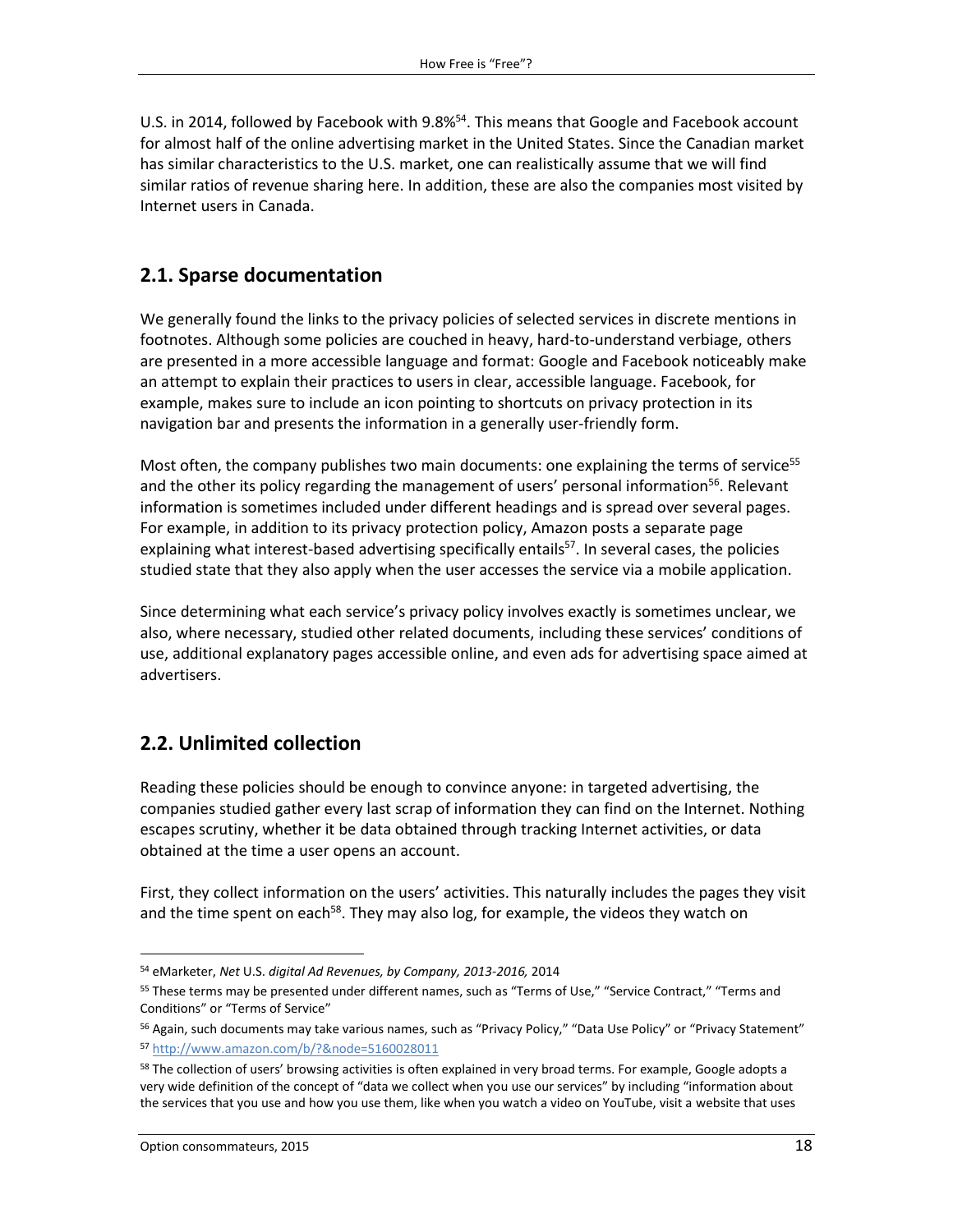U.S. in 2014, followed by Facebook with 9.8%[54]. This means that Google and Facebook account for almost half of the online advertising market in the United States. Since the Canadian market has similar characteristics to the U.S. market, one can realistically assume that we will find similar ratios of revenue sharing here. In addition, these are also the companies most visited by Internet users in Canada.

## 2.1. Sparse documentation

We generally found the links to the privacy policies of selected services in discrete mentions in footnotes. Although some policies are couched in heavy, hard-to-understand verbiage, others are presented in a more accessible language and format: Google and Facebook noticeably make an attempt to explain their practices to users in clear, accessible language. Facebook, for example, makes sure to include an icon pointing to shortcuts on privacy protection in its navigation bar and presents the information in a generally user-friendly form.

Most often, the company publishes two main documents: one explaining the terms of service[55] and the other its policy regarding the management of users' personal information[56]. Relevant information is sometimes included under different headings and is spread over several pages. For example, in addition to its privacy protection policy, Amazon posts a separate page explaining what interest-based advertising specifically entails[57]. In several cases, the policies studied state that they also apply when the user accesses the service via a mobile application.

Since determining what each service's privacy policy involves exactly is sometimes unclear, we also, where necessary, studied other related documents, including these services' conditions of use, additional explanatory pages accessible online, and even ads for advertising space aimed at advertisers.

## 2.2. Unlimited collection

Reading these policies should be enough to convince anyone: in targeted advertising, the companies studied gather every last scrap of information they can find on the Internet. Nothing escapes scrutiny, whether it be data obtained through tracking Internet activities, or data obtained at the time a user opens an account.

First, they collect information on the users' activities. This naturally includes the pages they visit and the time spent on each[58]. They may also log, for example, the videos they watch on

---

[54] eMarketer, *Net* U.S. *digital Ad Revenues, by Company, 2013-2016,* 2014

[55] These terms may be presented under different names, such as "Terms of Use," "Service Contract," "Terms and Conditions" or "Terms of Service"

[56] Again, such documents may take various names, such as "Privacy Policy," "Data Use Policy" or "Privacy Statement"

[57] http://www.amazon.com/b/?&node=5160028011

[58] The collection of users' browsing activities is often explained in very broad terms. For example, Google adopts a very wide definition of the concept of "data we collect when you use our services" by including "information about the services that you use and how you use them, like when you watch a video on YouTube, visit a website that uses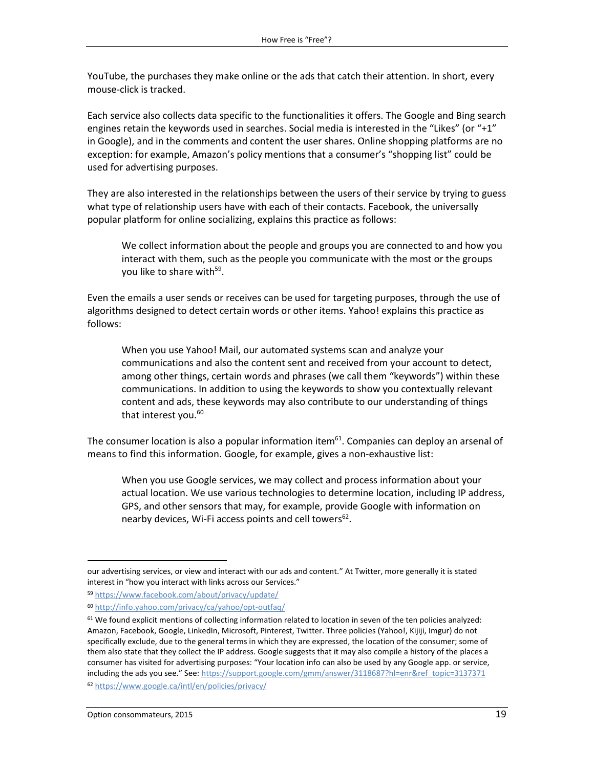YouTube, the purchases they make online or the ads that catch their attention. In short, every mouse-click is tracked.

Each service also collects data specific to the functionalities it offers. The Google and Bing search engines retain the keywords used in searches. Social media is interested in the "Likes" (or "+1" in Google), and in the comments and content the user shares. Online shopping platforms are no exception: for example, Amazon's policy mentions that a consumer's "shopping list" could be used for advertising purposes.

They are also interested in the relationships between the users of their service by trying to guess what type of relationship users have with each of their contacts. Facebook, the universally popular platform for online socializing, explains this practice as follows:

> We collect information about the people and groups you are connected to and how you interact with them, such as the people you communicate with the most or the groups you like to share with[59].

Even the emails a user sends or receives can be used for targeting purposes, through the use of algorithms designed to detect certain words or other items. Yahoo! explains this practice as follows:

> When you use Yahoo! Mail, our automated systems scan and analyze your communications and also the content sent and received from your account to detect, among other things, certain words and phrases (we call them "keywords") within these communications. In addition to using the keywords to show you contextually relevant content and ads, these keywords may also contribute to our understanding of things that interest you.[60]

The consumer location is also a popular information item[61]. Companies can deploy an arsenal of means to find this information. Google, for example, gives a non-exhaustive list:

> When you use Google services, we may collect and process information about your actual location. We use various technologies to determine location, including IP address, GPS, and other sensors that may, for example, provide Google with information on nearby devices, Wi-Fi access points and cell towers[62].

---

our advertising services, or view and interact with our ads and content." At Twitter, more generally it is stated interest in "how you interact with links across our Services."

[59] https://www.facebook.com/about/privacy/update/

[60] http://info.yahoo.com/privacy/ca/yahoo/opt-outfaq/

[61] We found explicit mentions of collecting information related to location in seven of the ten policies analyzed: Amazon, Facebook, Google, LinkedIn, Microsoft, Pinterest, Twitter. Three policies (Yahoo!, Kijiji, Imgur) do not specifically exclude, due to the general terms in which they are expressed, the location of the consumer; some of them also state that they collect the IP address. Google suggests that it may also compile a history of the places a consumer has visited for advertising purposes: "Your location info can also be used by any Google app. or service, including the ads you see." See: https://support.google.com/gmm/answer/3118687?hl=enr&ref_topic=3137371

[62] https://www.google.ca/intl/en/policies/privacy/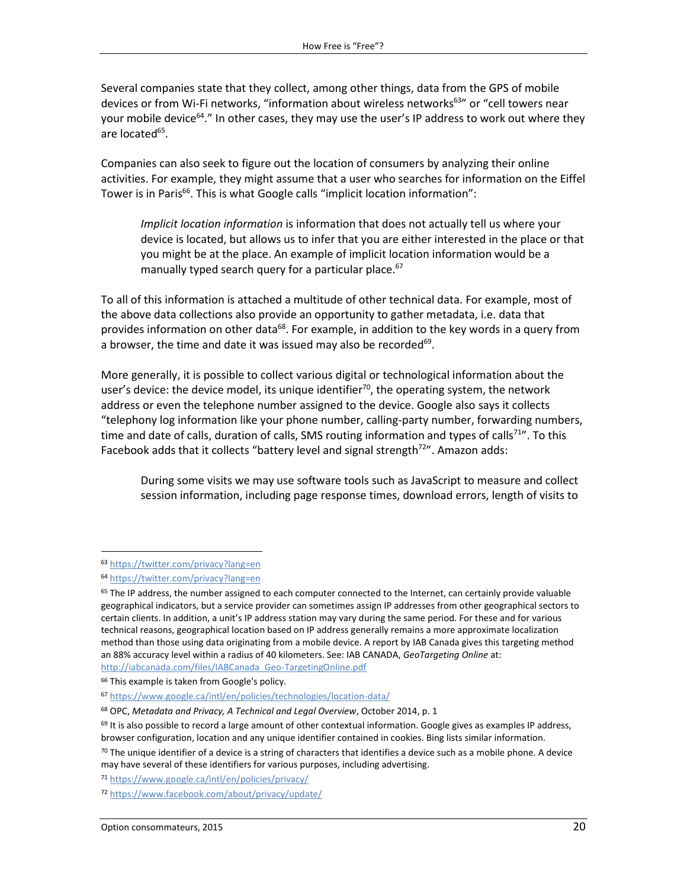Several companies state that they collect, among other things, data from the GPS of mobile devices or from Wi-Fi networks, "information about wireless networks[63]" or "cell towers near your mobile device[64]." In other cases, they may use the user's IP address to work out where they are located[65].

Companies can also seek to figure out the location of consumers by analyzing their online activities. For example, they might assume that a user who searches for information on the Eiffel Tower is in Paris[66]. This is what Google calls "implicit location information":

> *Implicit location information* is information that does not actually tell us where your device is located, but allows us to infer that you are either interested in the place or that you might be at the place. An example of implicit location information would be a manually typed search query for a particular place.[67]

To all of this information is attached a multitude of other technical data. For example, most of the above data collections also provide an opportunity to gather metadata, i.e. data that provides information on other data[68]. For example, in addition to the key words in a query from a browser, the time and date it was issued may also be recorded[69].

More generally, it is possible to collect various digital or technological information about the user's device: the device model, its unique identifier[70], the operating system, the network address or even the telephone number assigned to the device. Google also says it collects "telephony log information like your phone number, calling-party number, forwarding numbers, time and date of calls, duration of calls, SMS routing information and types of calls[71]". To this Facebook adds that it collects "battery level and signal strength[72]". Amazon adds:

> During some visits we may use software tools such as JavaScript to measure and collect session information, including page response times, download errors, length of visits to

---

[63] https://twitter.com/privacy?lang=en

[64] https://twitter.com/privacy?lang=en

[65] The IP address, the number assigned to each computer connected to the Internet, can certainly provide valuable geographical indicators, but a service provider can sometimes assign IP addresses from other geographical sectors to certain clients. In addition, a unit's IP address station may vary during the same period. For these and for various technical reasons, geographical location based on IP address generally remains a more approximate localization method than those using data originating from a mobile device. A report by IAB Canada gives this targeting method an 88% accuracy level within a radius of 40 kilometers. See: IAB CANADA, *GeoTargeting Online* at: http://iabcanada.com/files/IABCanada_Geo-TargetingOnline.pdf

[66] This example is taken from Google's policy.

[67] https://www.google.ca/intl/en/policies/technologies/location-data/

[68] OPC, *Metadata and Privacy, A Technical and Legal Overview*, October 2014, p. 1

[69] It is also possible to record a large amount of other contextual information. Google gives as examples IP address, browser configuration, location and any unique identifier contained in cookies. Bing lists similar information.

[70] The unique identifier of a device is a string of characters that identifies a device such as a mobile phone. A device may have several of these identifiers for various purposes, including advertising.

[71] https://www.google.ca/intl/en/policies/privacy/

[72] https://www.facebook.com/about/privacy/update/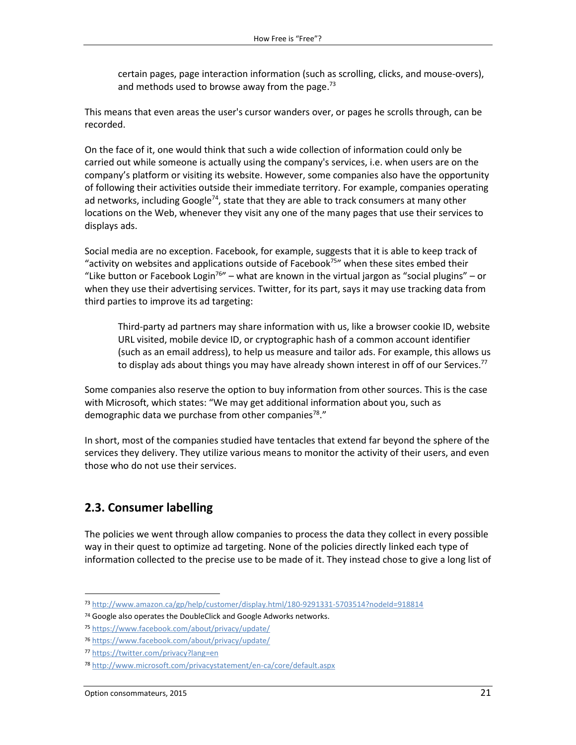> certain pages, page interaction information (such as scrolling, clicks, and mouse-overs), and methods used to browse away from the page.[73]

This means that even areas the user's cursor wanders over, or pages he scrolls through, can be recorded.

On the face of it, one would think that such a wide collection of information could only be carried out while someone is actually using the company's services, i.e. when users are on the company's platform or visiting its website. However, some companies also have the opportunity of following their activities outside their immediate territory. For example, companies operating ad networks, including Google[74], state that they are able to track consumers at many other locations on the Web, whenever they visit any one of the many pages that use their services to displays ads.

Social media are no exception. Facebook, for example, suggests that it is able to keep track of "activity on websites and applications outside of Facebook[75]" when these sites embed their "Like button or Facebook Login[76]" – what are known in the virtual jargon as "social plugins" – or when they use their advertising services. Twitter, for its part, says it may use tracking data from third parties to improve its ad targeting:

> Third-party ad partners may share information with us, like a browser cookie ID, website URL visited, mobile device ID, or cryptographic hash of a common account identifier (such as an email address), to help us measure and tailor ads. For example, this allows us to display ads about things you may have already shown interest in off of our Services.[77]

Some companies also reserve the option to buy information from other sources. This is the case with Microsoft, which states: "We may get additional information about you, such as demographic data we purchase from other companies[78]."

In short, most of the companies studied have tentacles that extend far beyond the sphere of the services they delivery. They utilize various means to monitor the activity of their users, and even those who do not use their services.

## 2.3. Consumer labelling

The policies we went through allow companies to process the data they collect in every possible way in their quest to optimize ad targeting. None of the policies directly linked each type of information collected to the precise use to be made of it. They instead chose to give a long list of

---

[73] http://www.amazon.ca/gp/help/customer/display.html/180-9291331-5703514?nodeId=918814

[74] Google also operates the DoubleClick and Google Adworks networks.

[75] https://www.facebook.com/about/privacy/update/

[76] https://www.facebook.com/about/privacy/update/

[77] https://twitter.com/privacy?lang=en

[78] http://www.microsoft.com/privacystatement/en-ca/core/default.aspx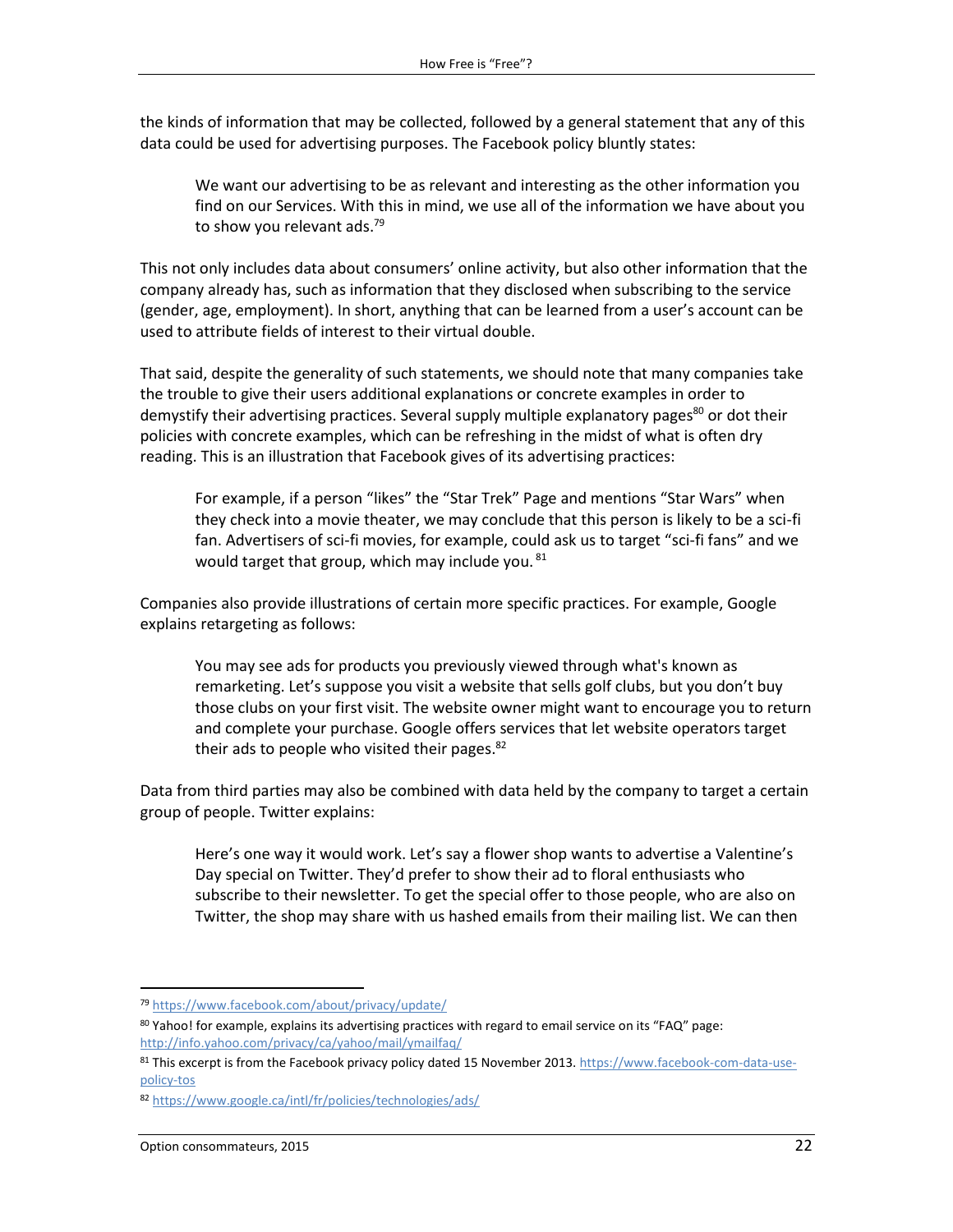the kinds of information that may be collected, followed by a general statement that any of this data could be used for advertising purposes. The Facebook policy bluntly states:

> We want our advertising to be as relevant and interesting as the other information you find on our Services. With this in mind, we use all of the information we have about you to show you relevant ads.[79]

This not only includes data about consumers' online activity, but also other information that the company already has, such as information that they disclosed when subscribing to the service (gender, age, employment). In short, anything that can be learned from a user's account can be used to attribute fields of interest to their virtual double.

That said, despite the generality of such statements, we should note that many companies take the trouble to give their users additional explanations or concrete examples in order to demystify their advertising practices. Several supply multiple explanatory pages[80] or dot their policies with concrete examples, which can be refreshing in the midst of what is often dry reading. This is an illustration that Facebook gives of its advertising practices:

> For example, if a person "likes" the "Star Trek" Page and mentions "Star Wars" when they check into a movie theater, we may conclude that this person is likely to be a sci-fi fan. Advertisers of sci-fi movies, for example, could ask us to target "sci-fi fans" and we would target that group, which may include you.[81]

Companies also provide illustrations of certain more specific practices. For example, Google explains retargeting as follows:

> You may see ads for products you previously viewed through what's known as remarketing. Let's suppose you visit a website that sells golf clubs, but you don't buy those clubs on your first visit. The website owner might want to encourage you to return and complete your purchase. Google offers services that let website operators target their ads to people who visited their pages.[82]

Data from third parties may also be combined with data held by the company to target a certain group of people. Twitter explains:

> Here's one way it would work. Let's say a flower shop wants to advertise a Valentine's Day special on Twitter. They'd prefer to show their ad to floral enthusiasts who subscribe to their newsletter. To get the special offer to those people, who are also on Twitter, the shop may share with us hashed emails from their mailing list. We can then

---

[79] https://www.facebook.com/about/privacy/update/

[80] Yahoo! for example, explains its advertising practices with regard to email service on its "FAQ" page: http://info.yahoo.com/privacy/ca/yahoo/mail/ymailfaq/

[81] This excerpt is from the Facebook privacy policy dated 15 November 2013. https://www.facebook-com-data-use-policy-tos

[82] https://www.google.ca/intl/fr/policies/technologies/ads/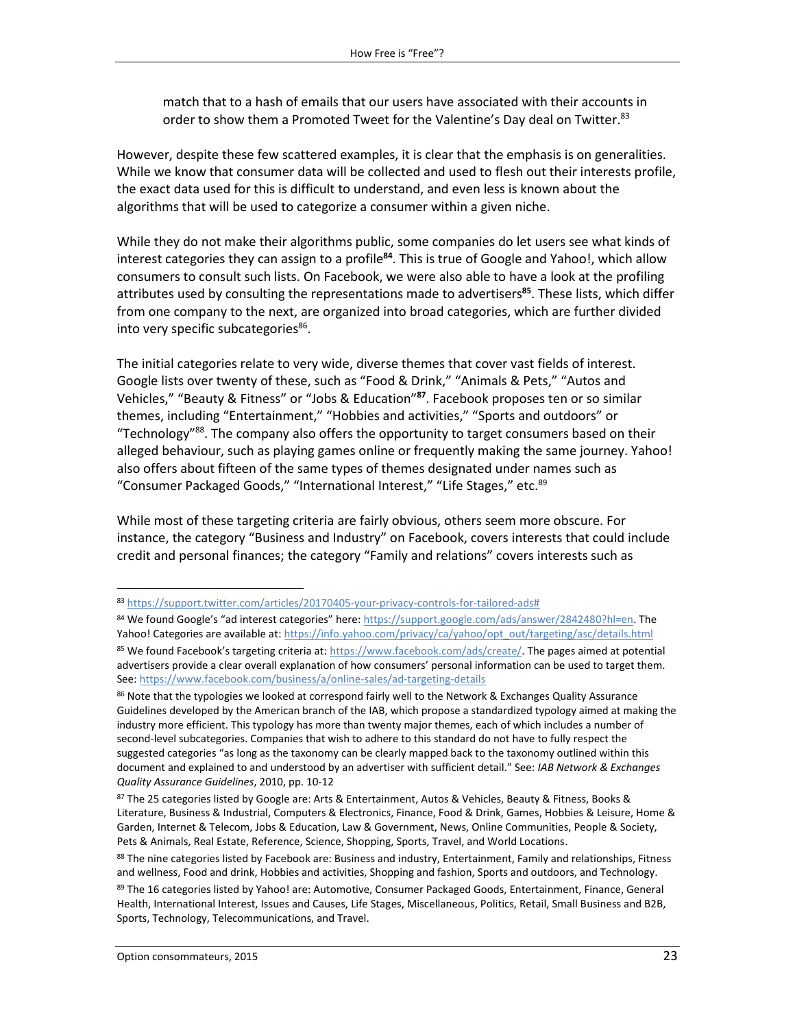> match that to a hash of emails that our users have associated with their accounts in order to show them a Promoted Tweet for the Valentine's Day deal on Twitter.[83]

However, despite these few scattered examples, it is clear that the emphasis is on generalities. While we know that consumer data will be collected and used to flesh out their interests profile, the exact data used for this is difficult to understand, and even less is known about the algorithms that will be used to categorize a consumer within a given niche.

While they do not make their algorithms public, some companies do let users see what kinds of interest categories they can assign to a profile[84]. This is true of Google and Yahoo!, which allow consumers to consult such lists. On Facebook, we were also able to have a look at the profiling attributes used by consulting the representations made to advertisers[85]. These lists, which differ from one company to the next, are organized into broad categories, which are further divided into very specific subcategories[86].

The initial categories relate to very wide, diverse themes that cover vast fields of interest. Google lists over twenty of these, such as "Food & Drink," "Animals & Pets," "Autos and Vehicles," "Beauty & Fitness" or "Jobs & Education"[87]. Facebook proposes ten or so similar themes, including "Entertainment," "Hobbies and activities," "Sports and outdoors" or "Technology"[88]. The company also offers the opportunity to target consumers based on their alleged behaviour, such as playing games online or frequently making the same journey. Yahoo! also offers about fifteen of the same types of themes designated under names such as "Consumer Packaged Goods," "International Interest," "Life Stages," etc.[89]

While most of these targeting criteria are fairly obvious, others seem more obscure. For instance, the category "Business and Industry" on Facebook, covers interests that could include credit and personal finances; the category "Family and relations" covers interests such as

---

[83] https://support.twitter.com/articles/20170405-your-privacy-controls-for-tailored-ads#

[84] We found Google's "ad interest categories" here: https://support.google.com/ads/answer/2842480?hl=en. The Yahoo! Categories are available at: https://info.yahoo.com/privacy/ca/yahoo/opt_out/targeting/asc/details.html

[85] We found Facebook's targeting criteria at: https://www.facebook.com/ads/create/. The pages aimed at potential advertisers provide a clear overall explanation of how consumers' personal information can be used to target them. See: https://www.facebook.com/business/a/online-sales/ad-targeting-details

[86] Note that the typologies we looked at correspond fairly well to the Network & Exchanges Quality Assurance Guidelines developed by the American branch of the IAB, which propose a standardized typology aimed at making the industry more efficient. This typology has more than twenty major themes, each of which includes a number of second-level subcategories. Companies that wish to adhere to this standard do not have to fully respect the suggested categories "as long as the taxonomy can be clearly mapped back to the taxonomy outlined within this document and explained to and understood by an advertiser with sufficient detail." See: *IAB Network & Exchanges Quality Assurance Guidelines*, 2010, pp. 10-12

[87] The 25 categories listed by Google are: Arts & Entertainment, Autos & Vehicles, Beauty & Fitness, Books & Literature, Business & Industrial, Computers & Electronics, Finance, Food & Drink, Games, Hobbies & Leisure, Home & Garden, Internet & Telecom, Jobs & Education, Law & Government, News, Online Communities, People & Society, Pets & Animals, Real Estate, Reference, Science, Shopping, Sports, Travel, and World Locations.

[88] The nine categories listed by Facebook are: Business and industry, Entertainment, Family and relationships, Fitness and wellness, Food and drink, Hobbies and activities, Shopping and fashion, Sports and outdoors, and Technology.

[89] The 16 categories listed by Yahoo! are: Automotive, Consumer Packaged Goods, Entertainment, Finance, General Health, International Interest, Issues and Causes, Life Stages, Miscellaneous, Politics, Retail, Small Business and B2B, Sports, Technology, Telecommunications, and Travel.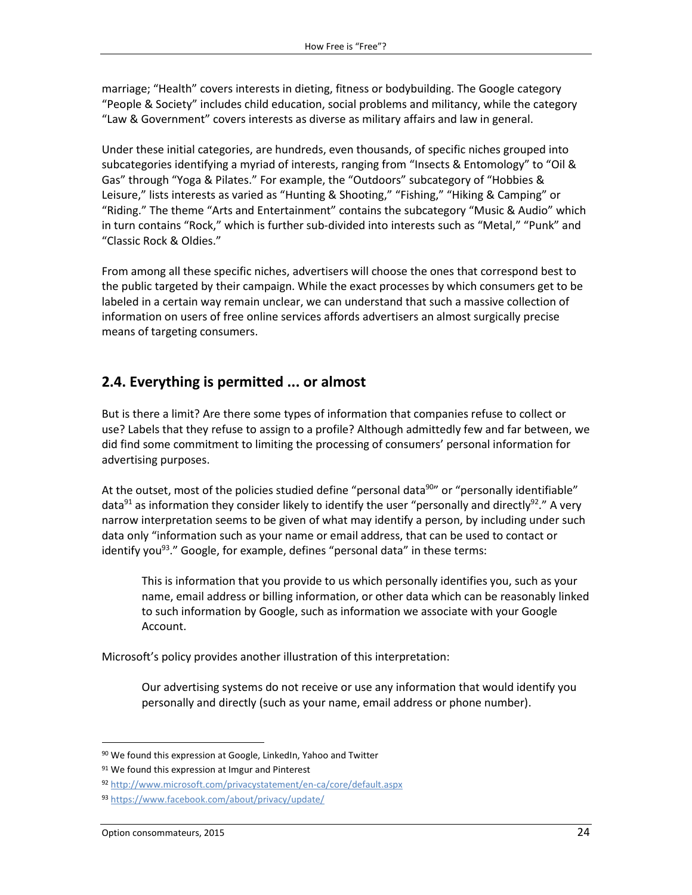marriage; "Health" covers interests in dieting, fitness or bodybuilding. The Google category "People & Society" includes child education, social problems and militancy, while the category "Law & Government" covers interests as diverse as military affairs and law in general.

Under these initial categories, are hundreds, even thousands, of specific niches grouped into subcategories identifying a myriad of interests, ranging from "Insects & Entomology" to "Oil & Gas" through "Yoga & Pilates." For example, the "Outdoors" subcategory of "Hobbies & Leisure," lists interests as varied as "Hunting & Shooting," "Fishing," "Hiking & Camping" or "Riding." The theme "Arts and Entertainment" contains the subcategory "Music & Audio" which in turn contains "Rock," which is further sub-divided into interests such as "Metal," "Punk" and "Classic Rock & Oldies."

From among all these specific niches, advertisers will choose the ones that correspond best to the public targeted by their campaign. While the exact processes by which consumers get to be labeled in a certain way remain unclear, we can understand that such a massive collection of information on users of free online services affords advertisers an almost surgically precise means of targeting consumers.

## 2.4. Everything is permitted ... or almost

But is there a limit? Are there some types of information that companies refuse to collect or use? Labels that they refuse to assign to a profile? Although admittedly few and far between, we did find some commitment to limiting the processing of consumers' personal information for advertising purposes.

At the outset, most of the policies studied define "personal data[90]" or "personally identifiable" data[91] as information they consider likely to identify the user "personally and directly[92]." A very narrow interpretation seems to be given of what may identify a person, by including under such data only "information such as your name or email address, that can be used to contact or identify you[93]." Google, for example, defines "personal data" in these terms:

> This is information that you provide to us which personally identifies you, such as your name, email address or billing information, or other data which can be reasonably linked to such information by Google, such as information we associate with your Google Account.

Microsoft's policy provides another illustration of this interpretation:

> Our advertising systems do not receive or use any information that would identify you personally and directly (such as your name, email address or phone number).

---

[90] We found this expression at Google, LinkedIn, Yahoo and Twitter

[91] We found this expression at Imgur and Pinterest

[92] http://www.microsoft.com/privacystatement/en-ca/core/default.aspx

[93] https://www.facebook.com/about/privacy/update/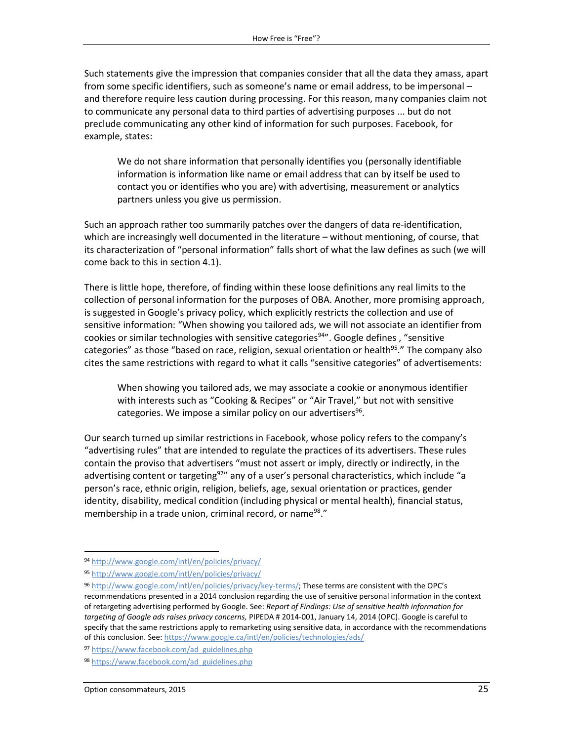Such statements give the impression that companies consider that all the data they amass, apart from some specific identifiers, such as someone's name or email address, to be impersonal – and therefore require less caution during processing. For this reason, many companies claim not to communicate any personal data to third parties of advertising purposes ... but do not preclude communicating any other kind of information for such purposes. Facebook, for example, states:

> We do not share information that personally identifies you (personally identifiable information is information like name or email address that can by itself be used to contact you or identifies who you are) with advertising, measurement or analytics partners unless you give us permission.

Such an approach rather too summarily patches over the dangers of data re-identification, which are increasingly well documented in the literature – without mentioning, of course, that its characterization of "personal information" falls short of what the law defines as such (we will come back to this in section 4.1).

There is little hope, therefore, of finding within these loose definitions any real limits to the collection of personal information for the purposes of OBA. Another, more promising approach, is suggested in Google's privacy policy, which explicitly restricts the collection and use of sensitive information: "When showing you tailored ads, we will not associate an identifier from cookies or similar technologies with sensitive categories[94]". Google defines , "sensitive categories" as those "based on race, religion, sexual orientation or health[95]." The company also cites the same restrictions with regard to what it calls "sensitive categories" of advertisements:

> When showing you tailored ads, we may associate a cookie or anonymous identifier with interests such as "Cooking & Recipes" or "Air Travel," but not with sensitive categories. We impose a similar policy on our advertisers[96].

Our search turned up similar restrictions in Facebook, whose policy refers to the company's "advertising rules" that are intended to regulate the practices of its advertisers. These rules contain the proviso that advertisers "must not assert or imply, directly or indirectly, in the advertising content or targeting[97]" any of a user's personal characteristics, which include "a person's race, ethnic origin, religion, beliefs, age, sexual orientation or practices, gender identity, disability, medical condition (including physical or mental health), financial status, membership in a trade union, criminal record, or name[98]."

---

[94] http://www.google.com/intl/en/policies/privacy/

[95] http://www.google.com/intl/en/policies/privacy/

[96] http://www.google.com/intl/en/policies/privacy/key-terms/; These terms are consistent with the OPC's recommendations presented in a 2014 conclusion regarding the use of sensitive personal information in the context of retargeting advertising performed by Google. See: *Report of Findings: Use of sensitive health information for targeting of Google ads raises privacy concerns,* PIPEDA # 2014-001, January 14, 2014 (OPC). Google is careful to specify that the same restrictions apply to remarketing using sensitive data, in accordance with the recommendations of this conclusion. See: https://www.google.ca/intl/en/policies/technologies/ads/

[97] https://www.facebook.com/ad_guidelines.php

[98] https://www.facebook.com/ad_guidelines.php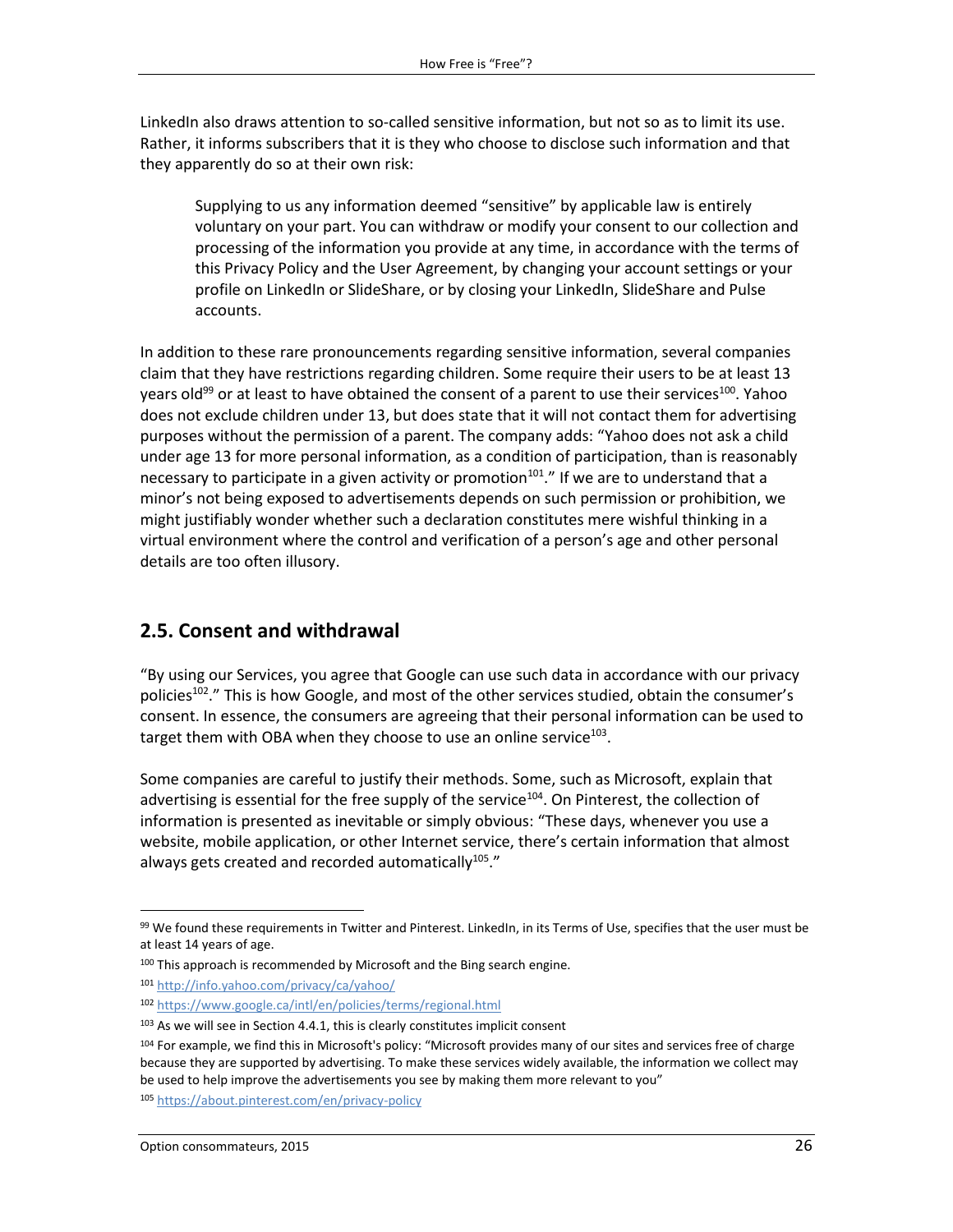LinkedIn also draws attention to so-called sensitive information, but not so as to limit its use. Rather, it informs subscribers that it is they who choose to disclose such information and that they apparently do so at their own risk:

> Supplying to us any information deemed "sensitive" by applicable law is entirely voluntary on your part. You can withdraw or modify your consent to our collection and processing of the information you provide at any time, in accordance with the terms of this Privacy Policy and the User Agreement, by changing your account settings or your profile on LinkedIn or SlideShare, or by closing your LinkedIn, SlideShare and Pulse accounts.

In addition to these rare pronouncements regarding sensitive information, several companies claim that they have restrictions regarding children. Some require their users to be at least 13 years old[99] or at least to have obtained the consent of a parent to use their services[100]. Yahoo does not exclude children under 13, but does state that it will not contact them for advertising purposes without the permission of a parent. The company adds: "Yahoo does not ask a child under age 13 for more personal information, as a condition of participation, than is reasonably necessary to participate in a given activity or promotion[101]." If we are to understand that a minor's not being exposed to advertisements depends on such permission or prohibition, we might justifiably wonder whether such a declaration constitutes mere wishful thinking in a virtual environment where the control and verification of a person's age and other personal details are too often illusory.

## 2.5. Consent and withdrawal

"By using our Services, you agree that Google can use such data in accordance with our privacy policies[102]." This is how Google, and most of the other services studied, obtain the consumer's consent. In essence, the consumers are agreeing that their personal information can be used to target them with OBA when they choose to use an online service[103].

Some companies are careful to justify their methods. Some, such as Microsoft, explain that advertising is essential for the free supply of the service[104]. On Pinterest, the collection of information is presented as inevitable or simply obvious: "These days, whenever you use a website, mobile application, or other Internet service, there's certain information that almost always gets created and recorded automatically[105]."

---

[99] We found these requirements in Twitter and Pinterest. LinkedIn, in its Terms of Use, specifies that the user must be at least 14 years of age.

[100] This approach is recommended by Microsoft and the Bing search engine.

[101] http://info.yahoo.com/privacy/ca/yahoo/

[102] https://www.google.ca/intl/en/policies/terms/regional.html

[103] As we will see in Section 4.4.1, this is clearly constitutes implicit consent

[104] For example, we find this in Microsoft's policy: "Microsoft provides many of our sites and services free of charge because they are supported by advertising. To make these services widely available, the information we collect may be used to help improve the advertisements you see by making them more relevant to you"

[105] https://about.pinterest.com/en/privacy-policy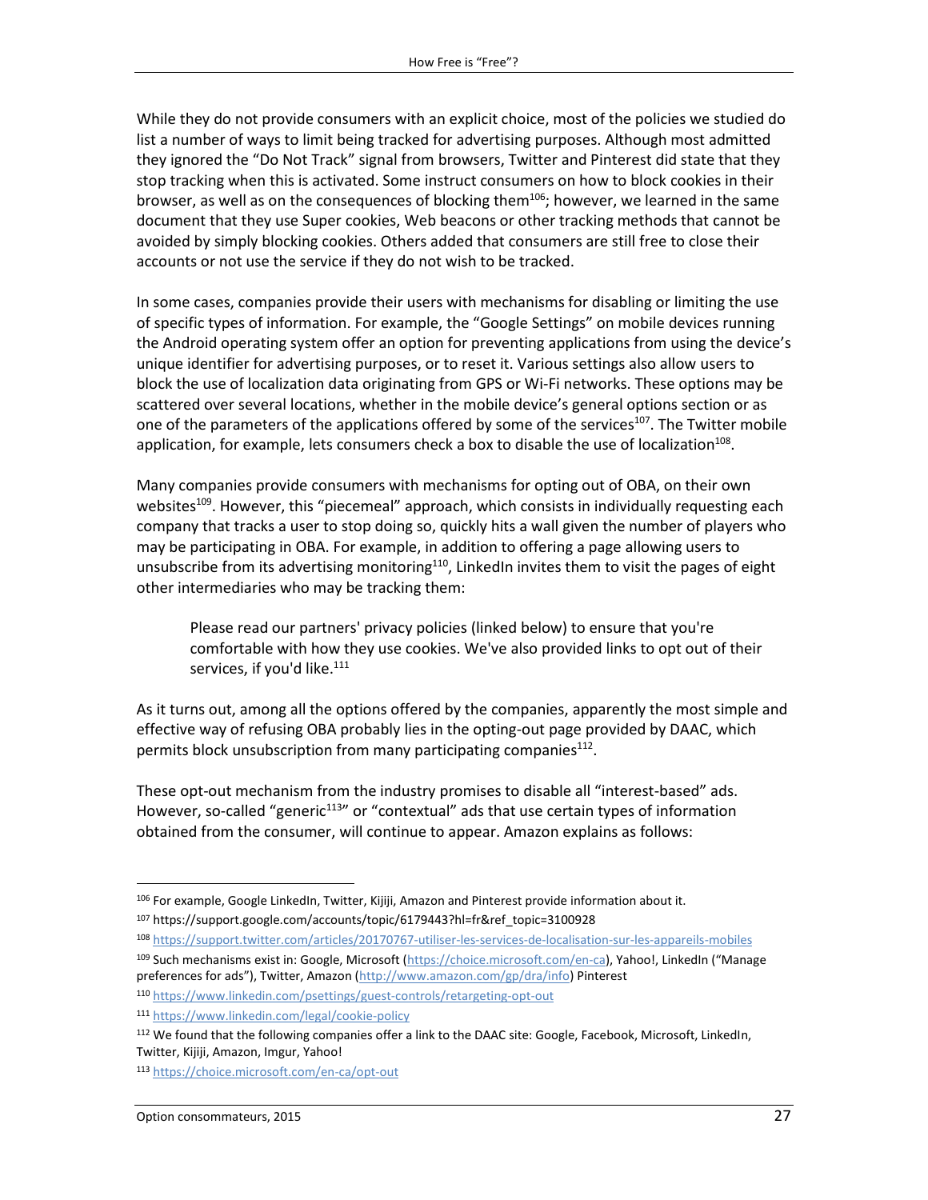While they do not provide consumers with an explicit choice, most of the policies we studied do list a number of ways to limit being tracked for advertising purposes. Although most admitted they ignored the “Do Not Track” signal from browsers, Twitter and Pinterest did state that they stop tracking when this is activated. Some instruct consumers on how to block cookies in their browser, as well as on the consequences of blocking them[106]; however, we learned in the same document that they use Super cookies, Web beacons or other tracking methods that cannot be avoided by simply blocking cookies. Others added that consumers are still free to close their accounts or not use the service if they do not wish to be tracked.

In some cases, companies provide their users with mechanisms for disabling or limiting the use of specific types of information. For example, the “Google Settings” on mobile devices running the Android operating system offer an option for preventing applications from using the device’s unique identifier for advertising purposes, or to reset it. Various settings also allow users to block the use of localization data originating from GPS or Wi-Fi networks. These options may be scattered over several locations, whether in the mobile device’s general options section or as one of the parameters of the applications offered by some of the services[107]. The Twitter mobile application, for example, lets consumers check a box to disable the use of localization[108].

Many companies provide consumers with mechanisms for opting out of OBA, on their own websites[109]. However, this “piecemeal” approach, which consists in individually requesting each company that tracks a user to stop doing so, quickly hits a wall given the number of players who may be participating in OBA. For example, in addition to offering a page allowing users to unsubscribe from its advertising monitoring[110], LinkedIn invites them to visit the pages of eight other intermediaries who may be tracking them:

> Please read our partners' privacy policies (linked below) to ensure that you're comfortable with how they use cookies. We've also provided links to opt out of their services, if you'd like.[111]

As it turns out, among all the options offered by the companies, apparently the most simple and effective way of refusing OBA probably lies in the opting-out page provided by DAAC, which permits block unsubscription from many participating companies[112].

These opt-out mechanism from the industry promises to disable all “interest-based” ads. However, so-called “generic[113]” or “contextual” ads that use certain types of information obtained from the consumer, will continue to appear. Amazon explains as follows:

---

[106] For example, Google LinkedIn, Twitter, Kijiji, Amazon and Pinterest provide information about it.

[107] https://support.google.com/accounts/topic/6179443?hl=fr&ref_topic=3100928

[108] https://support.twitter.com/articles/20170767-utiliser-les-services-de-localisation-sur-les-appareils-mobiles

[109] Such mechanisms exist in: Google, Microsoft (https://choice.microsoft.com/en-ca), Yahoo!, LinkedIn (“Manage preferences for ads”), Twitter, Amazon (http://www.amazon.com/gp/dra/info) Pinterest

[110] https://www.linkedin.com/psettings/guest-controls/retargeting-opt-out

[111] https://www.linkedin.com/legal/cookie-policy

[112] We found that the following companies offer a link to the DAAC site: Google, Facebook, Microsoft, LinkedIn, Twitter, Kijiji, Amazon, Imgur, Yahoo!

[113] https://choice.microsoft.com/en-ca/opt-out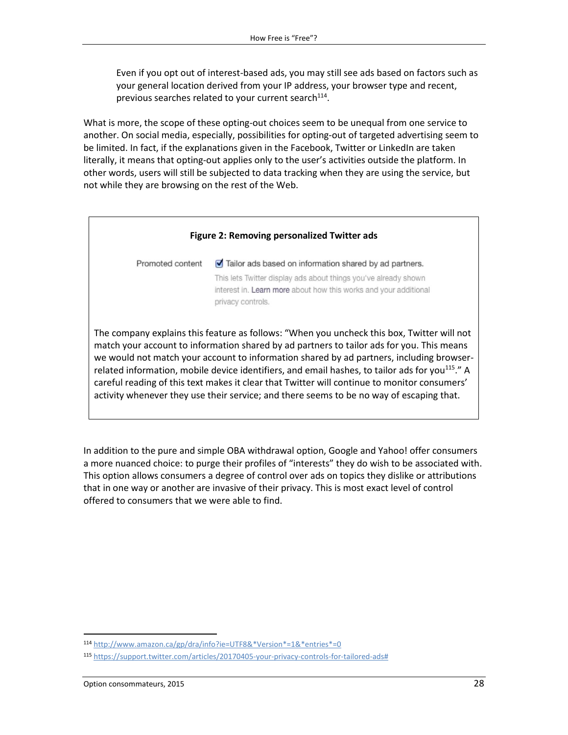> Even if you opt out of interest-based ads, you may still see ads based on factors such as your general location derived from your IP address, your browser type and recent, previous searches related to your current search[114].

What is more, the scope of these opting-out choices seem to be unequal from one service to another. On social media, especially, possibilities for opting-out of targeted advertising seem to be limited. In fact, if the explanations given in the Facebook, Twitter or LinkedIn are taken literally, it means that opting-out applies only to the user's activities outside the platform. In other words, users will still be subjected to data tracking when they are using the service, but not while they are browsing on the rest of the Web.

**Figure 2: Removing personalized Twitter ads**

Promoted content ☑ Tailor ads based on information shared by ad partners.
This lets Twitter display ads about things you've already shown interest in. Learn more about how this works and your additional privacy controls.

The company explains this feature as follows: "When you uncheck this box, Twitter will not match your account to information shared by ad partners to tailor ads for you. This means we would not match your account to information shared by ad partners, including browser-related information, mobile device identifiers, and email hashes, to tailor ads for you[115]." A careful reading of this text makes it clear that Twitter will continue to monitor consumers' activity whenever they use their service; and there seems to be no way of escaping that.

In addition to the pure and simple OBA withdrawal option, Google and Yahoo! offer consumers a more nuanced choice: to purge their profiles of "interests" they do wish to be associated with. This option allows consumers a degree of control over ads on topics they dislike or attributions that in one way or another are invasive of their privacy. This is most exact level of control offered to consumers that we were able to find.

---

[114] http://www.amazon.ca/gp/dra/info?ie=UTF8&*Version*=1&*entries*=0

[115] https://support.twitter.com/articles/20170405-your-privacy-controls-for-tailored-ads#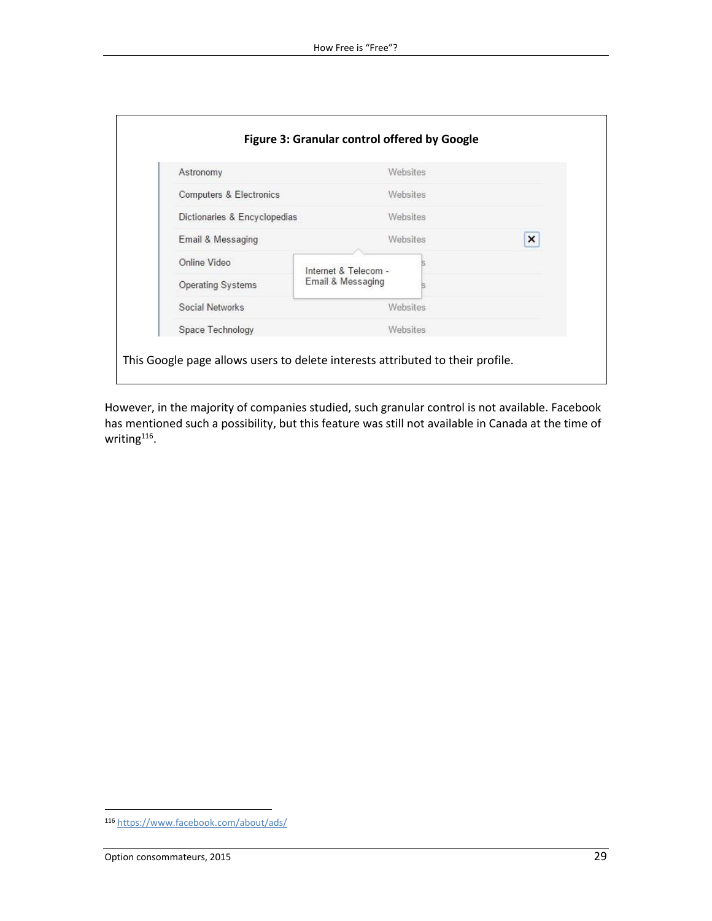**Figure 3: Granular control offered by Google**

| | |
|---|---|
| Astronomy | Websites |
| Computers & Electronics | Websites |
| Dictionaries & Encyclopedias | Websites |
| Email & Messaging | Websites |
| Online Video | |
| Operating Systems | |
| Social Networks | Websites |
| Space Technology | Websites |

Internet & Telecom - Email & Messaging

This Google page allows users to delete interests attributed to their profile.

However, in the majority of companies studied, such granular control is not available. Facebook has mentioned such a possibility, but this feature was still not available in Canada at the time of writing[116].

[116] https://www.facebook.com/about/ads/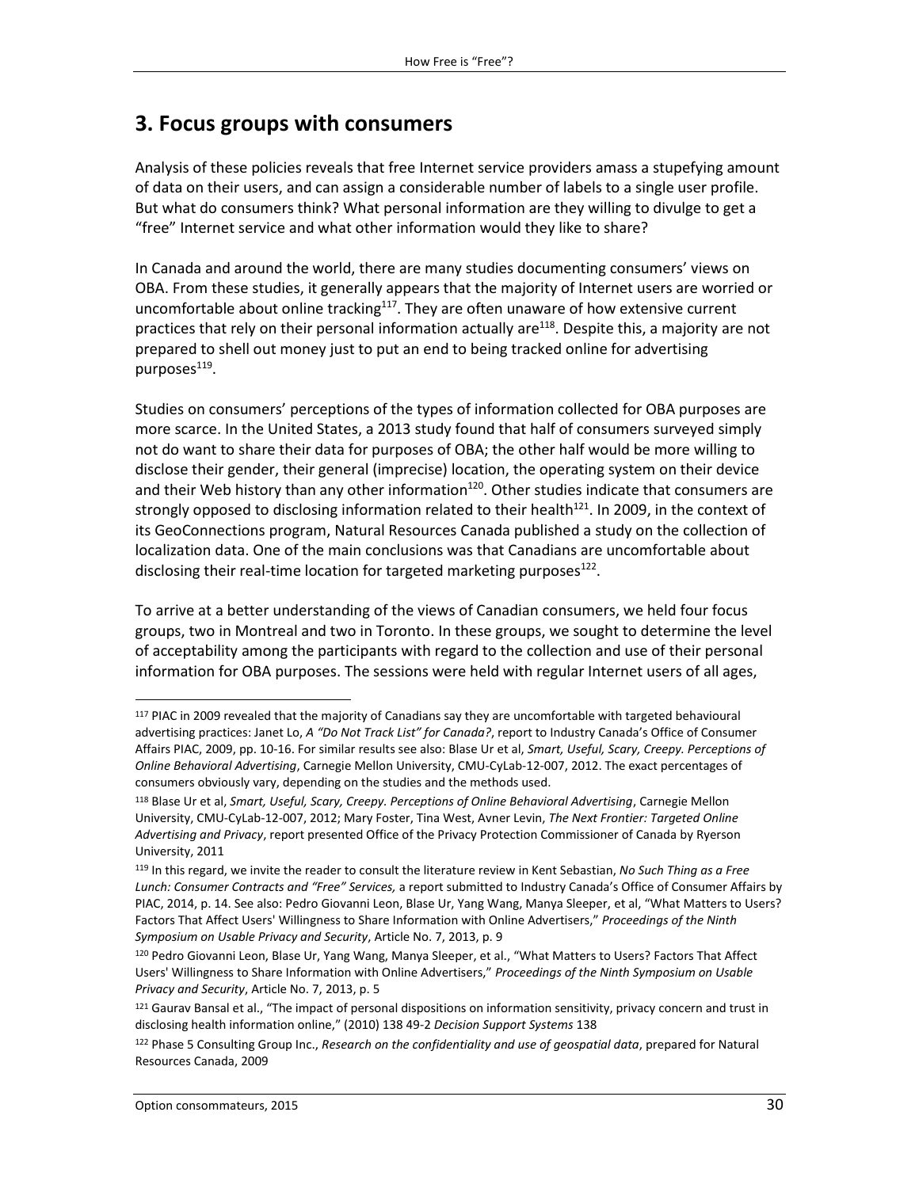## 3. Focus groups with consumers

Analysis of these policies reveals that free Internet service providers amass a stupefying amount of data on their users, and can assign a considerable number of labels to a single user profile. But what do consumers think? What personal information are they willing to divulge to get a "free" Internet service and what other information would they like to share?

In Canada and around the world, there are many studies documenting consumers' views on OBA. From these studies, it generally appears that the majority of Internet users are worried or uncomfortable about online tracking[117]. They are often unaware of how extensive current practices that rely on their personal information actually are[118]. Despite this, a majority are not prepared to shell out money just to put an end to being tracked online for advertising purposes[119].

Studies on consumers' perceptions of the types of information collected for OBA purposes are more scarce. In the United States, a 2013 study found that half of consumers surveyed simply not do want to share their data for purposes of OBA; the other half would be more willing to disclose their gender, their general (imprecise) location, the operating system on their device and their Web history than any other information[120]. Other studies indicate that consumers are strongly opposed to disclosing information related to their health[121]. In 2009, in the context of its GeoConnections program, Natural Resources Canada published a study on the collection of localization data. One of the main conclusions was that Canadians are uncomfortable about disclosing their real-time location for targeted marketing purposes[122].

To arrive at a better understanding of the views of Canadian consumers, we held four focus groups, two in Montreal and two in Toronto. In these groups, we sought to determine the level of acceptability among the participants with regard to the collection and use of their personal information for OBA purposes. The sessions were held with regular Internet users of all ages,

---

[117] PIAC in 2009 revealed that the majority of Canadians say they are uncomfortable with targeted behavioural advertising practices: Janet Lo, *A "Do Not Track List" for Canada?*, report to Industry Canada's Office of Consumer Affairs PIAC, 2009, pp. 10-16. For similar results see also: Blase Ur et al, *Smart, Useful, Scary, Creepy. Perceptions of Online Behavioral Advertising*, Carnegie Mellon University, CMU-CyLab-12-007, 2012. The exact percentages of consumers obviously vary, depending on the studies and the methods used.

[118] Blase Ur et al, *Smart, Useful, Scary, Creepy. Perceptions of Online Behavioral Advertising*, Carnegie Mellon University, CMU-CyLab-12-007, 2012; Mary Foster, Tina West, Avner Levin, *The Next Frontier: Targeted Online Advertising and Privacy*, report presented Office of the Privacy Protection Commissioner of Canada by Ryerson University, 2011

[119] In this regard, we invite the reader to consult the literature review in Kent Sebastian, *No Such Thing as a Free Lunch: Consumer Contracts and "Free" Services,* a report submitted to Industry Canada's Office of Consumer Affairs by PIAC, 2014, p. 14. See also: Pedro Giovanni Leon, Blase Ur, Yang Wang, Manya Sleeper, et al, "What Matters to Users? Factors That Affect Users' Willingness to Share Information with Online Advertisers," *Proceedings of the Ninth Symposium on Usable Privacy and Security*, Article No. 7, 2013, p. 9

[120] Pedro Giovanni Leon, Blase Ur, Yang Wang, Manya Sleeper, et al., "What Matters to Users? Factors That Affect Users' Willingness to Share Information with Online Advertisers," *Proceedings of the Ninth Symposium on Usable Privacy and Security*, Article No. 7, 2013, p. 5

[121] Gaurav Bansal et al., "The impact of personal dispositions on information sensitivity, privacy concern and trust in disclosing health information online," (2010) 138 49-2 *Decision Support Systems* 138

[122] Phase 5 Consulting Group Inc., *Research on the confidentiality and use of geospatial data*, prepared for Natural Resources Canada, 2009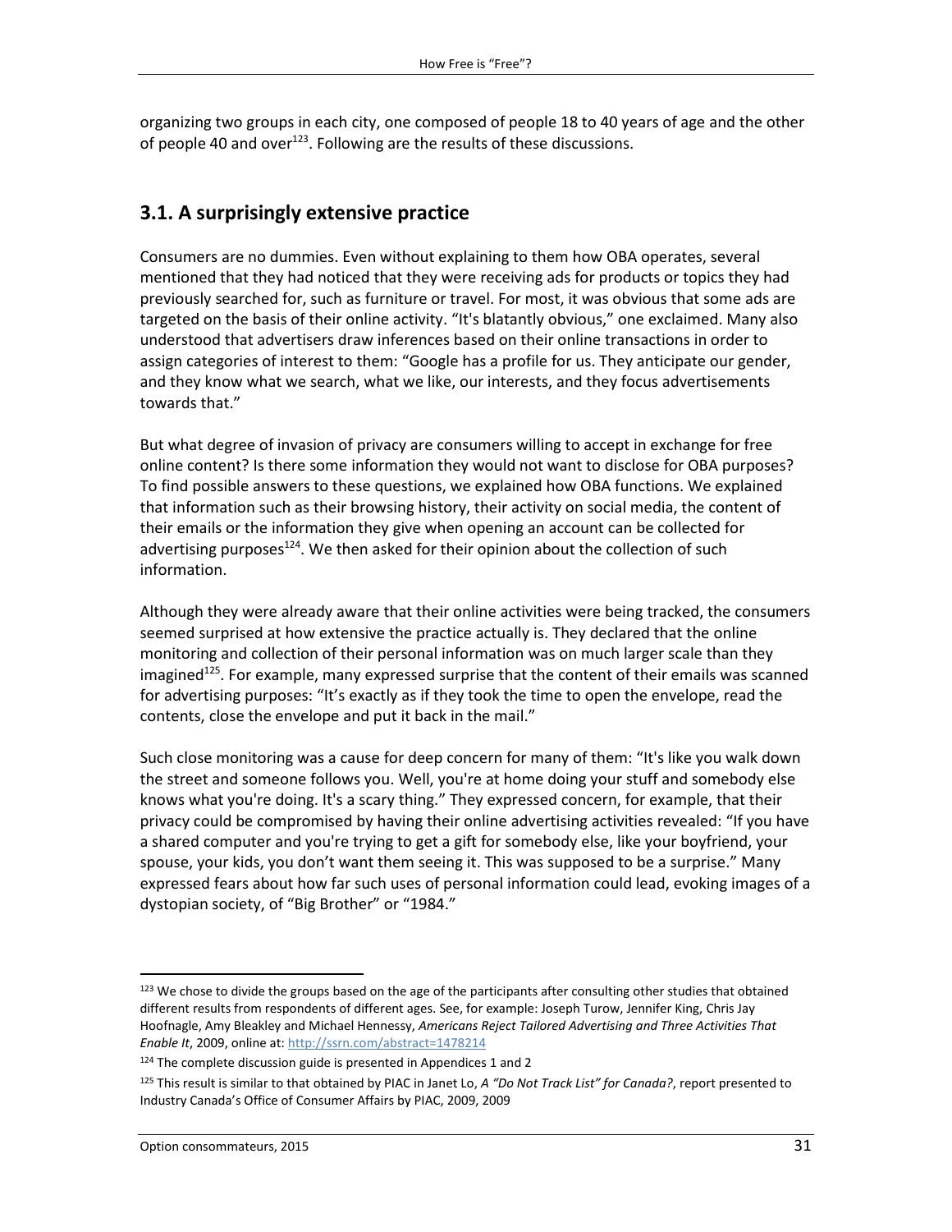organizing two groups in each city, one composed of people 18 to 40 years of age and the other of people 40 and over[123]. Following are the results of these discussions.

## 3.1. A surprisingly extensive practice

Consumers are no dummies. Even without explaining to them how OBA operates, several mentioned that they had noticed that they were receiving ads for products or topics they had previously searched for, such as furniture or travel. For most, it was obvious that some ads are targeted on the basis of their online activity. "It's blatantly obvious," one exclaimed. Many also understood that advertisers draw inferences based on their online transactions in order to assign categories of interest to them: "Google has a profile for us. They anticipate our gender, and they know what we search, what we like, our interests, and they focus advertisements towards that."

But what degree of invasion of privacy are consumers willing to accept in exchange for free online content? Is there some information they would not want to disclose for OBA purposes? To find possible answers to these questions, we explained how OBA functions. We explained that information such as their browsing history, their activity on social media, the content of their emails or the information they give when opening an account can be collected for advertising purposes[124]. We then asked for their opinion about the collection of such information.

Although they were already aware that their online activities were being tracked, the consumers seemed surprised at how extensive the practice actually is. They declared that the online monitoring and collection of their personal information was on much larger scale than they imagined[125]. For example, many expressed surprise that the content of their emails was scanned for advertising purposes: "It's exactly as if they took the time to open the envelope, read the contents, close the envelope and put it back in the mail."

Such close monitoring was a cause for deep concern for many of them: "It's like you walk down the street and someone follows you. Well, you're at home doing your stuff and somebody else knows what you're doing. It's a scary thing." They expressed concern, for example, that their privacy could be compromised by having their online advertising activities revealed: "If you have a shared computer and you're trying to get a gift for somebody else, like your boyfriend, your spouse, your kids, you don't want them seeing it. This was supposed to be a surprise." Many expressed fears about how far such uses of personal information could lead, evoking images of a dystopian society, of "Big Brother" or "1984."

---

[123] We chose to divide the groups based on the age of the participants after consulting other studies that obtained different results from respondents of different ages. See, for example: Joseph Turow, Jennifer King, Chris Jay Hoofnagle, Amy Bleakley and Michael Hennessy, *Americans Reject Tailored Advertising and Three Activities That Enable It*, 2009, online at: http://ssrn.com/abstract=1478214

[124] The complete discussion guide is presented in Appendices 1 and 2

[125] This result is similar to that obtained by PIAC in Janet Lo, *A "Do Not Track List" for Canada?*, report presented to Industry Canada's Office of Consumer Affairs by PIAC, 2009, 2009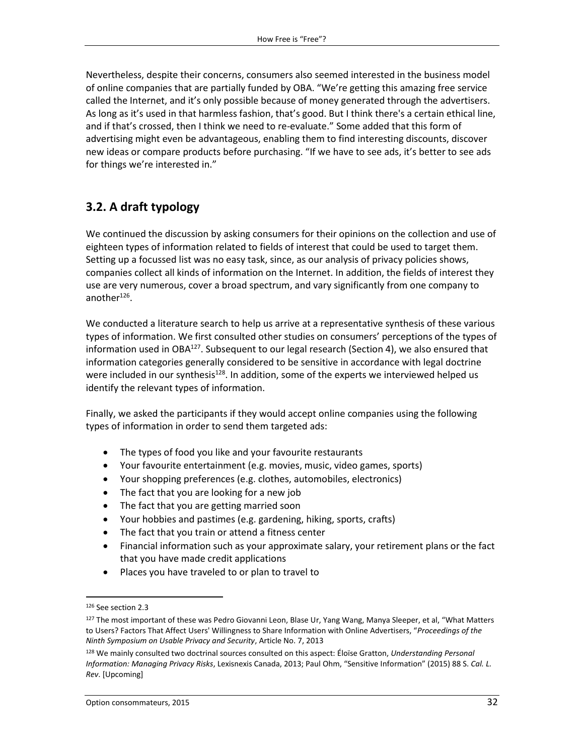Nevertheless, despite their concerns, consumers also seemed interested in the business model of online companies that are partially funded by OBA. "We're getting this amazing free service called the Internet, and it's only possible because of money generated through the advertisers. As long as it's used in that harmless fashion, that's good. But I think there's a certain ethical line, and if that's crossed, then I think we need to re-evaluate." Some added that this form of advertising might even be advantageous, enabling them to find interesting discounts, discover new ideas or compare products before purchasing. "If we have to see ads, it's better to see ads for things we're interested in."

## 3.2. A draft typology

We continued the discussion by asking consumers for their opinions on the collection and use of eighteen types of information related to fields of interest that could be used to target them. Setting up a focussed list was no easy task, since, as our analysis of privacy policies shows, companies collect all kinds of information on the Internet. In addition, the fields of interest they use are very numerous, cover a broad spectrum, and vary significantly from one company to another[126].

We conducted a literature search to help us arrive at a representative synthesis of these various types of information. We first consulted other studies on consumers' perceptions of the types of information used in OBA[127]. Subsequent to our legal research (Section 4), we also ensured that information categories generally considered to be sensitive in accordance with legal doctrine were included in our synthesis[128]. In addition, some of the experts we interviewed helped us identify the relevant types of information.

Finally, we asked the participants if they would accept online companies using the following types of information in order to send them targeted ads:

- The types of food you like and your favourite restaurants
- Your favourite entertainment (e.g. movies, music, video games, sports)
- Your shopping preferences (e.g. clothes, automobiles, electronics)
- The fact that you are looking for a new job
- The fact that you are getting married soon
- Your hobbies and pastimes (e.g. gardening, hiking, sports, crafts)
- The fact that you train or attend a fitness center
- Financial information such as your approximate salary, your retirement plans or the fact that you have made credit applications
- Places you have traveled to or plan to travel to

---

[126] See section 2.3

[127] The most important of these was Pedro Giovanni Leon, Blase Ur, Yang Wang, Manya Sleeper, et al, "What Matters to Users? Factors That Affect Users' Willingness to Share Information with Online Advertisers, "*Proceedings of the Ninth Symposium on Usable Privacy and Security*, Article No. 7, 2013

[128] We mainly consulted two doctrinal sources consulted on this aspect: Éloïse Gratton, *Understanding Personal Information: Managing Privacy Risks*, Lexisnexis Canada, 2013; Paul Ohm, "Sensitive Information" (2015) 88 S. *Cal. L. Rev*. [Upcoming]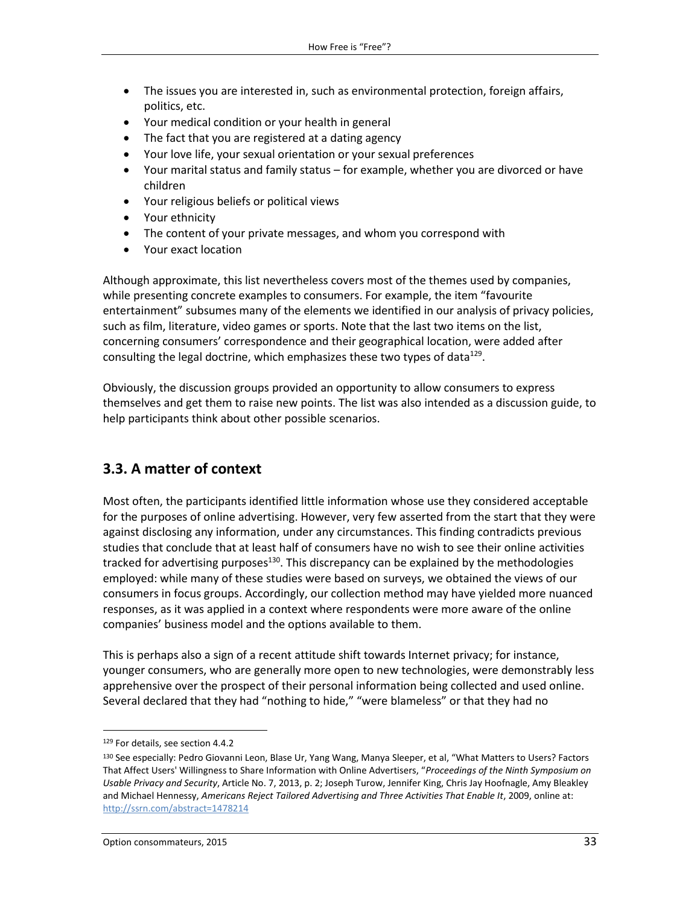- The issues you are interested in, such as environmental protection, foreign affairs, politics, etc.
- Your medical condition or your health in general
- The fact that you are registered at a dating agency
- Your love life, your sexual orientation or your sexual preferences
- Your marital status and family status – for example, whether you are divorced or have children
- Your religious beliefs or political views
- Your ethnicity
- The content of your private messages, and whom you correspond with
- Your exact location

Although approximate, this list nevertheless covers most of the themes used by companies, while presenting concrete examples to consumers. For example, the item "favourite entertainment" subsumes many of the elements we identified in our analysis of privacy policies, such as film, literature, video games or sports. Note that the last two items on the list, concerning consumers' correspondence and their geographical location, were added after consulting the legal doctrine, which emphasizes these two types of data[129].

Obviously, the discussion groups provided an opportunity to allow consumers to express themselves and get them to raise new points. The list was also intended as a discussion guide, to help participants think about other possible scenarios.

## 3.3. A matter of context

Most often, the participants identified little information whose use they considered acceptable for the purposes of online advertising. However, very few asserted from the start that they were against disclosing any information, under any circumstances. This finding contradicts previous studies that conclude that at least half of consumers have no wish to see their online activities tracked for advertising purposes[130]. This discrepancy can be explained by the methodologies employed: while many of these studies were based on surveys, we obtained the views of our consumers in focus groups. Accordingly, our collection method may have yielded more nuanced responses, as it was applied in a context where respondents were more aware of the online companies' business model and the options available to them.

This is perhaps also a sign of a recent attitude shift towards Internet privacy; for instance, younger consumers, who are generally more open to new technologies, were demonstrably less apprehensive over the prospect of their personal information being collected and used online. Several declared that they had "nothing to hide," "were blameless" or that they had no

---

[129] For details, see section 4.4.2

[130] See especially: Pedro Giovanni Leon, Blase Ur, Yang Wang, Manya Sleeper, et al, "What Matters to Users? Factors That Affect Users' Willingness to Share Information with Online Advertisers, "*Proceedings of the Ninth Symposium on Usable Privacy and Security*, Article No. 7, 2013, p. 2; Joseph Turow, Jennifer King, Chris Jay Hoofnagle, Amy Bleakley and Michael Hennessy, *Americans Reject Tailored Advertising and Three Activities That Enable It*, 2009, online at: http://ssrn.com/abstract=1478214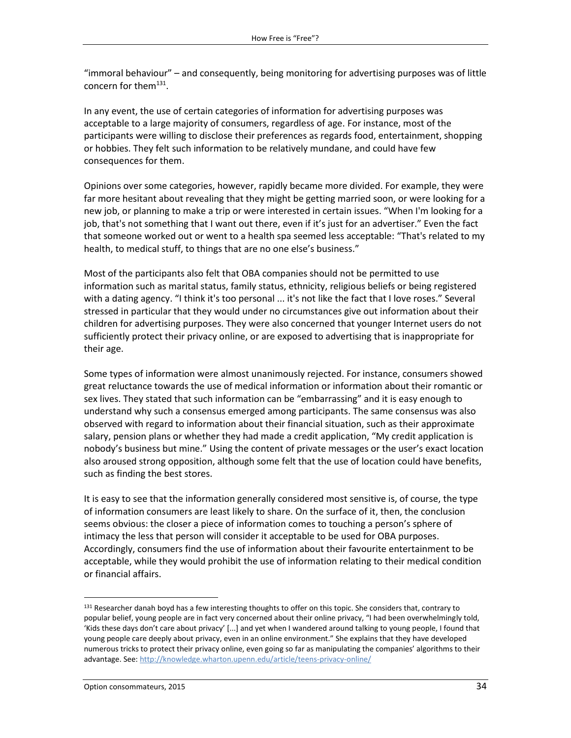"immoral behaviour" – and consequently, being monitoring for advertising purposes was of little concern for them[131].

In any event, the use of certain categories of information for advertising purposes was acceptable to a large majority of consumers, regardless of age. For instance, most of the participants were willing to disclose their preferences as regards food, entertainment, shopping or hobbies. They felt such information to be relatively mundane, and could have few consequences for them.

Opinions over some categories, however, rapidly became more divided. For example, they were far more hesitant about revealing that they might be getting married soon, or were looking for a new job, or planning to make a trip or were interested in certain issues. "When I'm looking for a job, that's not something that I want out there, even if it's just for an advertiser." Even the fact that someone worked out or went to a health spa seemed less acceptable: "That's related to my health, to medical stuff, to things that are no one else's business."

Most of the participants also felt that OBA companies should not be permitted to use information such as marital status, family status, ethnicity, religious beliefs or being registered with a dating agency. "I think it's too personal ... it's not like the fact that I love roses." Several stressed in particular that they would under no circumstances give out information about their children for advertising purposes. They were also concerned that younger Internet users do not sufficiently protect their privacy online, or are exposed to advertising that is inappropriate for their age.

Some types of information were almost unanimously rejected. For instance, consumers showed great reluctance towards the use of medical information or information about their romantic or sex lives. They stated that such information can be "embarrassing" and it is easy enough to understand why such a consensus emerged among participants. The same consensus was also observed with regard to information about their financial situation, such as their approximate salary, pension plans or whether they had made a credit application, "My credit application is nobody's business but mine." Using the content of private messages or the user's exact location also aroused strong opposition, although some felt that the use of location could have benefits, such as finding the best stores.

It is easy to see that the information generally considered most sensitive is, of course, the type of information consumers are least likely to share. On the surface of it, then, the conclusion seems obvious: the closer a piece of information comes to touching a person's sphere of intimacy the less that person will consider it acceptable to be used for OBA purposes. Accordingly, consumers find the use of information about their favourite entertainment to be acceptable, while they would prohibit the use of information relating to their medical condition or financial affairs.

---

[131] Researcher danah boyd has a few interesting thoughts to offer on this topic. She considers that, contrary to popular belief, young people are in fact very concerned about their online privacy, "I had been overwhelmingly told, 'Kids these days don't care about privacy' [...] and yet when I wandered around talking to young people, I found that young people care deeply about privacy, even in an online environment." She explains that they have developed numerous tricks to protect their privacy online, even going so far as manipulating the companies' algorithms to their advantage. See: http://knowledge.wharton.upenn.edu/article/teens-privacy-online/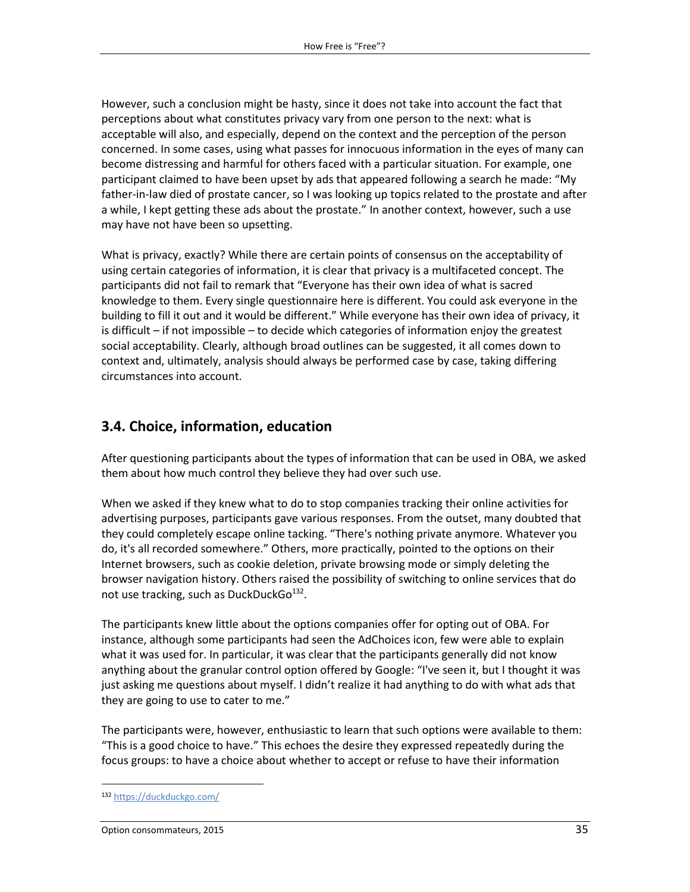However, such a conclusion might be hasty, since it does not take into account the fact that perceptions about what constitutes privacy vary from one person to the next: what is acceptable will also, and especially, depend on the context and the perception of the person concerned. In some cases, using what passes for innocuous information in the eyes of many can become distressing and harmful for others faced with a particular situation. For example, one participant claimed to have been upset by ads that appeared following a search he made: "My father-in-law died of prostate cancer, so I was looking up topics related to the prostate and after a while, I kept getting these ads about the prostate." In another context, however, such a use may have not have been so upsetting.

What is privacy, exactly? While there are certain points of consensus on the acceptability of using certain categories of information, it is clear that privacy is a multifaceted concept. The participants did not fail to remark that "Everyone has their own idea of what is sacred knowledge to them. Every single questionnaire here is different. You could ask everyone in the building to fill it out and it would be different." While everyone has their own idea of privacy, it is difficult – if not impossible – to decide which categories of information enjoy the greatest social acceptability. Clearly, although broad outlines can be suggested, it all comes down to context and, ultimately, analysis should always be performed case by case, taking differing circumstances into account.

## 3.4. Choice, information, education

After questioning participants about the types of information that can be used in OBA, we asked them about how much control they believe they had over such use.

When we asked if they knew what to do to stop companies tracking their online activities for advertising purposes, participants gave various responses. From the outset, many doubted that they could completely escape online tacking. "There's nothing private anymore. Whatever you do, it's all recorded somewhere." Others, more practically, pointed to the options on their Internet browsers, such as cookie deletion, private browsing mode or simply deleting the browser navigation history. Others raised the possibility of switching to online services that do not use tracking, such as DuckDuckGo[132].

The participants knew little about the options companies offer for opting out of OBA. For instance, although some participants had seen the AdChoices icon, few were able to explain what it was used for. In particular, it was clear that the participants generally did not know anything about the granular control option offered by Google: "I've seen it, but I thought it was just asking me questions about myself. I didn't realize it had anything to do with what ads that they are going to use to cater to me."

The participants were, however, enthusiastic to learn that such options were available to them: "This is a good choice to have." This echoes the desire they expressed repeatedly during the focus groups: to have a choice about whether to accept or refuse to have their information

---

[132] https://duckduckgo.com/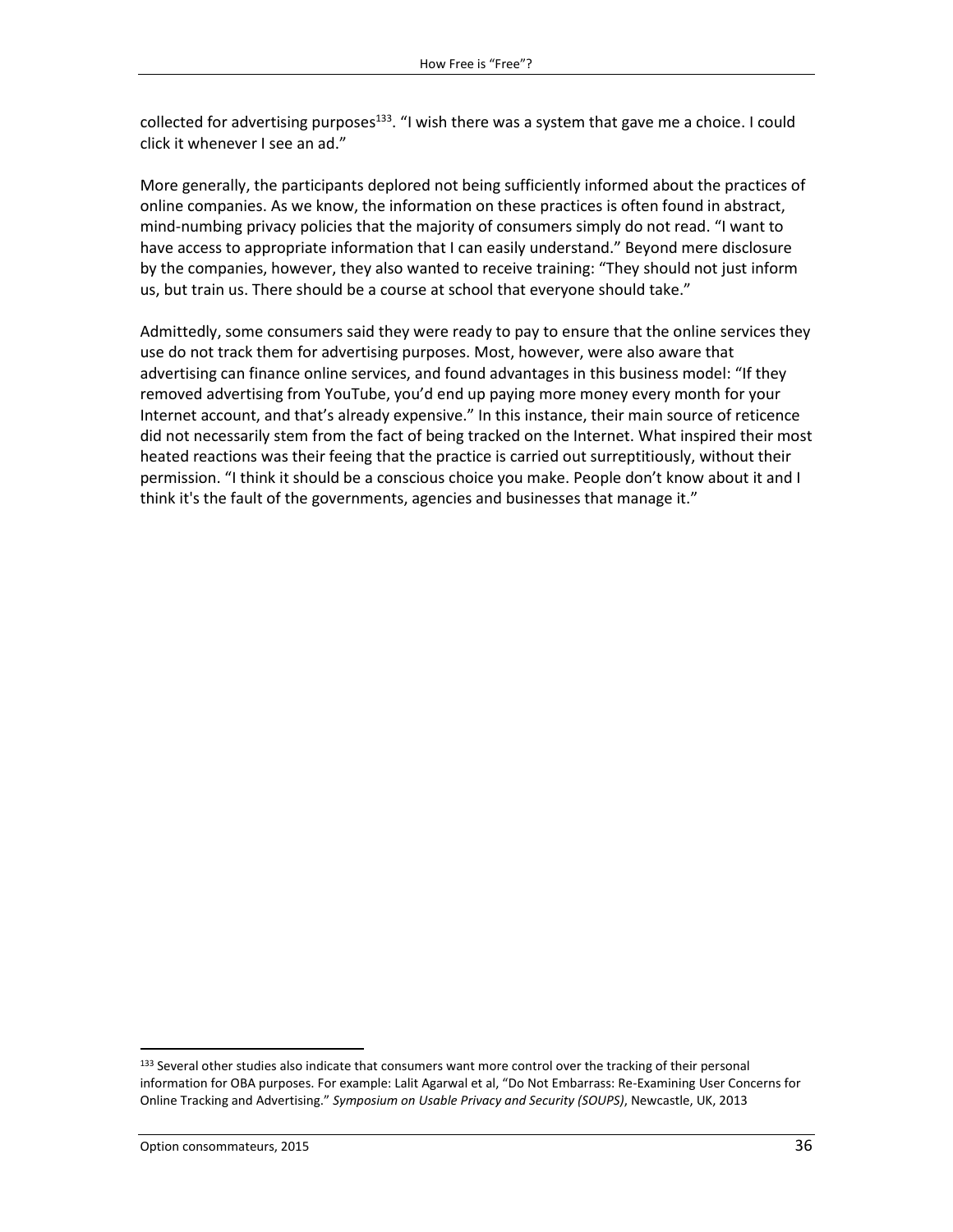collected for advertising purposes[133]. "I wish there was a system that gave me a choice. I could click it whenever I see an ad."

More generally, the participants deplored not being sufficiently informed about the practices of online companies. As we know, the information on these practices is often found in abstract, mind-numbing privacy policies that the majority of consumers simply do not read. "I want to have access to appropriate information that I can easily understand." Beyond mere disclosure by the companies, however, they also wanted to receive training: "They should not just inform us, but train us. There should be a course at school that everyone should take."

Admittedly, some consumers said they were ready to pay to ensure that the online services they use do not track them for advertising purposes. Most, however, were also aware that advertising can finance online services, and found advantages in this business model: "If they removed advertising from YouTube, you'd end up paying more money every month for your Internet account, and that's already expensive." In this instance, their main source of reticence did not necessarily stem from the fact of being tracked on the Internet. What inspired their most heated reactions was their feeing that the practice is carried out surreptitiously, without their permission. "I think it should be a conscious choice you make. People don't know about it and I think it's the fault of the governments, agencies and businesses that manage it."

---

[133] Several other studies also indicate that consumers want more control over the tracking of their personal information for OBA purposes. For example: Lalit Agarwal et al, "Do Not Embarrass: Re-Examining User Concerns for Online Tracking and Advertising." *Symposium on Usable Privacy and Security (SOUPS)*, Newcastle, UK, 2013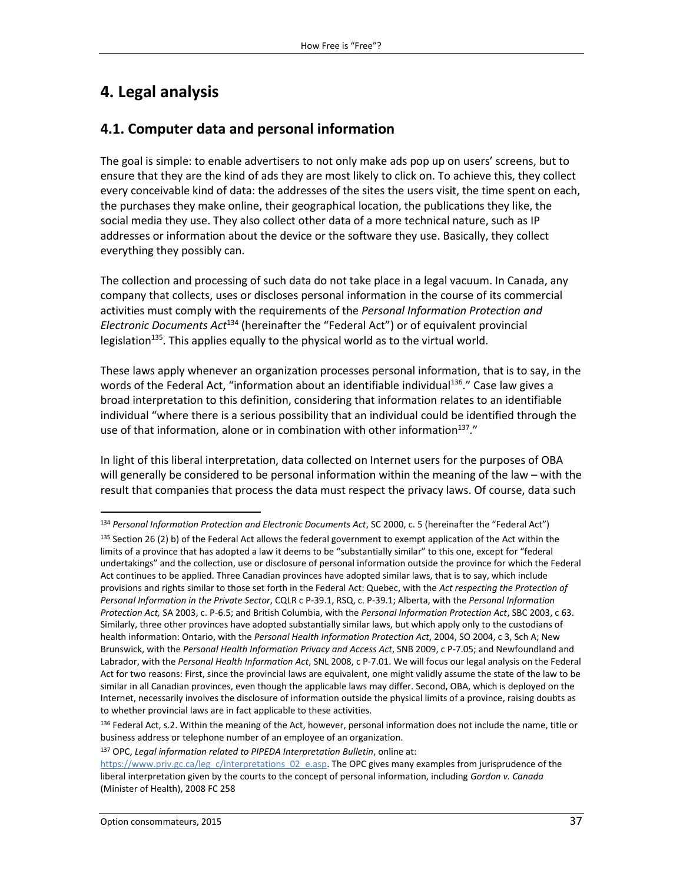# 4. Legal analysis

## 4.1. Computer data and personal information

The goal is simple: to enable advertisers to not only make ads pop up on users' screens, but to ensure that they are the kind of ads they are most likely to click on. To achieve this, they collect every conceivable kind of data: the addresses of the sites the users visit, the time spent on each, the purchases they make online, their geographical location, the publications they like, the social media they use. They also collect other data of a more technical nature, such as IP addresses or information about the device or the software they use. Basically, they collect everything they possibly can.

The collection and processing of such data do not take place in a legal vacuum. In Canada, any company that collects, uses or discloses personal information in the course of its commercial activities must comply with the requirements of the *Personal Information Protection and Electronic Documents Act*[134] (hereinafter the "Federal Act") or of equivalent provincial legislation[135]. This applies equally to the physical world as to the virtual world.

These laws apply whenever an organization processes personal information, that is to say, in the words of the Federal Act, "information about an identifiable individual[136]." Case law gives a broad interpretation to this definition, considering that information relates to an identifiable individual "where there is a serious possibility that an individual could be identified through the use of that information, alone or in combination with other information[137]."

In light of this liberal interpretation, data collected on Internet users for the purposes of OBA will generally be considered to be personal information within the meaning of the law – with the result that companies that process the data must respect the privacy laws. Of course, data such

---

[134] *Personal Information Protection and Electronic Documents Act*, SC 2000, c. 5 (hereinafter the "Federal Act")

[135] Section 26 (2) b) of the Federal Act allows the federal government to exempt application of the Act within the limits of a province that has adopted a law it deems to be "substantially similar" to this one, except for "federal undertakings" and the collection, use or disclosure of personal information outside the province for which the Federal Act continues to be applied. Three Canadian provinces have adopted similar laws, that is to say, which include provisions and rights similar to those set forth in the Federal Act: Quebec, with the *Act respecting the Protection of Personal Information in the Private Sector*, CQLR c P-39.1, RSQ, c. P-39.1; Alberta, with the *Personal Information Protection Act,* SA 2003, c. P-6.5; and British Columbia, with the *Personal Information Protection Act*, SBC 2003, c 63. Similarly, three other provinces have adopted substantially similar laws, but which apply only to the custodians of health information: Ontario, with the *Personal Health Information Protection Act*, 2004, SO 2004, c 3, Sch A; New Brunswick, with the *Personal Health Information Privacy and Access Act*, SNB 2009, c P-7.05; and Newfoundland and Labrador, with the *Personal Health Information Act*, SNL 2008, c P-7.01. We will focus our legal analysis on the Federal Act for two reasons: First, since the provincial laws are equivalent, one might validly assume the state of the law to be similar in all Canadian provinces, even though the applicable laws may differ. Second, OBA, which is deployed on the Internet, necessarily involves the disclosure of information outside the physical limits of a province, raising doubts as to whether provincial laws are in fact applicable to these activities.

[136] Federal Act, s.2. Within the meaning of the Act, however, personal information does not include the name, title or business address or telephone number of an employee of an organization.

[137] OPC, *Legal information related to PIPEDA Interpretation Bulletin*, online at: https://www.priv.gc.ca/leg_c/interpretations_02_e.asp. The OPC gives many examples from jurisprudence of the liberal interpretation given by the courts to the concept of personal information, including *Gordon v. Canada* (Minister of Health), 2008 FC 258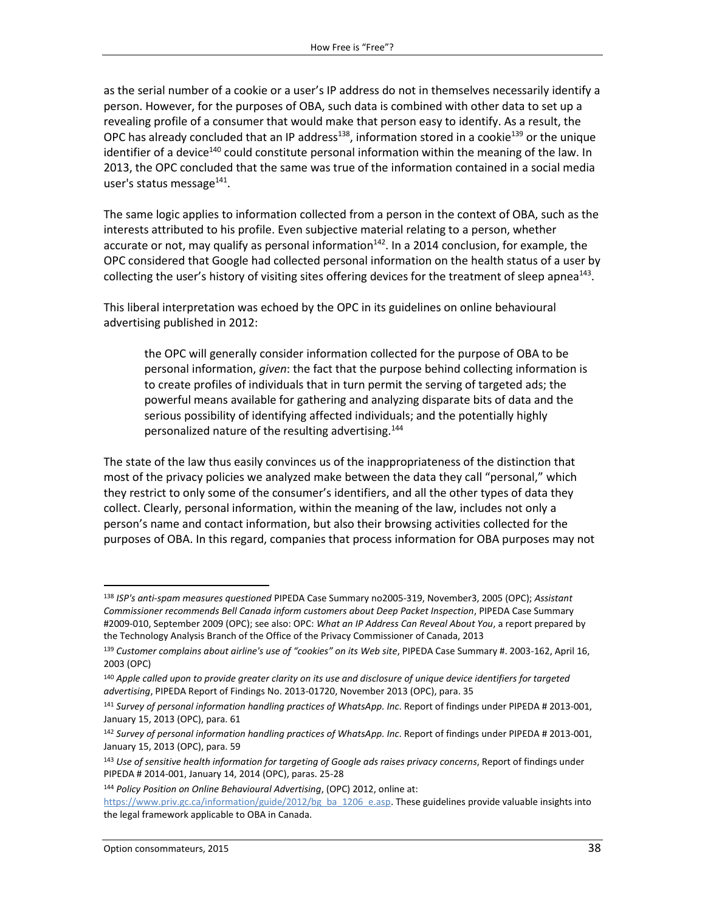as the serial number of a cookie or a user's IP address do not in themselves necessarily identify a person. However, for the purposes of OBA, such data is combined with other data to set up a revealing profile of a consumer that would make that person easy to identify. As a result, the OPC has already concluded that an IP address[138], information stored in a cookie[139] or the unique identifier of a device[140] could constitute personal information within the meaning of the law. In 2013, the OPC concluded that the same was true of the information contained in a social media user's status message[141].

The same logic applies to information collected from a person in the context of OBA, such as the interests attributed to his profile. Even subjective material relating to a person, whether accurate or not, may qualify as personal information[142]. In a 2014 conclusion, for example, the OPC considered that Google had collected personal information on the health status of a user by collecting the user's history of visiting sites offering devices for the treatment of sleep apnea[143].

This liberal interpretation was echoed by the OPC in its guidelines on online behavioural advertising published in 2012:

> the OPC will generally consider information collected for the purpose of OBA to be personal information, *given*: the fact that the purpose behind collecting information is to create profiles of individuals that in turn permit the serving of targeted ads; the powerful means available for gathering and analyzing disparate bits of data and the serious possibility of identifying affected individuals; and the potentially highly personalized nature of the resulting advertising.[144]

The state of the law thus easily convinces us of the inappropriateness of the distinction that most of the privacy policies we analyzed make between the data they call "personal," which they restrict to only some of the consumer's identifiers, and all the other types of data they collect. Clearly, personal information, within the meaning of the law, includes not only a person's name and contact information, but also their browsing activities collected for the purposes of OBA. In this regard, companies that process information for OBA purposes may not

---

[138] *ISP's anti-spam measures questioned* PIPEDA Case Summary no2005-319, November3, 2005 (OPC); *Assistant Commissioner recommends Bell Canada inform customers about Deep Packet Inspection*, PIPEDA Case Summary #2009-010, September 2009 (OPC); see also: OPC: *What an IP Address Can Reveal About You*, a report prepared by the Technology Analysis Branch of the Office of the Privacy Commissioner of Canada, 2013

[139] *Customer complains about airline's use of "cookies" on its Web site*, PIPEDA Case Summary #. 2003-162, April 16, 2003 (OPC)

[140] *Apple called upon to provide greater clarity on its use and disclosure of unique device identifiers for targeted advertising*, PIPEDA Report of Findings No. 2013-01720, November 2013 (OPC), para. 35

[141] *Survey of personal information handling practices of WhatsApp. Inc*. Report of findings under PIPEDA # 2013-001, January 15, 2013 (OPC), para. 61

[142] *Survey of personal information handling practices of WhatsApp. Inc*. Report of findings under PIPEDA # 2013-001, January 15, 2013 (OPC), para. 59

[143] *Use of sensitive health information for targeting of Google ads raises privacy concerns*, Report of findings under PIPEDA # 2014-001, January 14, 2014 (OPC), paras. 25-28

[144] *Policy Position on Online Behavioural Advertising*, (OPC) 2012, online at: https://www.priv.gc.ca/information/guide/2012/bg_ba_1206_e.asp. These guidelines provide valuable insights into the legal framework applicable to OBA in Canada.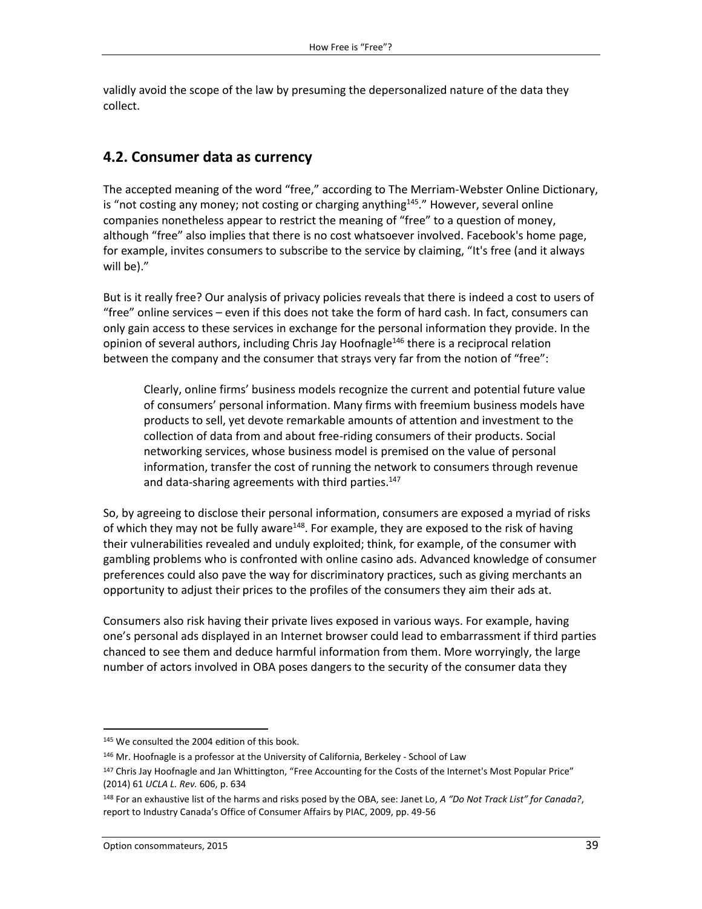validly avoid the scope of the law by presuming the depersonalized nature of the data they collect.

## 4.2. Consumer data as currency

The accepted meaning of the word "free," according to The Merriam-Webster Online Dictionary, is "not costing any money; not costing or charging anything[145]." However, several online companies nonetheless appear to restrict the meaning of "free" to a question of money, although "free" also implies that there is no cost whatsoever involved. Facebook's home page, for example, invites consumers to subscribe to the service by claiming, "It's free (and it always will be)."

But is it really free? Our analysis of privacy policies reveals that there is indeed a cost to users of "free" online services – even if this does not take the form of hard cash. In fact, consumers can only gain access to these services in exchange for the personal information they provide. In the opinion of several authors, including Chris Jay Hoofnagle[146] there is a reciprocal relation between the company and the consumer that strays very far from the notion of "free":

> Clearly, online firms' business models recognize the current and potential future value of consumers' personal information. Many firms with freemium business models have products to sell, yet devote remarkable amounts of attention and investment to the collection of data from and about free-riding consumers of their products. Social networking services, whose business model is premised on the value of personal information, transfer the cost of running the network to consumers through revenue and data-sharing agreements with third parties.[147]

So, by agreeing to disclose their personal information, consumers are exposed a myriad of risks of which they may not be fully aware[148]. For example, they are exposed to the risk of having their vulnerabilities revealed and unduly exploited; think, for example, of the consumer with gambling problems who is confronted with online casino ads. Advanced knowledge of consumer preferences could also pave the way for discriminatory practices, such as giving merchants an opportunity to adjust their prices to the profiles of the consumers they aim their ads at.

Consumers also risk having their private lives exposed in various ways. For example, having one's personal ads displayed in an Internet browser could lead to embarrassment if third parties chanced to see them and deduce harmful information from them. More worryingly, the large number of actors involved in OBA poses dangers to the security of the consumer data they

---

[145] We consulted the 2004 edition of this book.

[146] Mr. Hoofnagle is a professor at the University of California, Berkeley - School of Law

[147] Chris Jay Hoofnagle and Jan Whittington, "Free Accounting for the Costs of the Internet's Most Popular Price" (2014) 61 *UCLA L. Rev.* 606, p. 634

[148] For an exhaustive list of the harms and risks posed by the OBA, see: Janet Lo, *A "Do Not Track List" for Canada?*, report to Industry Canada's Office of Consumer Affairs by PIAC, 2009, pp. 49-56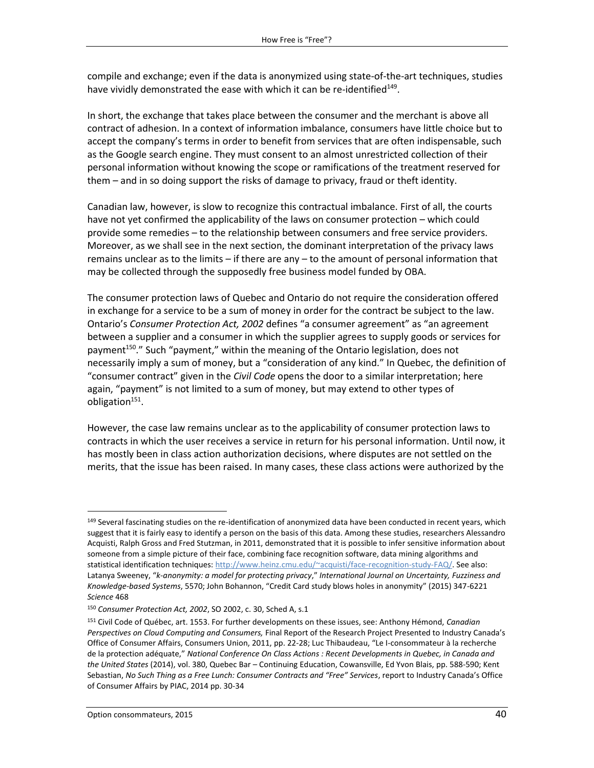compile and exchange; even if the data is anonymized using state-of-the-art techniques, studies have vividly demonstrated the ease with which it can be re-identified[149].

In short, the exchange that takes place between the consumer and the merchant is above all contract of adhesion. In a context of information imbalance, consumers have little choice but to accept the company's terms in order to benefit from services that are often indispensable, such as the Google search engine. They must consent to an almost unrestricted collection of their personal information without knowing the scope or ramifications of the treatment reserved for them – and in so doing support the risks of damage to privacy, fraud or theft identity.

Canadian law, however, is slow to recognize this contractual imbalance. First of all, the courts have not yet confirmed the applicability of the laws on consumer protection – which could provide some remedies – to the relationship between consumers and free service providers. Moreover, as we shall see in the next section, the dominant interpretation of the privacy laws remains unclear as to the limits – if there are any – to the amount of personal information that may be collected through the supposedly free business model funded by OBA.

The consumer protection laws of Quebec and Ontario do not require the consideration offered in exchange for a service to be a sum of money in order for the contract be subject to the law. Ontario's *Consumer Protection Act, 2002* defines "a consumer agreement" as "an agreement between a supplier and a consumer in which the supplier agrees to supply goods or services for payment[150]." Such "payment," within the meaning of the Ontario legislation, does not necessarily imply a sum of money, but a "consideration of any kind." In Quebec, the definition of "consumer contract" given in the *Civil Code* opens the door to a similar interpretation; here again, "payment" is not limited to a sum of money, but may extend to other types of obligation[151].

However, the case law remains unclear as to the applicability of consumer protection laws to contracts in which the user receives a service in return for his personal information. Until now, it has mostly been in class action authorization decisions, where disputes are not settled on the merits, that the issue has been raised. In many cases, these class actions were authorized by the

---

[149] Several fascinating studies on the re-identification of anonymized data have been conducted in recent years, which suggest that it is fairly easy to identify a person on the basis of this data. Among these studies, researchers Alessandro Acquisti, Ralph Gross and Fred Stutzman, in 2011, demonstrated that it is possible to infer sensitive information about someone from a simple picture of their face, combining face recognition software, data mining algorithms and statistical identification techniques: http://www.heinz.cmu.edu/~acquisti/face-recognition-study-FAQ/. See also: Latanya Sweeney, "*k-anonymity: a model for protecting privacy*," *International Journal on Uncertainty, Fuzziness and Knowledge-based Systems*, 5570; John Bohannon, "Credit Card study blows holes in anonymity" (2015) 347-6221 *Science* 468

[150] *Consumer Protection Act, 2002*, SO 2002, c. 30, Sched A, s.1

[151] Civil Code of Québec, art. 1553. For further developments on these issues, see: Anthony Hémond, *Canadian Perspectives on Cloud Computing and Consumers,* Final Report of the Research Project Presented to Industry Canada's Office of Consumer Affairs, Consumers Union, 2011, pp. 22-28; Luc Thibaudeau, "Le I-consommateur à la recherche de la protection adéquate," *National Conference On Class Actions : Recent Developments in Quebec, in Canada and the United States* (2014), vol. 380, Quebec Bar – Continuing Education, Cowansville, Ed Yvon Blais, pp. 588-590; Kent Sebastian, *No Such Thing as a Free Lunch: Consumer Contracts and "Free" Services*, report to Industry Canada's Office of Consumer Affairs by PIAC, 2014 pp. 30-34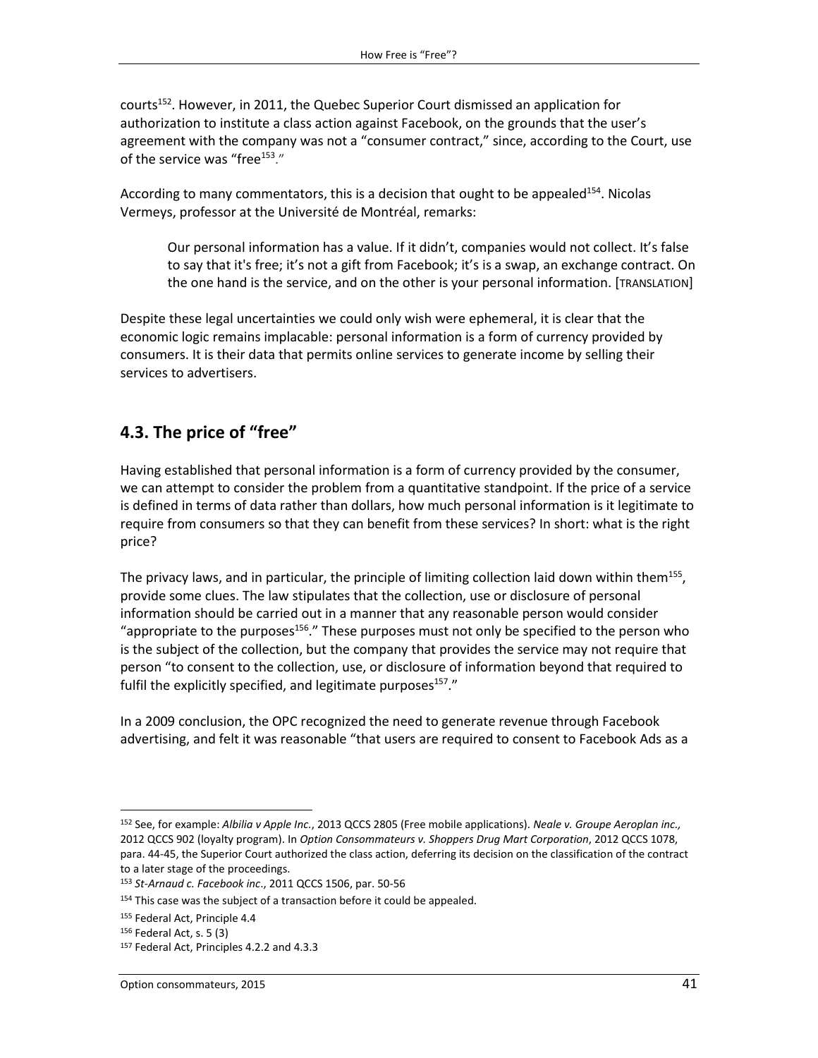courts[152]. However, in 2011, the Quebec Superior Court dismissed an application for authorization to institute a class action against Facebook, on the grounds that the user's agreement with the company was not a "consumer contract," since, according to the Court, use of the service was "free[153]."

According to many commentators, this is a decision that ought to be appealed[154]. Nicolas Vermeys, professor at the Université de Montréal, remarks:

> Our personal information has a value. If it didn't, companies would not collect. It's false to say that it's free; it's not a gift from Facebook; it's is a swap, an exchange contract. On the one hand is the service, and on the other is your personal information. [TRANSLATION]

Despite these legal uncertainties we could only wish were ephemeral, it is clear that the economic logic remains implacable: personal information is a form of currency provided by consumers. It is their data that permits online services to generate income by selling their services to advertisers.

## 4.3. The price of "free"

Having established that personal information is a form of currency provided by the consumer, we can attempt to consider the problem from a quantitative standpoint. If the price of a service is defined in terms of data rather than dollars, how much personal information is it legitimate to require from consumers so that they can benefit from these services? In short: what is the right price?

The privacy laws, and in particular, the principle of limiting collection laid down within them[155], provide some clues. The law stipulates that the collection, use or disclosure of personal information should be carried out in a manner that any reasonable person would consider "appropriate to the purposes[156]." These purposes must not only be specified to the person who is the subject of the collection, but the company that provides the service may not require that person "to consent to the collection, use, or disclosure of information beyond that required to fulfil the explicitly specified, and legitimate purposes[157]."

In a 2009 conclusion, the OPC recognized the need to generate revenue through Facebook advertising, and felt it was reasonable "that users are required to consent to Facebook Ads as a

---

[152] See, for example: *Albilia v Apple Inc.*, 2013 QCCS 2805 (Free mobile applications). *Neale v. Groupe Aeroplan inc.*, 2012 QCCS 902 (loyalty program). In *Option Consommateurs v. Shoppers Drug Mart Corporation*, 2012 QCCS 1078, para. 44-45, the Superior Court authorized the class action, deferring its decision on the classification of the contract to a later stage of the proceedings.

[153] *St-Arnaud c. Facebook inc*., 2011 QCCS 1506, par. 50-56

[154] This case was the subject of a transaction before it could be appealed.

[155] Federal Act, Principle 4.4

[156] Federal Act, s. 5 (3)

[157] Federal Act, Principles 4.2.2 and 4.3.3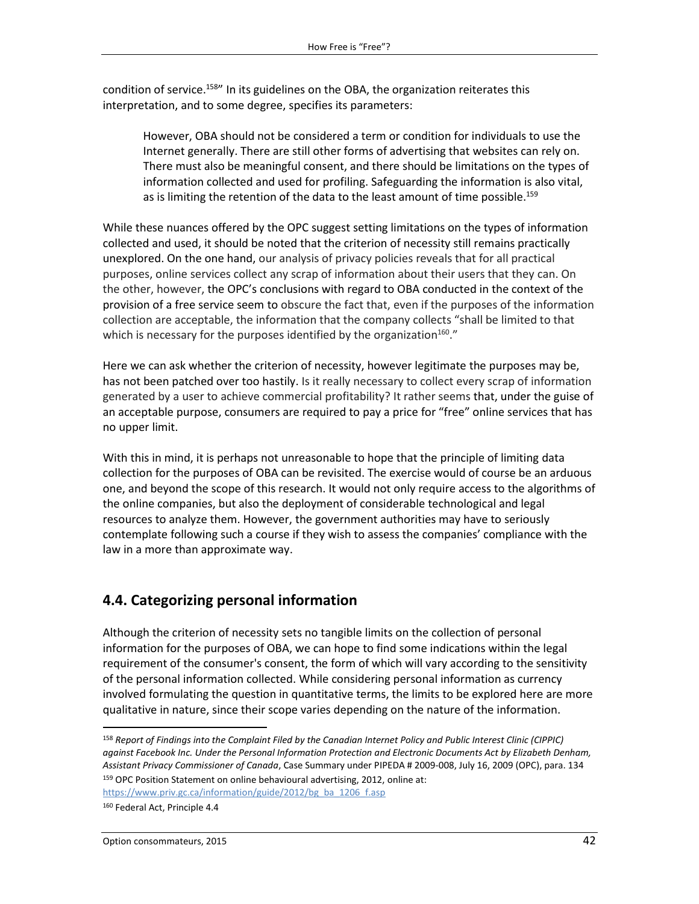condition of service.[158]" In its guidelines on the OBA, the organization reiterates this interpretation, and to some degree, specifies its parameters:

> However, OBA should not be considered a term or condition for individuals to use the Internet generally. There are still other forms of advertising that websites can rely on. There must also be meaningful consent, and there should be limitations on the types of information collected and used for profiling. Safeguarding the information is also vital, as is limiting the retention of the data to the least amount of time possible.[159]

While these nuances offered by the OPC suggest setting limitations on the types of information collected and used, it should be noted that the criterion of necessity still remains practically unexplored. On the one hand, our analysis of privacy policies reveals that for all practical purposes, online services collect any scrap of information about their users that they can. On the other, however, the OPC's conclusions with regard to OBA conducted in the context of the provision of a free service seem to obscure the fact that, even if the purposes of the information collection are acceptable, the information that the company collects "shall be limited to that which is necessary for the purposes identified by the organization[160]."

Here we can ask whether the criterion of necessity, however legitimate the purposes may be, has not been patched over too hastily. Is it really necessary to collect every scrap of information generated by a user to achieve commercial profitability? It rather seems that, under the guise of an acceptable purpose, consumers are required to pay a price for "free" online services that has no upper limit.

With this in mind, it is perhaps not unreasonable to hope that the principle of limiting data collection for the purposes of OBA can be revisited. The exercise would of course be an arduous one, and beyond the scope of this research. It would not only require access to the algorithms of the online companies, but also the deployment of considerable technological and legal resources to analyze them. However, the government authorities may have to seriously contemplate following such a course if they wish to assess the companies' compliance with the law in a more than approximate way.

## 4.4. Categorizing personal information

Although the criterion of necessity sets no tangible limits on the collection of personal information for the purposes of OBA, we can hope to find some indications within the legal requirement of the consumer's consent, the form of which will vary according to the sensitivity of the personal information collected. While considering personal information as currency involved formulating the question in quantitative terms, the limits to be explored here are more qualitative in nature, since their scope varies depending on the nature of the information.

---

[158] *Report of Findings into the Complaint Filed by the Canadian Internet Policy and Public Interest Clinic (CIPPIC) against Facebook Inc. Under the Personal Information Protection and Electronic Documents Act by Elizabeth Denham, Assistant Privacy Commissioner of Canada*, Case Summary under PIPEDA # 2009-008, July 16, 2009 (OPC), para. 134

[159] OPC Position Statement on online behavioural advertising, 2012, online at: https://www.priv.gc.ca/information/guide/2012/bg_ba_1206_f.asp

[160] Federal Act, Principle 4.4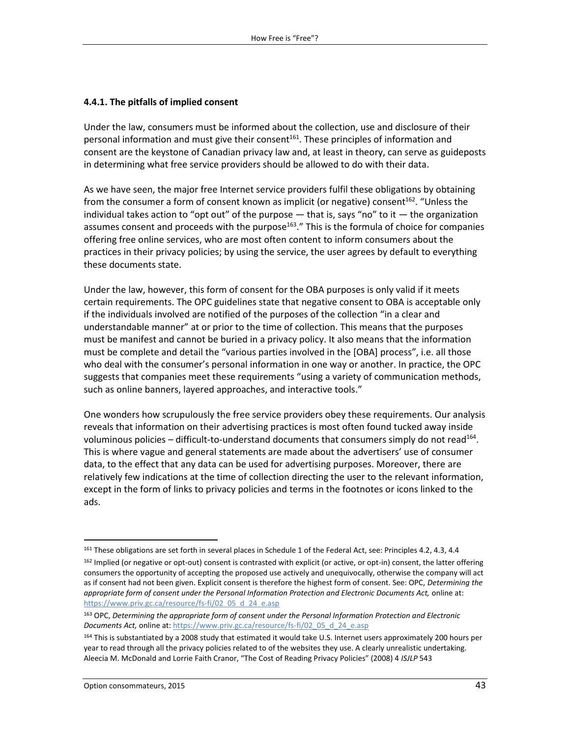#### 4.4.1. The pitfalls of implied consent

Under the law, consumers must be informed about the collection, use and disclosure of their personal information and must give their consent[161]. These principles of information and consent are the keystone of Canadian privacy law and, at least in theory, can serve as guideposts in determining what free service providers should be allowed to do with their data.

As we have seen, the major free Internet service providers fulfil these obligations by obtaining from the consumer a form of consent known as implicit (or negative) consent[162]. "Unless the individual takes action to "opt out" of the purpose — that is, says "no" to it — the organization assumes consent and proceeds with the purpose[163]." This is the formula of choice for companies offering free online services, who are most often content to inform consumers about the practices in their privacy policies; by using the service, the user agrees by default to everything these documents state.

Under the law, however, this form of consent for the OBA purposes is only valid if it meets certain requirements. The OPC guidelines state that negative consent to OBA is acceptable only if the individuals involved are notified of the purposes of the collection "in a clear and understandable manner" at or prior to the time of collection. This means that the purposes must be manifest and cannot be buried in a privacy policy. It also means that the information must be complete and detail the "various parties involved in the [OBA] process", i.e. all those who deal with the consumer's personal information in one way or another. In practice, the OPC suggests that companies meet these requirements "using a variety of communication methods, such as online banners, layered approaches, and interactive tools."

One wonders how scrupulously the free service providers obey these requirements. Our analysis reveals that information on their advertising practices is most often found tucked away inside voluminous policies – difficult-to-understand documents that consumers simply do not read[164]. This is where vague and general statements are made about the advertisers' use of consumer data, to the effect that any data can be used for advertising purposes. Moreover, there are relatively few indications at the time of collection directing the user to the relevant information, except in the form of links to privacy policies and terms in the footnotes or icons linked to the ads.

---

[161] These obligations are set forth in several places in Schedule 1 of the Federal Act, see: Principles 4.2, 4.3, 4.4

[162] Implied (or negative or opt-out) consent is contrasted with explicit (or active, or opt-in) consent, the latter offering consumers the opportunity of accepting the proposed use actively and unequivocally, otherwise the company will act as if consent had not been given. Explicit consent is therefore the highest form of consent. See: OPC, *Determining the appropriate form of consent under the Personal Information Protection and Electronic Documents Act,* online at: https://www.priv.gc.ca/resource/fs-fi/02_05_d_24_e.asp

[163] OPC, *Determining the appropriate form of consent under the Personal Information Protection and Electronic Documents Act,* online at: https://www.priv.gc.ca/resource/fs-fi/02_05_d_24_e.asp

[164] This is substantiated by a 2008 study that estimated it would take U.S. Internet users approximately 200 hours per year to read through all the privacy policies related to of the websites they use. A clearly unrealistic undertaking. Aleecia M. McDonald and Lorrie Faith Cranor, "The Cost of Reading Privacy Policies" (2008) 4 *ISJLP* 543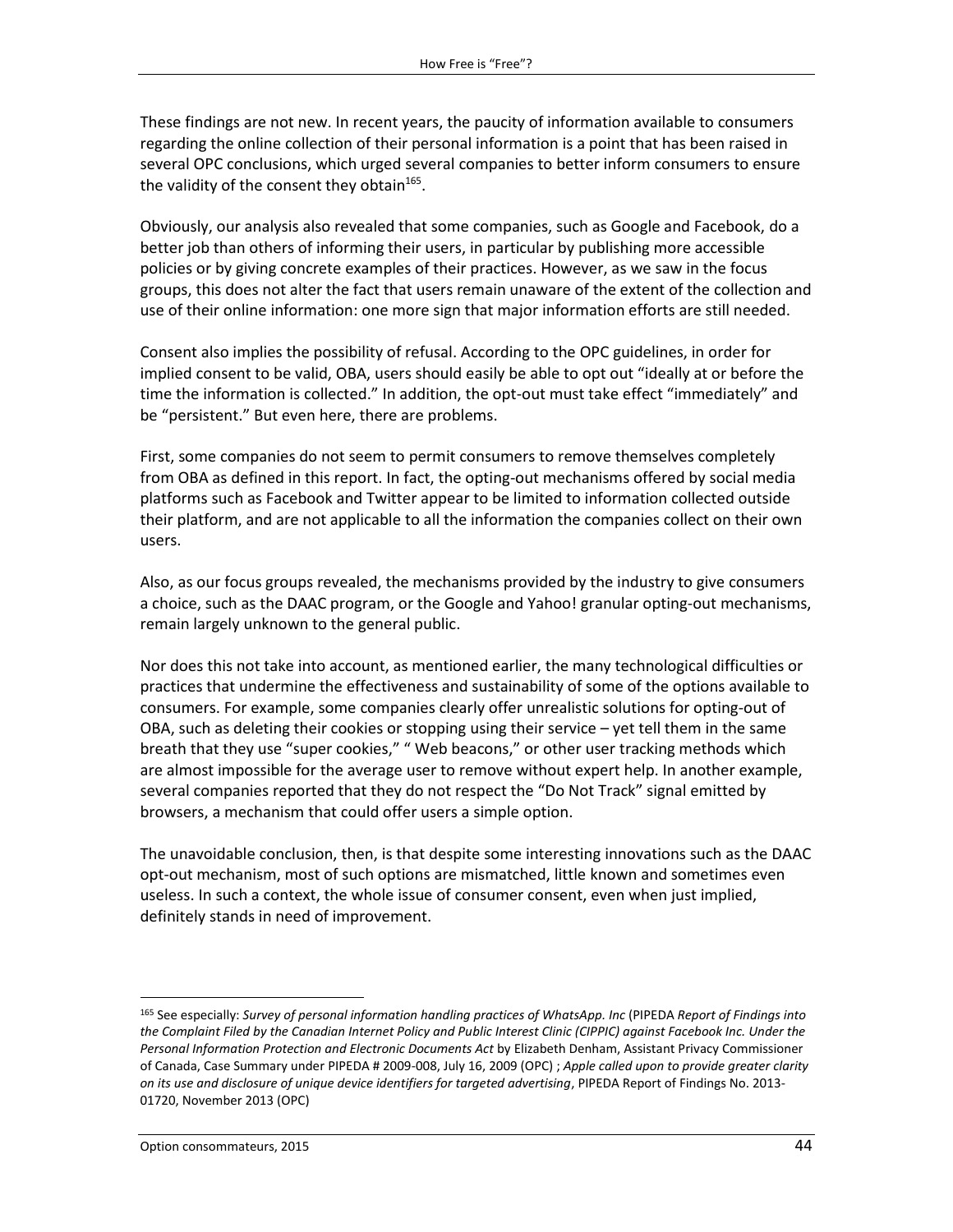These findings are not new. In recent years, the paucity of information available to consumers regarding the online collection of their personal information is a point that has been raised in several OPC conclusions, which urged several companies to better inform consumers to ensure the validity of the consent they obtain[165].

Obviously, our analysis also revealed that some companies, such as Google and Facebook, do a better job than others of informing their users, in particular by publishing more accessible policies or by giving concrete examples of their practices. However, as we saw in the focus groups, this does not alter the fact that users remain unaware of the extent of the collection and use of their online information: one more sign that major information efforts are still needed.

Consent also implies the possibility of refusal. According to the OPC guidelines, in order for implied consent to be valid, OBA, users should easily be able to opt out "ideally at or before the time the information is collected." In addition, the opt-out must take effect "immediately" and be "persistent." But even here, there are problems.

First, some companies do not seem to permit consumers to remove themselves completely from OBA as defined in this report. In fact, the opting-out mechanisms offered by social media platforms such as Facebook and Twitter appear to be limited to information collected outside their platform, and are not applicable to all the information the companies collect on their own users.

Also, as our focus groups revealed, the mechanisms provided by the industry to give consumers a choice, such as the DAAC program, or the Google and Yahoo! granular opting-out mechanisms, remain largely unknown to the general public.

Nor does this not take into account, as mentioned earlier, the many technological difficulties or practices that undermine the effectiveness and sustainability of some of the options available to consumers. For example, some companies clearly offer unrealistic solutions for opting-out of OBA, such as deleting their cookies or stopping using their service – yet tell them in the same breath that they use "super cookies," " Web beacons," or other user tracking methods which are almost impossible for the average user to remove without expert help. In another example, several companies reported that they do not respect the "Do Not Track" signal emitted by browsers, a mechanism that could offer users a simple option.

The unavoidable conclusion, then, is that despite some interesting innovations such as the DAAC opt-out mechanism, most of such options are mismatched, little known and sometimes even useless. In such a context, the whole issue of consumer consent, even when just implied, definitely stands in need of improvement.

---

[165] See especially: *Survey of personal information handling practices of WhatsApp. Inc* (PIPEDA *Report of Findings into the Complaint Filed by the Canadian Internet Policy and Public Interest Clinic (CIPPIC) against Facebook Inc. Under the Personal Information Protection and Electronic Documents Act* by Elizabeth Denham, Assistant Privacy Commissioner of Canada, Case Summary under PIPEDA # 2009-008, July 16, 2009 (OPC) ; *Apple called upon to provide greater clarity on its use and disclosure of unique device identifiers for targeted advertising*, PIPEDA Report of Findings No. 2013-01720, November 2013 (OPC)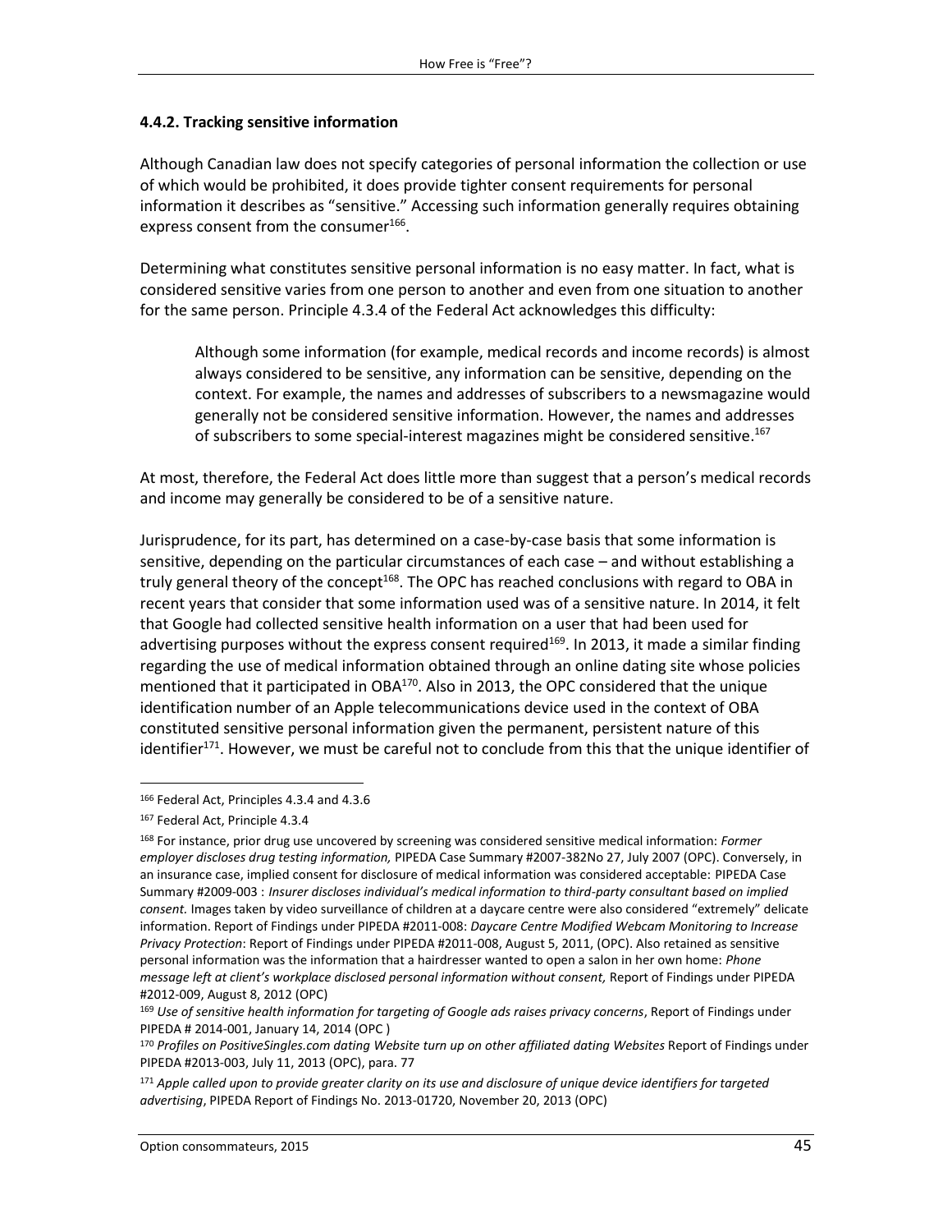#### 4.4.2. Tracking sensitive information

Although Canadian law does not specify categories of personal information the collection or use of which would be prohibited, it does provide tighter consent requirements for personal information it describes as "sensitive." Accessing such information generally requires obtaining express consent from the consumer[166].

Determining what constitutes sensitive personal information is no easy matter. In fact, what is considered sensitive varies from one person to another and even from one situation to another for the same person. Principle 4.3.4 of the Federal Act acknowledges this difficulty:

> Although some information (for example, medical records and income records) is almost always considered to be sensitive, any information can be sensitive, depending on the context. For example, the names and addresses of subscribers to a newsmagazine would generally not be considered sensitive information. However, the names and addresses of subscribers to some special-interest magazines might be considered sensitive.[167]

At most, therefore, the Federal Act does little more than suggest that a person's medical records and income may generally be considered to be of a sensitive nature.

Jurisprudence, for its part, has determined on a case-by-case basis that some information is sensitive, depending on the particular circumstances of each case – and without establishing a truly general theory of the concept[168]. The OPC has reached conclusions with regard to OBA in recent years that consider that some information used was of a sensitive nature. In 2014, it felt that Google had collected sensitive health information on a user that had been used for advertising purposes without the express consent required[169]. In 2013, it made a similar finding regarding the use of medical information obtained through an online dating site whose policies mentioned that it participated in OBA[170]. Also in 2013, the OPC considered that the unique identification number of an Apple telecommunications device used in the context of OBA constituted sensitive personal information given the permanent, persistent nature of this identifier[171]. However, we must be careful not to conclude from this that the unique identifier of

---

[166] Federal Act, Principles 4.3.4 and 4.3.6

[167] Federal Act, Principle 4.3.4

[168] For instance, prior drug use uncovered by screening was considered sensitive medical information: *Former employer discloses drug testing information,* PIPEDA Case Summary #2007-382No 27, July 2007 (OPC). Conversely, in an insurance case, implied consent for disclosure of medical information was considered acceptable: PIPEDA Case Summary #2009-003 : *Insurer discloses individual's medical information to third-party consultant based on implied consent.* Images taken by video surveillance of children at a daycare centre were also considered "extremely" delicate information. Report of Findings under PIPEDA #2011-008: *Daycare Centre Modified Webcam Monitoring to Increase Privacy Protection*: Report of Findings under PIPEDA #2011-008, August 5, 2011, (OPC). Also retained as sensitive personal information was the information that a hairdresser wanted to open a salon in her own home: *Phone message left at client's workplace disclosed personal information without consent,* Report of Findings under PIPEDA #2012-009, August 8, 2012 (OPC)

[169] *Use of sensitive health information for targeting of Google ads raises privacy concerns*, Report of Findings under PIPEDA # 2014-001, January 14, 2014 (OPC )

[170] *Profiles on PositiveSingles.com dating Website turn up on other affiliated dating Websites* Report of Findings under PIPEDA #2013-003, July 11, 2013 (OPC), para. 77

[171] *Apple called upon to provide greater clarity on its use and disclosure of unique device identifiers for targeted advertising*, PIPEDA Report of Findings No. 2013-01720, November 20, 2013 (OPC)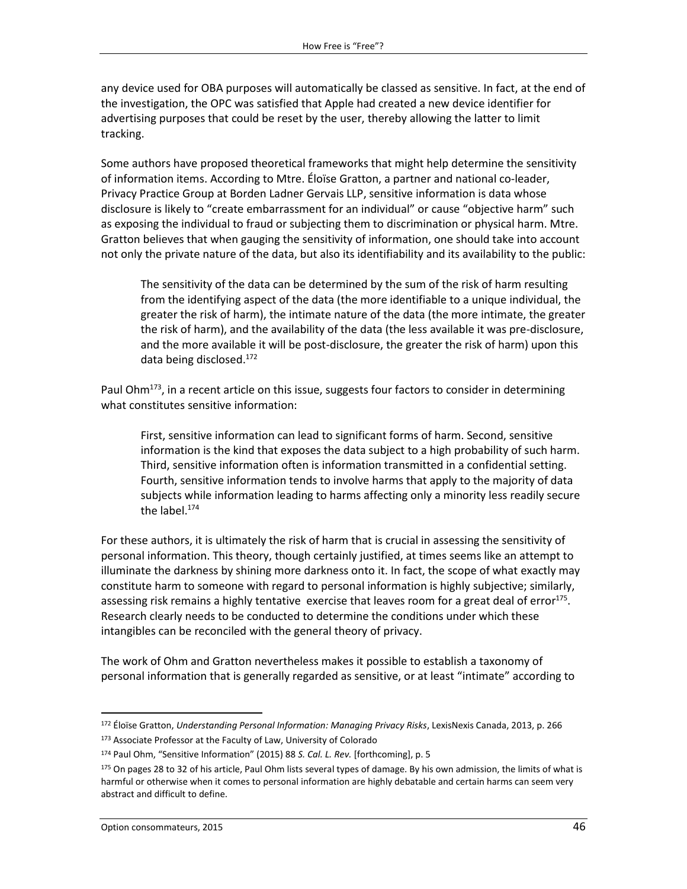any device used for OBA purposes will automatically be classed as sensitive. In fact, at the end of the investigation, the OPC was satisfied that Apple had created a new device identifier for advertising purposes that could be reset by the user, thereby allowing the latter to limit tracking.

Some authors have proposed theoretical frameworks that might help determine the sensitivity of information items. According to Mtre. Éloïse Gratton, a partner and national co-leader, Privacy Practice Group at Borden Ladner Gervais LLP, sensitive information is data whose disclosure is likely to "create embarrassment for an individual" or cause "objective harm" such as exposing the individual to fraud or subjecting them to discrimination or physical harm. Mtre. Gratton believes that when gauging the sensitivity of information, one should take into account not only the private nature of the data, but also its identifiability and its availability to the public:

> The sensitivity of the data can be determined by the sum of the risk of harm resulting from the identifying aspect of the data (the more identifiable to a unique individual, the greater the risk of harm), the intimate nature of the data (the more intimate, the greater the risk of harm), and the availability of the data (the less available it was pre-disclosure, and the more available it will be post-disclosure, the greater the risk of harm) upon this data being disclosed.[172]

Paul Ohm[173], in a recent article on this issue, suggests four factors to consider in determining what constitutes sensitive information:

> First, sensitive information can lead to significant forms of harm. Second, sensitive information is the kind that exposes the data subject to a high probability of such harm. Third, sensitive information often is information transmitted in a confidential setting. Fourth, sensitive information tends to involve harms that apply to the majority of data subjects while information leading to harms affecting only a minority less readily secure the label.[174]

For these authors, it is ultimately the risk of harm that is crucial in assessing the sensitivity of personal information. This theory, though certainly justified, at times seems like an attempt to illuminate the darkness by shining more darkness onto it. In fact, the scope of what exactly may constitute harm to someone with regard to personal information is highly subjective; similarly, assessing risk remains a highly tentative exercise that leaves room for a great deal of error[175]. Research clearly needs to be conducted to determine the conditions under which these intangibles can be reconciled with the general theory of privacy.

The work of Ohm and Gratton nevertheless makes it possible to establish a taxonomy of personal information that is generally regarded as sensitive, or at least "intimate" according to

---

[172] Éloïse Gratton, *Understanding Personal Information: Managing Privacy Risks*, LexisNexis Canada, 2013, p. 266

[173] Associate Professor at the Faculty of Law, University of Colorado

[174] Paul Ohm, "Sensitive Information" (2015) 88 *S. Cal. L. Rev.* [forthcoming], p. 5

[175] On pages 28 to 32 of his article, Paul Ohm lists several types of damage. By his own admission, the limits of what is harmful or otherwise when it comes to personal information are highly debatable and certain harms can seem very abstract and difficult to define.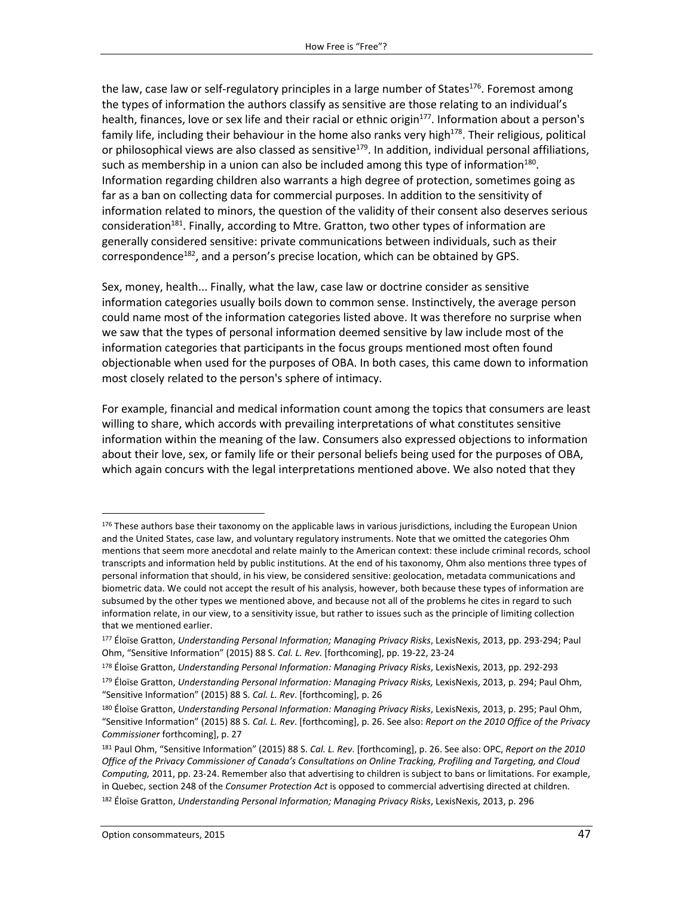the law, case law or self-regulatory principles in a large number of States[176]. Foremost among the types of information the authors classify as sensitive are those relating to an individual's health, finances, love or sex life and their racial or ethnic origin[177]. Information about a person's family life, including their behaviour in the home also ranks very high[178]. Their religious, political or philosophical views are also classed as sensitive[179]. In addition, individual personal affiliations, such as membership in a union can also be included among this type of information[180]. Information regarding children also warrants a high degree of protection, sometimes going as far as a ban on collecting data for commercial purposes. In addition to the sensitivity of information related to minors, the question of the validity of their consent also deserves serious consideration[181]. Finally, according to Mtre. Gratton, two other types of information are generally considered sensitive: private communications between individuals, such as their correspondence[182], and a person's precise location, which can be obtained by GPS.

Sex, money, health... Finally, what the law, case law or doctrine consider as sensitive information categories usually boils down to common sense. Instinctively, the average person could name most of the information categories listed above. It was therefore no surprise when we saw that the types of personal information deemed sensitive by law include most of the information categories that participants in the focus groups mentioned most often found objectionable when used for the purposes of OBA. In both cases, this came down to information most closely related to the person's sphere of intimacy.

For example, financial and medical information count among the topics that consumers are least willing to share, which accords with prevailing interpretations of what constitutes sensitive information within the meaning of the law. Consumers also expressed objections to information about their love, sex, or family life or their personal beliefs being used for the purposes of OBA, which again concurs with the legal interpretations mentioned above. We also noted that they

---

[176] These authors base their taxonomy on the applicable laws in various jurisdictions, including the European Union and the United States, case law, and voluntary regulatory instruments. Note that we omitted the categories Ohm mentions that seem more anecdotal and relate mainly to the American context: these include criminal records, school transcripts and information held by public institutions. At the end of his taxonomy, Ohm also mentions three types of personal information that should, in his view, be considered sensitive: geolocation, metadata communications and biometric data. We could not accept the result of his analysis, however, both because these types of information are subsumed by the other types we mentioned above, and because not all of the problems he cites in regard to such information relate, in our view, to a sensitivity issue, but rather to issues such as the principle of limiting collection that we mentioned earlier.

[177] Éloïse Gratton, *Understanding Personal Information; Managing Privacy Risks*, LexisNexis, 2013, pp. 293-294; Paul Ohm, "Sensitive Information" (2015) 88 S. *Cal. L. Rev*. [forthcoming], pp. 19-22, 23-24

[178] Éloïse Gratton, *Understanding Personal Information: Managing Privacy Risks*, LexisNexis, 2013, pp. 292-293

[179] Éloïse Gratton, *Understanding Personal Information: Managing Privacy Risks,* LexisNexis, 2013, p. 294; Paul Ohm, "Sensitive Information" (2015) 88 S. *Cal. L. Rev*. [forthcoming], p. 26

[180] Éloïse Gratton, *Understanding Personal Information: Managing Privacy Risks*, LexisNexis, 2013, p. 295; Paul Ohm, "Sensitive Information" (2015) 88 S. *Cal. L. Rev*. [forthcoming], p. 26. See also: *Report on the 2010 Office of the Privacy Commissioner* forthcoming], p. 27

[181] Paul Ohm, "Sensitive Information" (2015) 88 S. *Cal. L. Rev*. [forthcoming], p. 26. See also: OPC, *Report on the 2010 Office of the Privacy Commissioner of Canada's Consultations on Online Tracking, Profiling and Targeting, and Cloud Computing,* 2011, pp. 23-24. Remember also that advertising to children is subject to bans or limitations. For example, in Quebec, section 248 of the *Consumer Protection Act* is opposed to commercial advertising directed at children.

[182] Éloïse Gratton, *Understanding Personal Information; Managing Privacy Risks*, LexisNexis, 2013, p. 296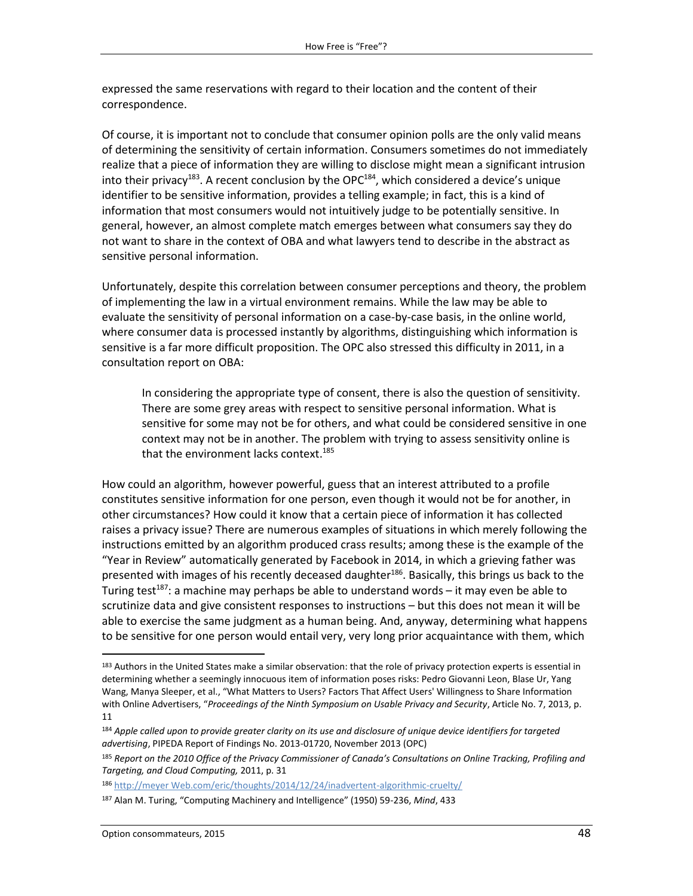expressed the same reservations with regard to their location and the content of their correspondence.

Of course, it is important not to conclude that consumer opinion polls are the only valid means of determining the sensitivity of certain information. Consumers sometimes do not immediately realize that a piece of information they are willing to disclose might mean a significant intrusion into their privacy[183]. A recent conclusion by the OPC[184], which considered a device's unique identifier to be sensitive information, provides a telling example; in fact, this is a kind of information that most consumers would not intuitively judge to be potentially sensitive. In general, however, an almost complete match emerges between what consumers say they do not want to share in the context of OBA and what lawyers tend to describe in the abstract as sensitive personal information.

Unfortunately, despite this correlation between consumer perceptions and theory, the problem of implementing the law in a virtual environment remains. While the law may be able to evaluate the sensitivity of personal information on a case-by-case basis, in the online world, where consumer data is processed instantly by algorithms, distinguishing which information is sensitive is a far more difficult proposition. The OPC also stressed this difficulty in 2011, in a consultation report on OBA:

> In considering the appropriate type of consent, there is also the question of sensitivity. There are some grey areas with respect to sensitive personal information. What is sensitive for some may not be for others, and what could be considered sensitive in one context may not be in another. The problem with trying to assess sensitivity online is that the environment lacks context.[185]

How could an algorithm, however powerful, guess that an interest attributed to a profile constitutes sensitive information for one person, even though it would not be for another, in other circumstances? How could it know that a certain piece of information it has collected raises a privacy issue? There are numerous examples of situations in which merely following the instructions emitted by an algorithm produced crass results; among these is the example of the "Year in Review" automatically generated by Facebook in 2014, in which a grieving father was presented with images of his recently deceased daughter[186]. Basically, this brings us back to the Turing test[187]: a machine may perhaps be able to understand words – it may even be able to scrutinize data and give consistent responses to instructions – but this does not mean it will be able to exercise the same judgment as a human being. And, anyway, determining what happens to be sensitive for one person would entail very, very long prior acquaintance with them, which

---

[183] Authors in the United States make a similar observation: that the role of privacy protection experts is essential in determining whether a seemingly innocuous item of information poses risks: Pedro Giovanni Leon, Blase Ur, Yang Wang, Manya Sleeper, et al., "What Matters to Users? Factors That Affect Users' Willingness to Share Information with Online Advertisers, "*Proceedings of the Ninth Symposium on Usable Privacy and Security*, Article No. 7, 2013, p. 11

[184] *Apple called upon to provide greater clarity on its use and disclosure of unique device identifiers for targeted advertising*, PIPEDA Report of Findings No. 2013-01720, November 2013 (OPC)

[185] *Report on the 2010 Office of the Privacy Commissioner of Canada's Consultations on Online Tracking, Profiling and Targeting, and Cloud Computing,* 2011, p. 31

[186] http://meyer Web.com/eric/thoughts/2014/12/24/inadvertent-algorithmic-cruelty/

[187] Alan M. Turing, "Computing Machinery and Intelligence" (1950) 59-236, *Mind*, 433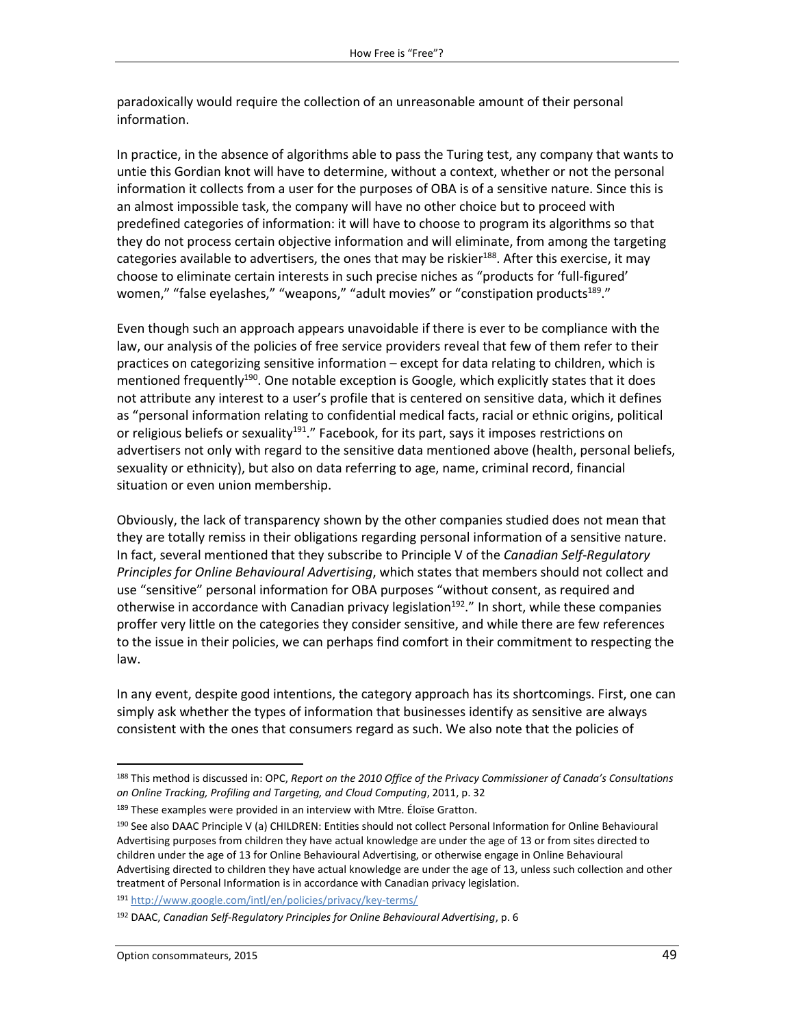paradoxically would require the collection of an unreasonable amount of their personal information.

In practice, in the absence of algorithms able to pass the Turing test, any company that wants to untie this Gordian knot will have to determine, without a context, whether or not the personal information it collects from a user for the purposes of OBA is of a sensitive nature. Since this is an almost impossible task, the company will have no other choice but to proceed with predefined categories of information: it will have to choose to program its algorithms so that they do not process certain objective information and will eliminate, from among the targeting categories available to advertisers, the ones that may be riskier[188]. After this exercise, it may choose to eliminate certain interests in such precise niches as "products for 'full-figured' women," "false eyelashes," "weapons," "adult movies" or "constipation products[189]."

Even though such an approach appears unavoidable if there is ever to be compliance with the law, our analysis of the policies of free service providers reveal that few of them refer to their practices on categorizing sensitive information – except for data relating to children, which is mentioned frequently[190]. One notable exception is Google, which explicitly states that it does not attribute any interest to a user's profile that is centered on sensitive data, which it defines as "personal information relating to confidential medical facts, racial or ethnic origins, political or religious beliefs or sexuality[191]." Facebook, for its part, says it imposes restrictions on advertisers not only with regard to the sensitive data mentioned above (health, personal beliefs, sexuality or ethnicity), but also on data referring to age, name, criminal record, financial situation or even union membership.

Obviously, the lack of transparency shown by the other companies studied does not mean that they are totally remiss in their obligations regarding personal information of a sensitive nature. In fact, several mentioned that they subscribe to Principle V of the *Canadian Self-Regulatory Principles for Online Behavioural Advertising*, which states that members should not collect and use "sensitive" personal information for OBA purposes "without consent, as required and otherwise in accordance with Canadian privacy legislation[192]." In short, while these companies proffer very little on the categories they consider sensitive, and while there are few references to the issue in their policies, we can perhaps find comfort in their commitment to respecting the law.

In any event, despite good intentions, the category approach has its shortcomings. First, one can simply ask whether the types of information that businesses identify as sensitive are always consistent with the ones that consumers regard as such. We also note that the policies of

---

[188] This method is discussed in: OPC, *Report on the 2010 Office of the Privacy Commissioner of Canada's Consultations on Online Tracking, Profiling and Targeting, and Cloud Computing*, 2011, p. 32

[189] These examples were provided in an interview with Mtre. Éloïse Gratton.

[190] See also DAAC Principle V (a) CHILDREN: Entities should not collect Personal Information for Online Behavioural Advertising purposes from children they have actual knowledge are under the age of 13 or from sites directed to children under the age of 13 for Online Behavioural Advertising, or otherwise engage in Online Behavioural Advertising directed to children they have actual knowledge are under the age of 13, unless such collection and other treatment of Personal Information is in accordance with Canadian privacy legislation.

[191] http://www.google.com/intl/en/policies/privacy/key-terms/

[192] DAAC, *Canadian Self-Regulatory Principles for Online Behavioural Advertising*, p. 6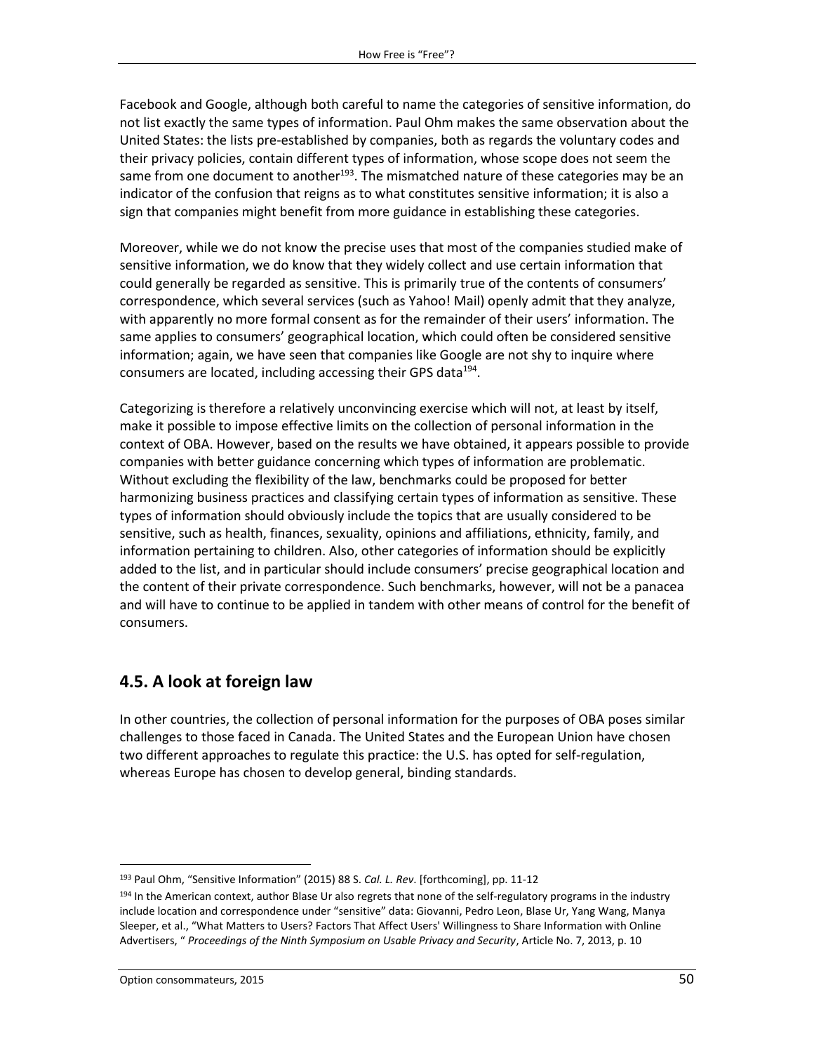Facebook and Google, although both careful to name the categories of sensitive information, do not list exactly the same types of information. Paul Ohm makes the same observation about the United States: the lists pre-established by companies, both as regards the voluntary codes and their privacy policies, contain different types of information, whose scope does not seem the same from one document to another[193]. The mismatched nature of these categories may be an indicator of the confusion that reigns as to what constitutes sensitive information; it is also a sign that companies might benefit from more guidance in establishing these categories.

Moreover, while we do not know the precise uses that most of the companies studied make of sensitive information, we do know that they widely collect and use certain information that could generally be regarded as sensitive. This is primarily true of the contents of consumers' correspondence, which several services (such as Yahoo! Mail) openly admit that they analyze, with apparently no more formal consent as for the remainder of their users' information. The same applies to consumers' geographical location, which could often be considered sensitive information; again, we have seen that companies like Google are not shy to inquire where consumers are located, including accessing their GPS data[194].

Categorizing is therefore a relatively unconvincing exercise which will not, at least by itself, make it possible to impose effective limits on the collection of personal information in the context of OBA. However, based on the results we have obtained, it appears possible to provide companies with better guidance concerning which types of information are problematic. Without excluding the flexibility of the law, benchmarks could be proposed for better harmonizing business practices and classifying certain types of information as sensitive. These types of information should obviously include the topics that are usually considered to be sensitive, such as health, finances, sexuality, opinions and affiliations, ethnicity, family, and information pertaining to children. Also, other categories of information should be explicitly added to the list, and in particular should include consumers' precise geographical location and the content of their private correspondence. Such benchmarks, however, will not be a panacea and will have to continue to be applied in tandem with other means of control for the benefit of consumers.

## 4.5. A look at foreign law

In other countries, the collection of personal information for the purposes of OBA poses similar challenges to those faced in Canada. The United States and the European Union have chosen two different approaches to regulate this practice: the U.S. has opted for self-regulation, whereas Europe has chosen to develop general, binding standards.

---

[193] Paul Ohm, "Sensitive Information" (2015) 88 S. *Cal. L. Rev*. [forthcoming], pp. 11-12

[194] In the American context, author Blase Ur also regrets that none of the self-regulatory programs in the industry include location and correspondence under "sensitive" data: Giovanni, Pedro Leon, Blase Ur, Yang Wang, Manya Sleeper, et al., "What Matters to Users? Factors That Affect Users' Willingness to Share Information with Online Advertisers, " *Proceedings of the Ninth Symposium on Usable Privacy and Security*, Article No. 7, 2013, p. 10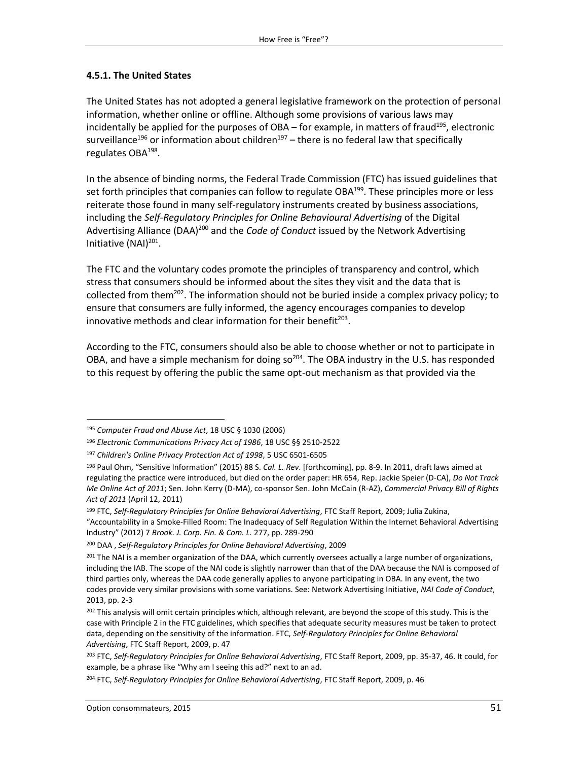### 4.5.1. The United States

The United States has not adopted a general legislative framework on the protection of personal information, whether online or offline. Although some provisions of various laws may incidentally be applied for the purposes of OBA – for example, in matters of fraud[195], electronic surveillance[196] or information about children[197] – there is no federal law that specifically regulates OBA[198].

In the absence of binding norms, the Federal Trade Commission (FTC) has issued guidelines that set forth principles that companies can follow to regulate OBA[199]. These principles more or less reiterate those found in many self-regulatory instruments created by business associations, including the *Self-Regulatory Principles for Online Behavioural Advertising* of the Digital Advertising Alliance (DAA)[200] and the *Code of Conduct* issued by the Network Advertising Initiative (NAI)[201].

The FTC and the voluntary codes promote the principles of transparency and control, which stress that consumers should be informed about the sites they visit and the data that is collected from them[202]. The information should not be buried inside a complex privacy policy; to ensure that consumers are fully informed, the agency encourages companies to develop innovative methods and clear information for their benefit[203].

According to the FTC, consumers should also be able to choose whether or not to participate in OBA, and have a simple mechanism for doing so[204]. The OBA industry in the U.S. has responded to this request by offering the public the same opt-out mechanism as that provided via the

---

[195] *Computer Fraud and Abuse Act*, 18 USC § 1030 (2006)

[196] *Electronic Communications Privacy Act of 1986*, 18 USC §§ 2510-2522

[197] *Children's Online Privacy Protection Act of 1998*, 5 USC 6501-6505

[198] Paul Ohm, "Sensitive Information" (2015) 88 S. *Cal. L. Rev*. [forthcoming], pp. 8-9. In 2011, draft laws aimed at regulating the practice were introduced, but died on the order paper: HR 654, Rep. Jackie Speier (D-CA), *Do Not Track Me Online Act of 2011*; Sen. John Kerry (D-MA), co-sponsor Sen. John McCain (R-AZ), *Commercial Privacy Bill of Rights Act of 2011* (April 12, 2011)

[199] FTC, *Self-Regulatory Principles for Online Behavioral Advertising*, FTC Staff Report, 2009; Julia Zukina, "Accountability in a Smoke-Filled Room: The Inadequacy of Self Regulation Within the Internet Behavioral Advertising Industry" (2012) 7 *Brook. J. Corp. Fin. & Com. L.* 277, pp. 289-290

[200] DAA , *Self-Regulatory Principles for Online Behavioral Advertising*, 2009

[201] The NAI is a member organization of the DAA, which currently oversees actually a large number of organizations, including the IAB. The scope of the NAI code is slightly narrower than that of the DAA because the NAI is composed of third parties only, whereas the DAA code generally applies to anyone participating in OBA. In any event, the two codes provide very similar provisions with some variations. See: Network Advertising Initiative, *NAI Code of Conduct*, 2013, pp. 2-3

[202] This analysis will omit certain principles which, although relevant, are beyond the scope of this study. This is the case with Principle 2 in the FTC guidelines, which specifies that adequate security measures must be taken to protect data, depending on the sensitivity of the information. FTC, *Self-Regulatory Principles for Online Behavioral Advertising*, FTC Staff Report, 2009, p. 47

[203] FTC, *Self-Regulatory Principles for Online Behavioral Advertising*, FTC Staff Report, 2009, pp. 35-37, 46. It could, for example, be a phrase like "Why am I seeing this ad?" next to an ad.

[204] FTC, *Self-Regulatory Principles for Online Behavioral Advertising*, FTC Staff Report, 2009, p. 46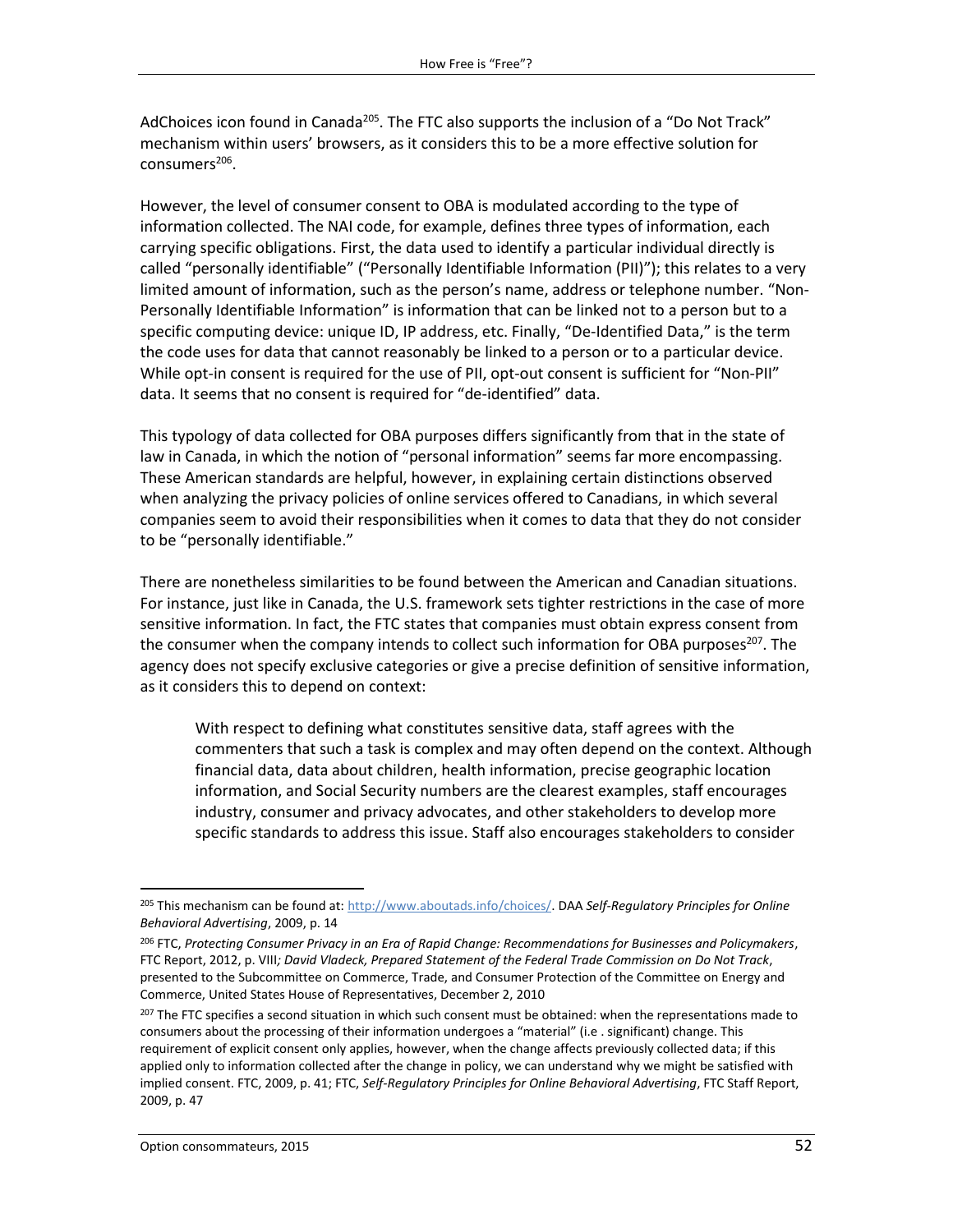AdChoices icon found in Canada[205]. The FTC also supports the inclusion of a "Do Not Track" mechanism within users' browsers, as it considers this to be a more effective solution for consumers[206].

However, the level of consumer consent to OBA is modulated according to the type of information collected. The NAI code, for example, defines three types of information, each carrying specific obligations. First, the data used to identify a particular individual directly is called "personally identifiable" ("Personally Identifiable Information (PII)"); this relates to a very limited amount of information, such as the person's name, address or telephone number. "Non-Personally Identifiable Information" is information that can be linked not to a person but to a specific computing device: unique ID, IP address, etc. Finally, "De-Identified Data," is the term the code uses for data that cannot reasonably be linked to a person or to a particular device. While opt-in consent is required for the use of PII, opt-out consent is sufficient for "Non-PII" data. It seems that no consent is required for "de-identified" data.

This typology of data collected for OBA purposes differs significantly from that in the state of law in Canada, in which the notion of "personal information" seems far more encompassing. These American standards are helpful, however, in explaining certain distinctions observed when analyzing the privacy policies of online services offered to Canadians, in which several companies seem to avoid their responsibilities when it comes to data that they do not consider to be "personally identifiable."

There are nonetheless similarities to be found between the American and Canadian situations. For instance, just like in Canada, the U.S. framework sets tighter restrictions in the case of more sensitive information. In fact, the FTC states that companies must obtain express consent from the consumer when the company intends to collect such information for OBA purposes[207]. The agency does not specify exclusive categories or give a precise definition of sensitive information, as it considers this to depend on context:

> With respect to defining what constitutes sensitive data, staff agrees with the commenters that such a task is complex and may often depend on the context. Although financial data, data about children, health information, precise geographic location information, and Social Security numbers are the clearest examples, staff encourages industry, consumer and privacy advocates, and other stakeholders to develop more specific standards to address this issue. Staff also encourages stakeholders to consider

---

[205] This mechanism can be found at: http://www.aboutads.info/choices/. DAA *Self-Regulatory Principles for Online Behavioral Advertising*, 2009, p. 14

[206] FTC, *Protecting Consumer Privacy in an Era of Rapid Change: Recommendations for Businesses and Policymakers*, FTC Report, 2012, p. VIII*; David Vladeck, Prepared Statement of the Federal Trade Commission on Do Not Track*, presented to the Subcommittee on Commerce, Trade, and Consumer Protection of the Committee on Energy and Commerce, United States House of Representatives, December 2, 2010

[207] The FTC specifies a second situation in which such consent must be obtained: when the representations made to consumers about the processing of their information undergoes a "material" (i.e . significant) change. This requirement of explicit consent only applies, however, when the change affects previously collected data; if this applied only to information collected after the change in policy, we can understand why we might be satisfied with implied consent. FTC, 2009, p. 41; FTC, *Self-Regulatory Principles for Online Behavioral Advertising*, FTC Staff Report, 2009, p. 47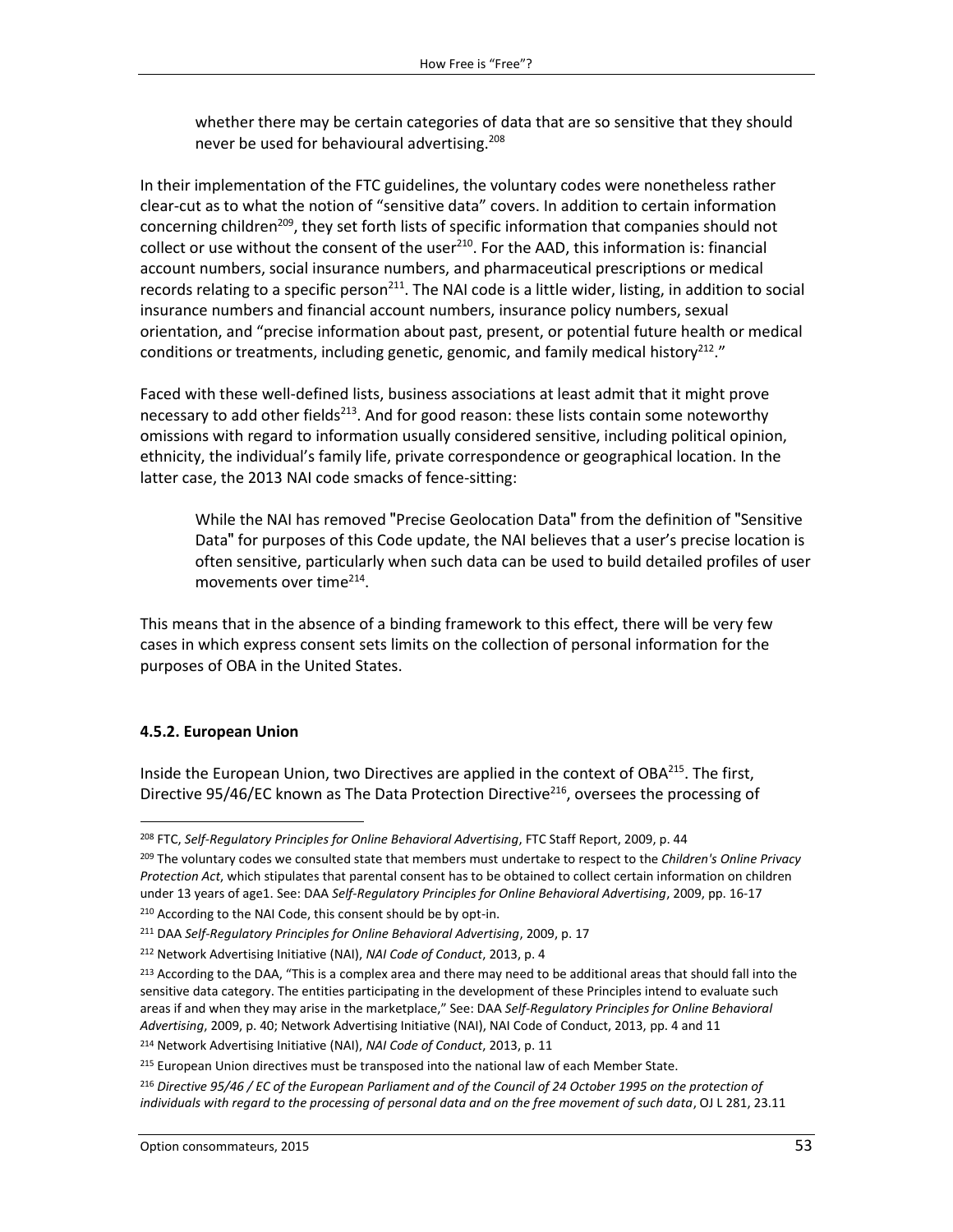> whether there may be certain categories of data that are so sensitive that they should never be used for behavioural advertising.[208]

In their implementation of the FTC guidelines, the voluntary codes were nonetheless rather clear-cut as to what the notion of "sensitive data" covers. In addition to certain information concerning children[209], they set forth lists of specific information that companies should not collect or use without the consent of the user[210]. For the AAD, this information is: financial account numbers, social insurance numbers, and pharmaceutical prescriptions or medical records relating to a specific person[211]. The NAI code is a little wider, listing, in addition to social insurance numbers and financial account numbers, insurance policy numbers, sexual orientation, and "precise information about past, present, or potential future health or medical conditions or treatments, including genetic, genomic, and family medical history[212]."

Faced with these well-defined lists, business associations at least admit that it might prove necessary to add other fields[213]. And for good reason: these lists contain some noteworthy omissions with regard to information usually considered sensitive, including political opinion, ethnicity, the individual's family life, private correspondence or geographical location. In the latter case, the 2013 NAI code smacks of fence-sitting:

> While the NAI has removed "Precise Geolocation Data" from the definition of "Sensitive Data" for purposes of this Code update, the NAI believes that a user's precise location is often sensitive, particularly when such data can be used to build detailed profiles of user movements over time[214].

This means that in the absence of a binding framework to this effect, there will be very few cases in which express consent sets limits on the collection of personal information for the purposes of OBA in the United States.

### 4.5.2. European Union

Inside the European Union, two Directives are applied in the context of OBA[215]. The first, Directive 95/46/EC known as The Data Protection Directive[216], oversees the processing of

---

[208] FTC, *Self-Regulatory Principles for Online Behavioral Advertising*, FTC Staff Report, 2009, p. 44

[209] The voluntary codes we consulted state that members must undertake to respect to the *Children's Online Privacy Protection Act*, which stipulates that parental consent has to be obtained to collect certain information on children under 13 years of age1. See: DAA *Self-Regulatory Principles for Online Behavioral Advertising*, 2009, pp. 16-17

[210] According to the NAI Code, this consent should be by opt-in.

[211] DAA *Self-Regulatory Principles for Online Behavioral Advertising*, 2009, p. 17

[212] Network Advertising Initiative (NAI), *NAI Code of Conduct*, 2013, p. 4

[213] According to the DAA, "This is a complex area and there may need to be additional areas that should fall into the sensitive data category. The entities participating in the development of these Principles intend to evaluate such areas if and when they may arise in the marketplace," See: DAA *Self-Regulatory Principles for Online Behavioral Advertising*, 2009, p. 40; Network Advertising Initiative (NAI), NAI Code of Conduct, 2013, pp. 4 and 11

[214] Network Advertising Initiative (NAI), *NAI Code of Conduct*, 2013, p. 11

[215] European Union directives must be transposed into the national law of each Member State.

[216] *Directive 95/46 / EC of the European Parliament and of the Council of 24 October 1995 on the protection of individuals with regard to the processing of personal data and on the free movement of such data*, OJ L 281, 23.11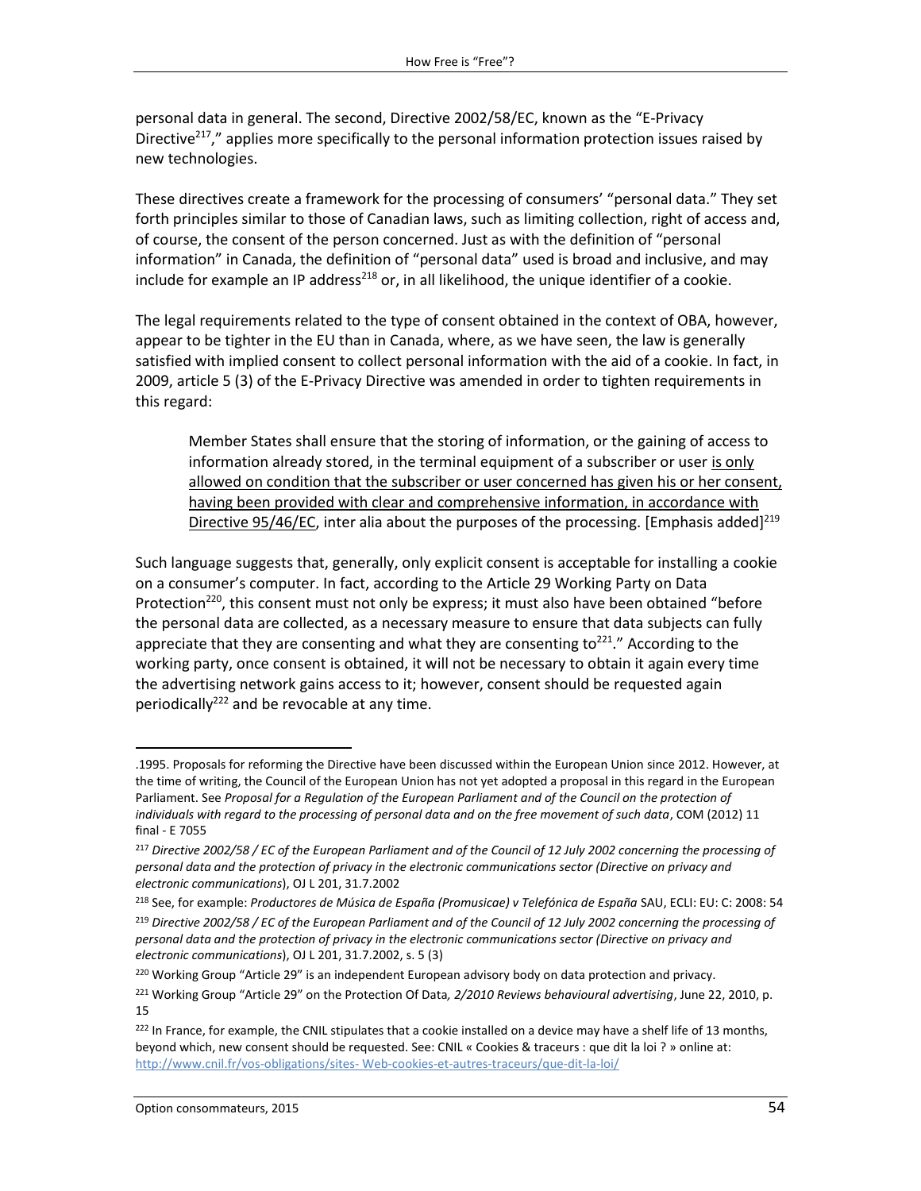personal data in general. The second, Directive 2002/58/EC, known as the "E-Privacy Directive[217]," applies more specifically to the personal information protection issues raised by new technologies.

These directives create a framework for the processing of consumers' "personal data." They set forth principles similar to those of Canadian laws, such as limiting collection, right of access and, of course, the consent of the person concerned. Just as with the definition of "personal information" in Canada, the definition of "personal data" used is broad and inclusive, and may include for example an IP address[218] or, in all likelihood, the unique identifier of a cookie.

The legal requirements related to the type of consent obtained in the context of OBA, however, appear to be tighter in the EU than in Canada, where, as we have seen, the law is generally satisfied with implied consent to collect personal information with the aid of a cookie. In fact, in 2009, article 5 (3) of the E-Privacy Directive was amended in order to tighten requirements in this regard:

> Member States shall ensure that the storing of information, or the gaining of access to information already stored, in the terminal equipment of a subscriber or user <u>is only allowed on condition that the subscriber or user concerned has given his or her consent, having been provided with clear and comprehensive information, in accordance with Directive 95/46/EC</u>, inter alia about the purposes of the processing. [Emphasis added][219]

Such language suggests that, generally, only explicit consent is acceptable for installing a cookie on a consumer's computer. In fact, according to the Article 29 Working Party on Data Protection[220], this consent must not only be express; it must also have been obtained "before the personal data are collected, as a necessary measure to ensure that data subjects can fully appreciate that they are consenting and what they are consenting to[221]." According to the working party, once consent is obtained, it will not be necessary to obtain it again every time the advertising network gains access to it; however, consent should be requested again periodically[222] and be revocable at any time.

---

.1995. Proposals for reforming the Directive have been discussed within the European Union since 2012. However, at the time of writing, the Council of the European Union has not yet adopted a proposal in this regard in the European Parliament. See *Proposal for a Regulation of the European Parliament and of the Council on the protection of individuals with regard to the processing of personal data and on the free movement of such data*, COM (2012) 11 final - E 7055

[217] *Directive 2002/58 / EC of the European Parliament and of the Council of 12 July 2002 concerning the processing of personal data and the protection of privacy in the electronic communications sector (Directive on privacy and electronic communications*), OJ L 201, 31.7.2002

[218] See, for example: *Productores de Música de España (Promusicae) v Telefónica de España* SAU, ECLI: EU: C: 2008: 54

[219] *Directive 2002/58 / EC of the European Parliament and of the Council of 12 July 2002 concerning the processing of personal data and the protection of privacy in the electronic communications sector (Directive on privacy and electronic communications*), OJ L 201, 31.7.2002, s. 5 (3)

[220] Working Group "Article 29" is an independent European advisory body on data protection and privacy.

[221] Working Group "Article 29" on the Protection Of Data*, 2/2010 Reviews behavioural advertising*, June 22, 2010, p. 15

[222] In France, for example, the CNIL stipulates that a cookie installed on a device may have a shelf life of 13 months, beyond which, new consent should be requested. See: CNIL « Cookies & traceurs : que dit la loi ? » online at: http://www.cnil.fr/vos-obligations/sites- Web-cookies-et-autres-traceurs/que-dit-la-loi/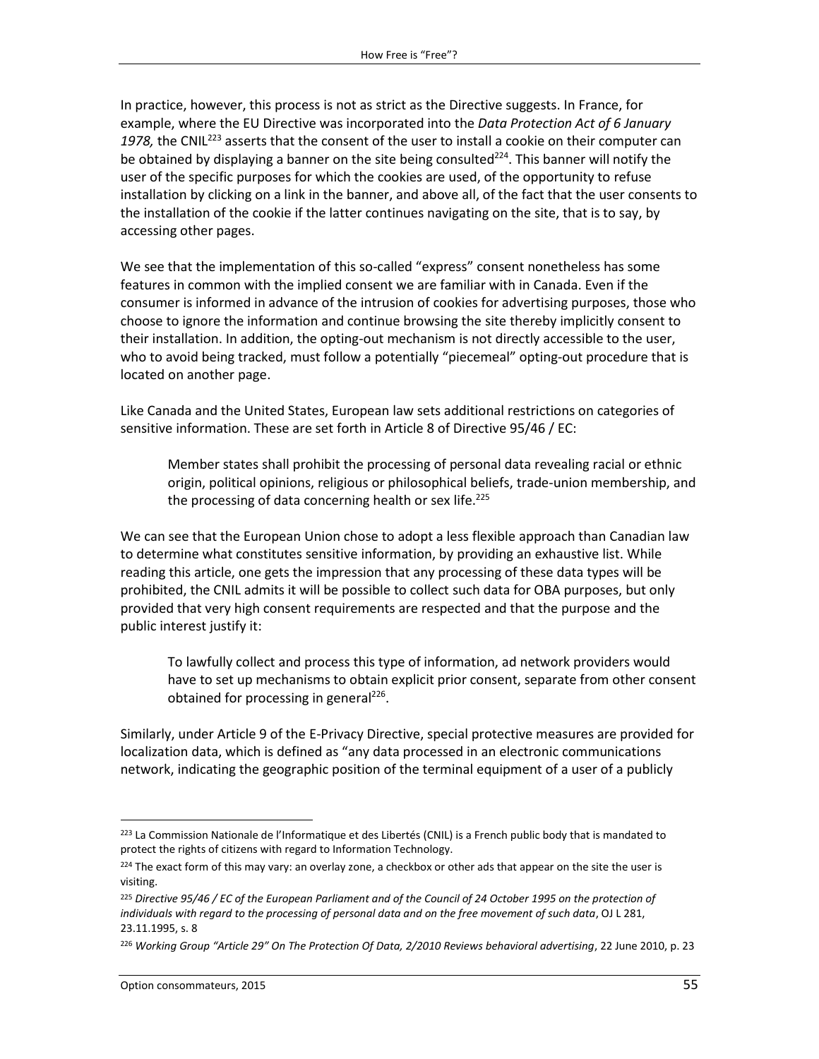In practice, however, this process is not as strict as the Directive suggests. In France, for example, where the EU Directive was incorporated into the *Data Protection Act of 6 January 1978,* the CNIL[223] asserts that the consent of the user to install a cookie on their computer can be obtained by displaying a banner on the site being consulted[224]. This banner will notify the user of the specific purposes for which the cookies are used, of the opportunity to refuse installation by clicking on a link in the banner, and above all, of the fact that the user consents to the installation of the cookie if the latter continues navigating on the site, that is to say, by accessing other pages.

We see that the implementation of this so-called "express" consent nonetheless has some features in common with the implied consent we are familiar with in Canada. Even if the consumer is informed in advance of the intrusion of cookies for advertising purposes, those who choose to ignore the information and continue browsing the site thereby implicitly consent to their installation. In addition, the opting-out mechanism is not directly accessible to the user, who to avoid being tracked, must follow a potentially "piecemeal" opting-out procedure that is located on another page.

Like Canada and the United States, European law sets additional restrictions on categories of sensitive information. These are set forth in Article 8 of Directive 95/46 / EC:

> Member states shall prohibit the processing of personal data revealing racial or ethnic origin, political opinions, religious or philosophical beliefs, trade-union membership, and the processing of data concerning health or sex life.[225]

We can see that the European Union chose to adopt a less flexible approach than Canadian law to determine what constitutes sensitive information, by providing an exhaustive list. While reading this article, one gets the impression that any processing of these data types will be prohibited, the CNIL admits it will be possible to collect such data for OBA purposes, but only provided that very high consent requirements are respected and that the purpose and the public interest justify it:

> To lawfully collect and process this type of information, ad network providers would have to set up mechanisms to obtain explicit prior consent, separate from other consent obtained for processing in general[226].

Similarly, under Article 9 of the E-Privacy Directive, special protective measures are provided for localization data, which is defined as "any data processed in an electronic communications network, indicating the geographic position of the terminal equipment of a user of a publicly

---

[223] La Commission Nationale de l'Informatique et des Libertés (CNIL) is a French public body that is mandated to protect the rights of citizens with regard to Information Technology.

[224] The exact form of this may vary: an overlay zone, a checkbox or other ads that appear on the site the user is visiting.

[225] *Directive 95/46 / EC of the European Parliament and of the Council of 24 October 1995 on the protection of individuals with regard to the processing of personal data and on the free movement of such data*, OJ L 281, 23.11.1995, s. 8

[226] *Working Group "Article 29" On The Protection Of Data, 2/2010 Reviews behavioral advertising*, 22 June 2010, p. 23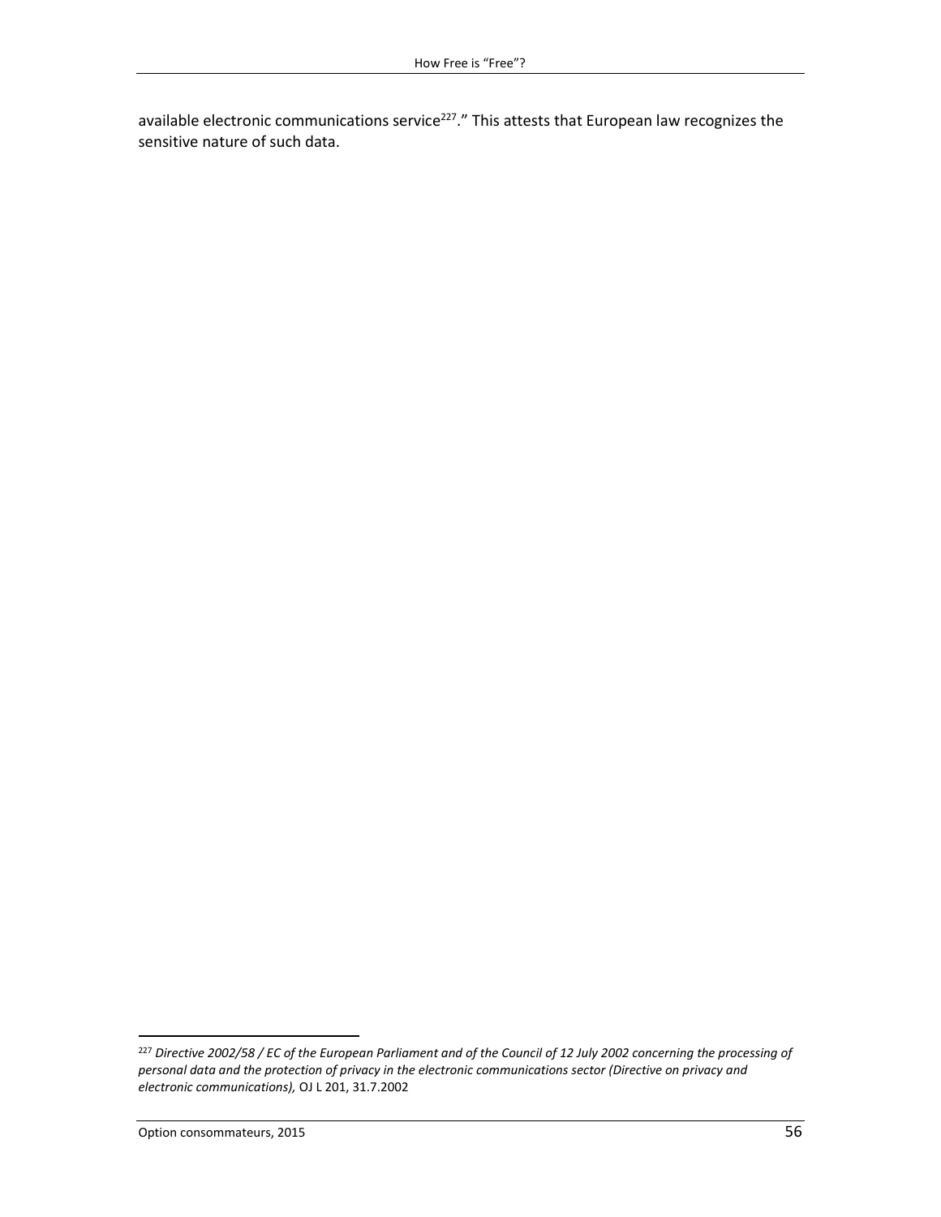available electronic communications service[227].” This attests that European law recognizes the sensitive nature of such data.

[227] *Directive 2002/58 / EC of the European Parliament and of the Council of 12 July 2002 concerning the processing of personal data and the protection of privacy in the electronic communications sector (Directive on privacy and electronic communications),* OJ L 201, 31.7.2002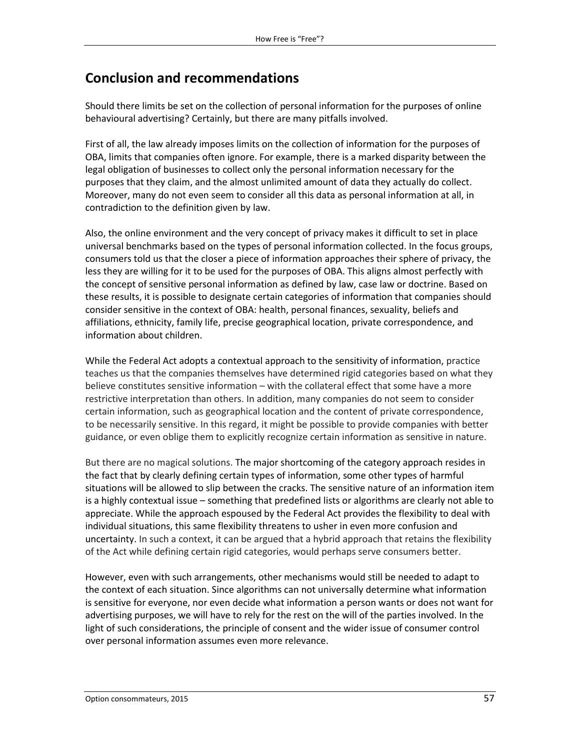## Conclusion and recommendations

Should there limits be set on the collection of personal information for the purposes of online behavioural advertising? Certainly, but there are many pitfalls involved.

First of all, the law already imposes limits on the collection of information for the purposes of OBA, limits that companies often ignore. For example, there is a marked disparity between the legal obligation of businesses to collect only the personal information necessary for the purposes that they claim, and the almost unlimited amount of data they actually do collect. Moreover, many do not even seem to consider all this data as personal information at all, in contradiction to the definition given by law.

Also, the online environment and the very concept of privacy makes it difficult to set in place universal benchmarks based on the types of personal information collected. In the focus groups, consumers told us that the closer a piece of information approaches their sphere of privacy, the less they are willing for it to be used for the purposes of OBA. This aligns almost perfectly with the concept of sensitive personal information as defined by law, case law or doctrine. Based on these results, it is possible to designate certain categories of information that companies should consider sensitive in the context of OBA: health, personal finances, sexuality, beliefs and affiliations, ethnicity, family life, precise geographical location, private correspondence, and information about children.

While the Federal Act adopts a contextual approach to the sensitivity of information, practice teaches us that the companies themselves have determined rigid categories based on what they believe constitutes sensitive information – with the collateral effect that some have a more restrictive interpretation than others. In addition, many companies do not seem to consider certain information, such as geographical location and the content of private correspondence, to be necessarily sensitive. In this regard, it might be possible to provide companies with better guidance, or even oblige them to explicitly recognize certain information as sensitive in nature.

But there are no magical solutions. The major shortcoming of the category approach resides in the fact that by clearly defining certain types of information, some other types of harmful situations will be allowed to slip between the cracks. The sensitive nature of an information item is a highly contextual issue – something that predefined lists or algorithms are clearly not able to appreciate. While the approach espoused by the Federal Act provides the flexibility to deal with individual situations, this same flexibility threatens to usher in even more confusion and uncertainty. In such a context, it can be argued that a hybrid approach that retains the flexibility of the Act while defining certain rigid categories, would perhaps serve consumers better.

However, even with such arrangements, other mechanisms would still be needed to adapt to the context of each situation. Since algorithms can not universally determine what information is sensitive for everyone, nor even decide what information a person wants or does not want for advertising purposes, we will have to rely for the rest on the will of the parties involved. In the light of such considerations, the principle of consent and the wider issue of consumer control over personal information assumes even more relevance.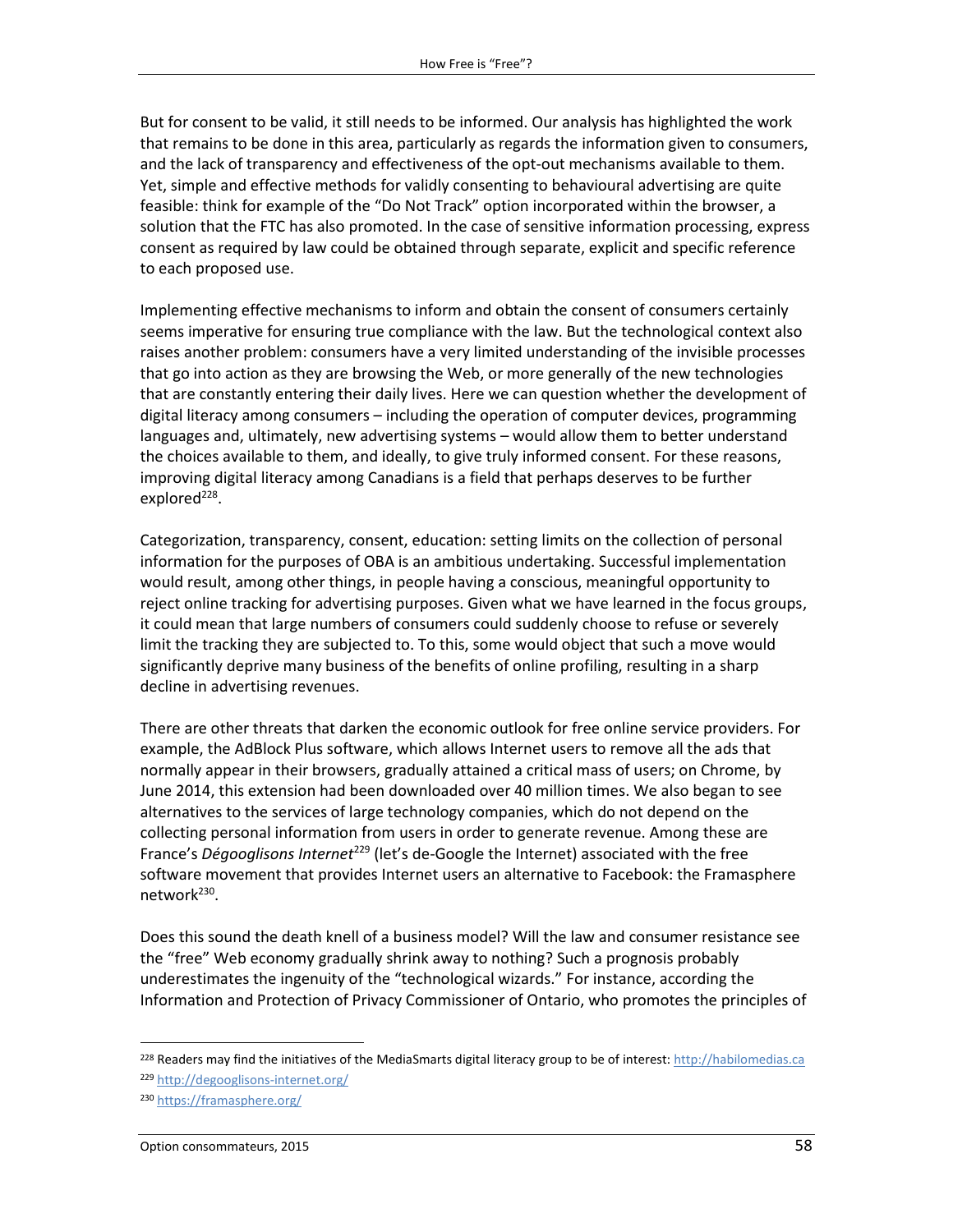But for consent to be valid, it still needs to be informed. Our analysis has highlighted the work that remains to be done in this area, particularly as regards the information given to consumers, and the lack of transparency and effectiveness of the opt-out mechanisms available to them. Yet, simple and effective methods for validly consenting to behavioural advertising are quite feasible: think for example of the "Do Not Track" option incorporated within the browser, a solution that the FTC has also promoted. In the case of sensitive information processing, express consent as required by law could be obtained through separate, explicit and specific reference to each proposed use.

Implementing effective mechanisms to inform and obtain the consent of consumers certainly seems imperative for ensuring true compliance with the law. But the technological context also raises another problem: consumers have a very limited understanding of the invisible processes that go into action as they are browsing the Web, or more generally of the new technologies that are constantly entering their daily lives. Here we can question whether the development of digital literacy among consumers – including the operation of computer devices, programming languages and, ultimately, new advertising systems – would allow them to better understand the choices available to them, and ideally, to give truly informed consent. For these reasons, improving digital literacy among Canadians is a field that perhaps deserves to be further explored[228].

Categorization, transparency, consent, education: setting limits on the collection of personal information for the purposes of OBA is an ambitious undertaking. Successful implementation would result, among other things, in people having a conscious, meaningful opportunity to reject online tracking for advertising purposes. Given what we have learned in the focus groups, it could mean that large numbers of consumers could suddenly choose to refuse or severely limit the tracking they are subjected to. To this, some would object that such a move would significantly deprive many business of the benefits of online profiling, resulting in a sharp decline in advertising revenues.

There are other threats that darken the economic outlook for free online service providers. For example, the AdBlock Plus software, which allows Internet users to remove all the ads that normally appear in their browsers, gradually attained a critical mass of users; on Chrome, by June 2014, this extension had been downloaded over 40 million times. We also began to see alternatives to the services of large technology companies, which do not depend on the collecting personal information from users in order to generate revenue. Among these are France's *Dégooglisons Internet*[229] (let's de-Google the Internet) associated with the free software movement that provides Internet users an alternative to Facebook: the Framasphere network[230].

Does this sound the death knell of a business model? Will the law and consumer resistance see the "free" Web economy gradually shrink away to nothing? Such a prognosis probably underestimates the ingenuity of the "technological wizards." For instance, according the Information and Protection of Privacy Commissioner of Ontario, who promotes the principles of

---

[228] Readers may find the initiatives of the MediaSmarts digital literacy group to be of interest: http://habilomedias.ca

[229] http://degooglisons-internet.org/

[230] https://framasphere.org/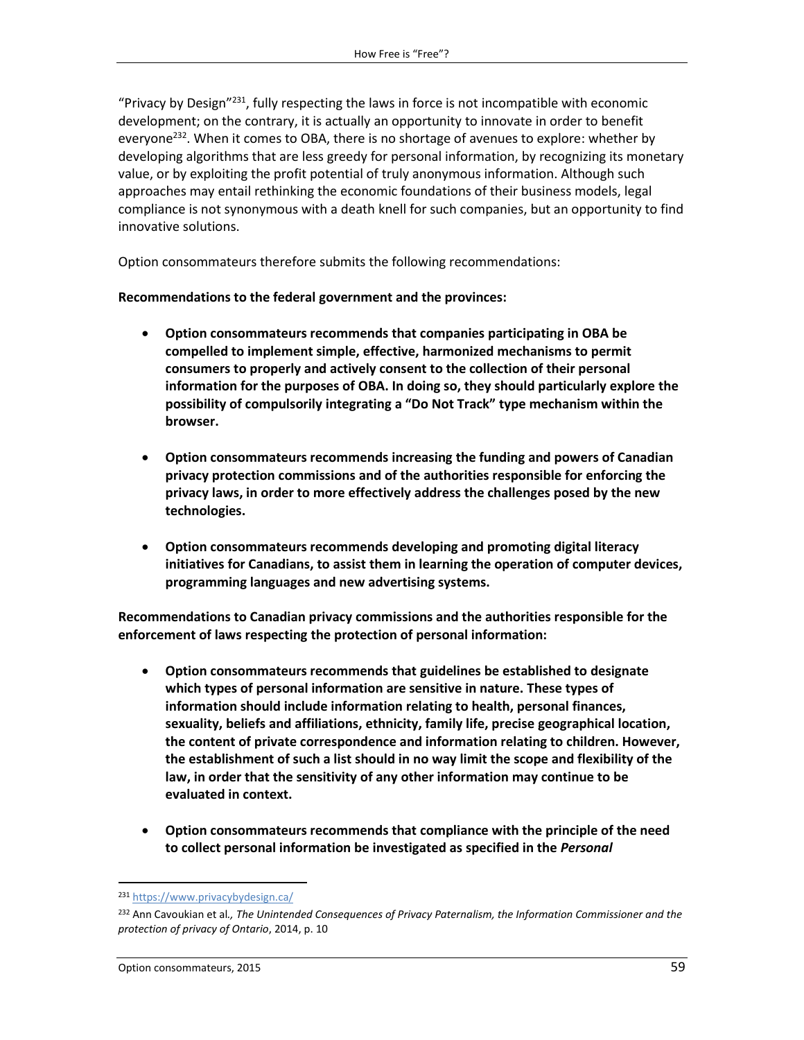"Privacy by Design"[231], fully respecting the laws in force is not incompatible with economic development; on the contrary, it is actually an opportunity to innovate in order to benefit everyone[232]. When it comes to OBA, there is no shortage of avenues to explore: whether by developing algorithms that are less greedy for personal information, by recognizing its monetary value, or by exploiting the profit potential of truly anonymous information. Although such approaches may entail rethinking the economic foundations of their business models, legal compliance is not synonymous with a death knell for such companies, but an opportunity to find innovative solutions.

Option consommateurs therefore submits the following recommendations:

**Recommendations to the federal government and the provinces:**

- **Option consommateurs recommends that companies participating in OBA be compelled to implement simple, effective, harmonized mechanisms to permit consumers to properly and actively consent to the collection of their personal information for the purposes of OBA. In doing so, they should particularly explore the possibility of compulsorily integrating a "Do Not Track" type mechanism within the browser.**

- **Option consommateurs recommends increasing the funding and powers of Canadian privacy protection commissions and of the authorities responsible for enforcing the privacy laws, in order to more effectively address the challenges posed by the new technologies.**

- **Option consommateurs recommends developing and promoting digital literacy initiatives for Canadians, to assist them in learning the operation of computer devices, programming languages and new advertising systems.**

**Recommendations to Canadian privacy commissions and the authorities responsible for the enforcement of laws respecting the protection of personal information:**

- **Option consommateurs recommends that guidelines be established to designate which types of personal information are sensitive in nature. These types of information should include information relating to health, personal finances, sexuality, beliefs and affiliations, ethnicity, family life, precise geographical location, the content of private correspondence and information relating to children. However, the establishment of such a list should in no way limit the scope and flexibility of the law, in order that the sensitivity of any other information may continue to be evaluated in context.**

- **Option consommateurs recommends that compliance with the principle of the need to collect personal information be investigated as specified in the *Personal***

---

[231] https://www.privacybydesign.ca/

[232] Ann Cavoukian et al*., The Unintended Consequences of Privacy Paternalism, the Information Commissioner and the protection of privacy of Ontario*, 2014, p. 10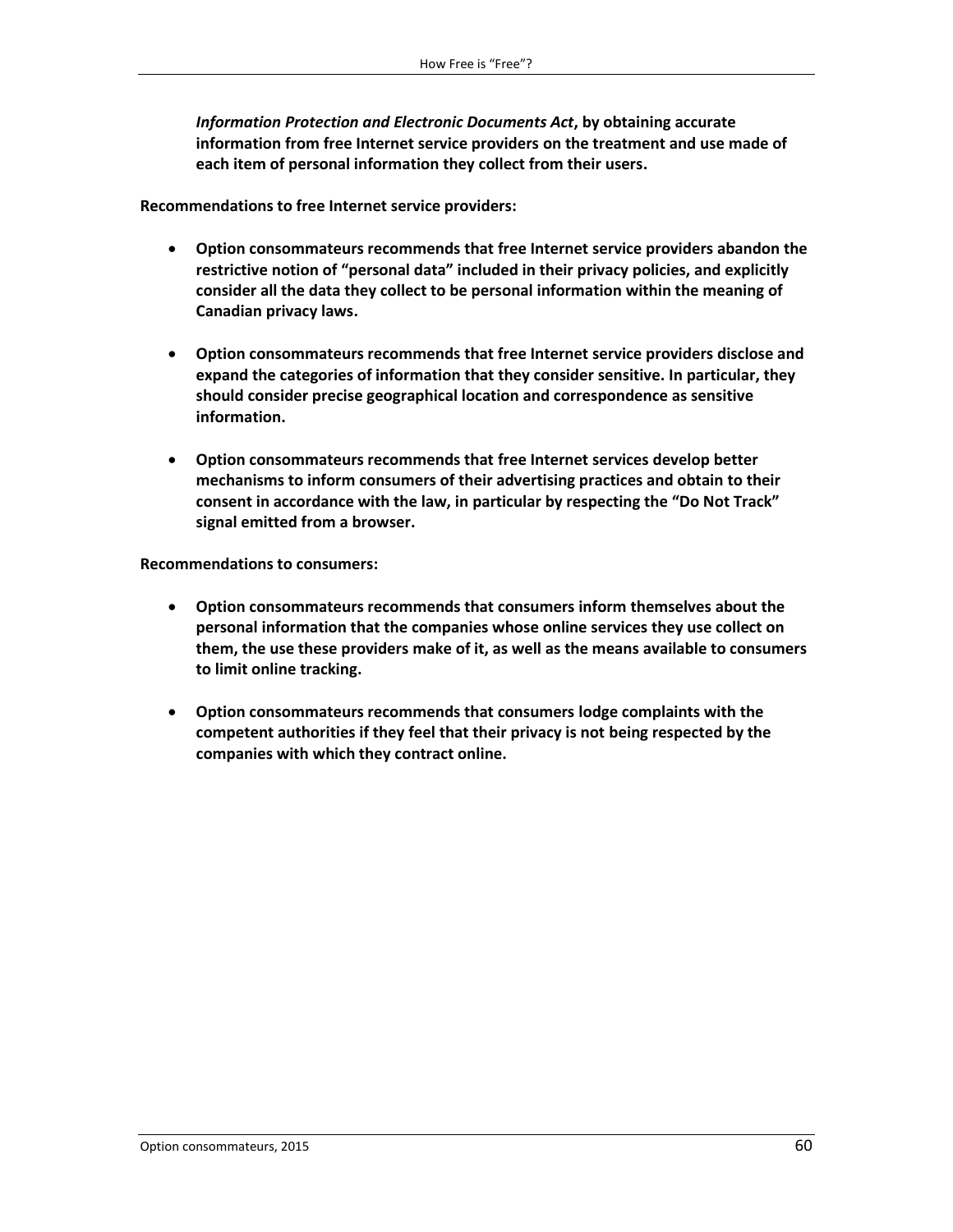**_Information Protection and Electronic Documents Act_, by obtaining accurate information from free Internet service providers on the treatment and use made of each item of personal information they collect from their users.**

**Recommendations to free Internet service providers:**

- **Option consommateurs recommends that free Internet service providers abandon the restrictive notion of "personal data" included in their privacy policies, and explicitly consider all the data they collect to be personal information within the meaning of Canadian privacy laws.**

- **Option consommateurs recommends that free Internet service providers disclose and expand the categories of information that they consider sensitive. In particular, they should consider precise geographical location and correspondence as sensitive information.**

- **Option consommateurs recommends that free Internet services develop better mechanisms to inform consumers of their advertising practices and obtain to their consent in accordance with the law, in particular by respecting the "Do Not Track" signal emitted from a browser.**

**Recommendations to consumers:**

- **Option consommateurs recommends that consumers inform themselves about the personal information that the companies whose online services they use collect on them, the use these providers make of it, as well as the means available to consumers to limit online tracking.**

- **Option consommateurs recommends that consumers lodge complaints with the competent authorities if they feel that their privacy is not being respected by the companies with which they contract online.**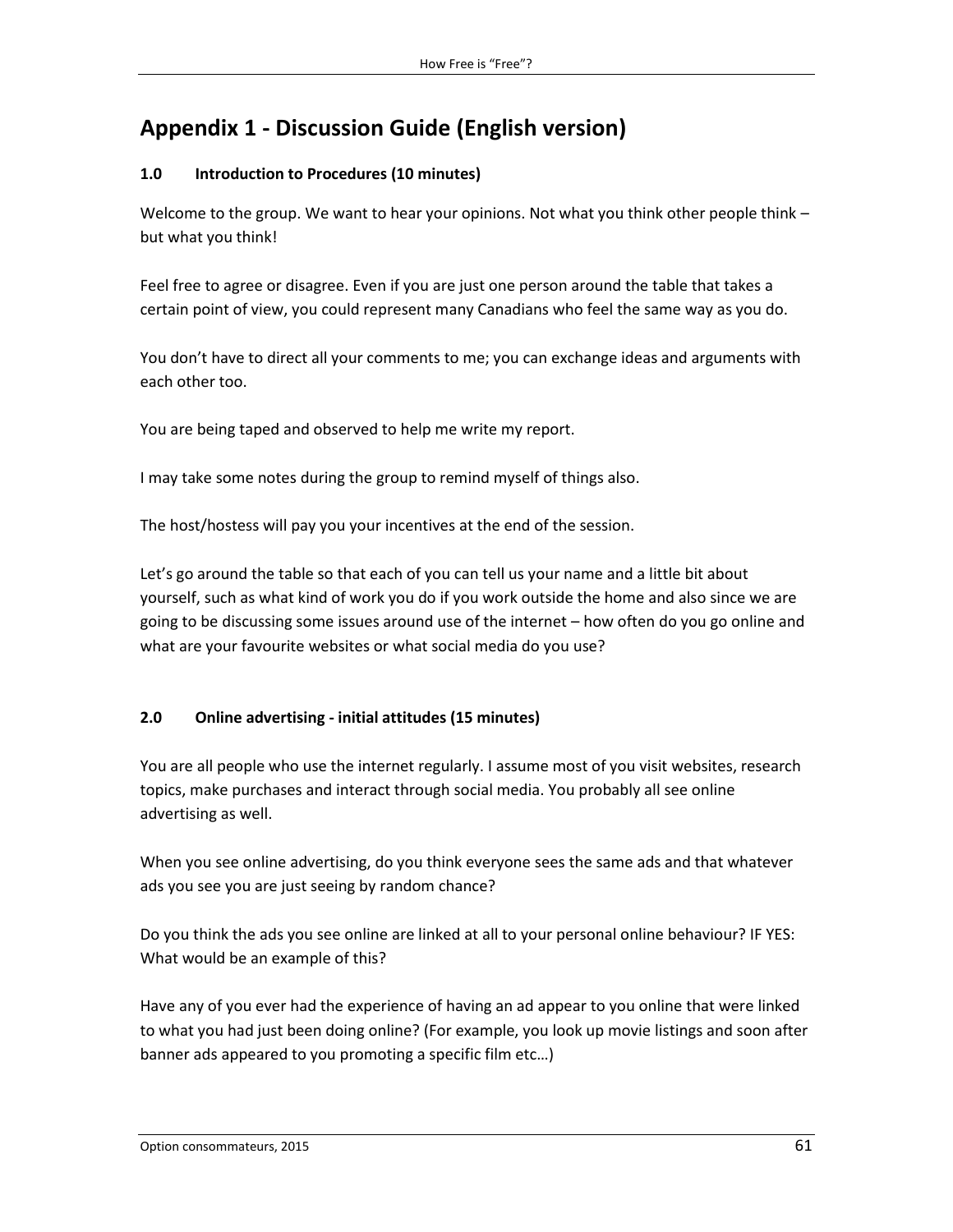# Appendix 1 - Discussion Guide (English version)

### 1.0 Introduction to Procedures (10 minutes)

Welcome to the group. We want to hear your opinions. Not what you think other people think – but what you think!

Feel free to agree or disagree. Even if you are just one person around the table that takes a certain point of view, you could represent many Canadians who feel the same way as you do.

You don't have to direct all your comments to me; you can exchange ideas and arguments with each other too.

You are being taped and observed to help me write my report.

I may take some notes during the group to remind myself of things also.

The host/hostess will pay you your incentives at the end of the session.

Let's go around the table so that each of you can tell us your name and a little bit about yourself, such as what kind of work you do if you work outside the home and also since we are going to be discussing some issues around use of the internet – how often do you go online and what are your favourite websites or what social media do you use?

### 2.0 Online advertising - initial attitudes (15 minutes)

You are all people who use the internet regularly. I assume most of you visit websites, research topics, make purchases and interact through social media. You probably all see online advertising as well.

When you see online advertising, do you think everyone sees the same ads and that whatever ads you see you are just seeing by random chance?

Do you think the ads you see online are linked at all to your personal online behaviour? IF YES: What would be an example of this?

Have any of you ever had the experience of having an ad appear to you online that were linked to what you had just been doing online? (For example, you look up movie listings and soon after banner ads appeared to you promoting a specific film etc…)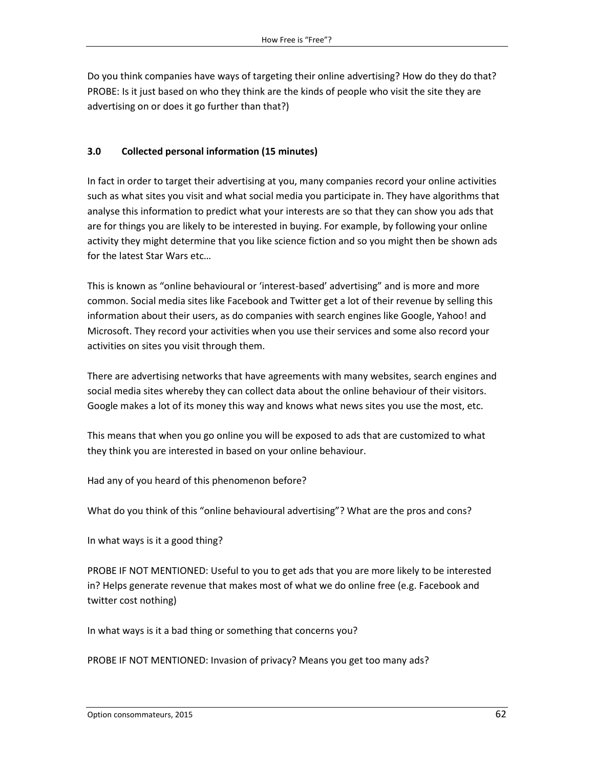Do you think companies have ways of targeting their online advertising? How do they do that? PROBE: Is it just based on who they think are the kinds of people who visit the site they are advertising on or does it go further than that?)

### 3.0 Collected personal information (15 minutes)

In fact in order to target their advertising at you, many companies record your online activities such as what sites you visit and what social media you participate in. They have algorithms that analyse this information to predict what your interests are so that they can show you ads that are for things you are likely to be interested in buying. For example, by following your online activity they might determine that you like science fiction and so you might then be shown ads for the latest Star Wars etc…

This is known as "online behavioural or 'interest-based' advertising" and is more and more common. Social media sites like Facebook and Twitter get a lot of their revenue by selling this information about their users, as do companies with search engines like Google, Yahoo! and Microsoft. They record your activities when you use their services and some also record your activities on sites you visit through them.

There are advertising networks that have agreements with many websites, search engines and social media sites whereby they can collect data about the online behaviour of their visitors. Google makes a lot of its money this way and knows what news sites you use the most, etc.

This means that when you go online you will be exposed to ads that are customized to what they think you are interested in based on your online behaviour.

Had any of you heard of this phenomenon before?

What do you think of this "online behavioural advertising"? What are the pros and cons?

In what ways is it a good thing?

PROBE IF NOT MENTIONED: Useful to you to get ads that you are more likely to be interested in? Helps generate revenue that makes most of what we do online free (e.g. Facebook and twitter cost nothing)

In what ways is it a bad thing or something that concerns you?

PROBE IF NOT MENTIONED: Invasion of privacy? Means you get too many ads?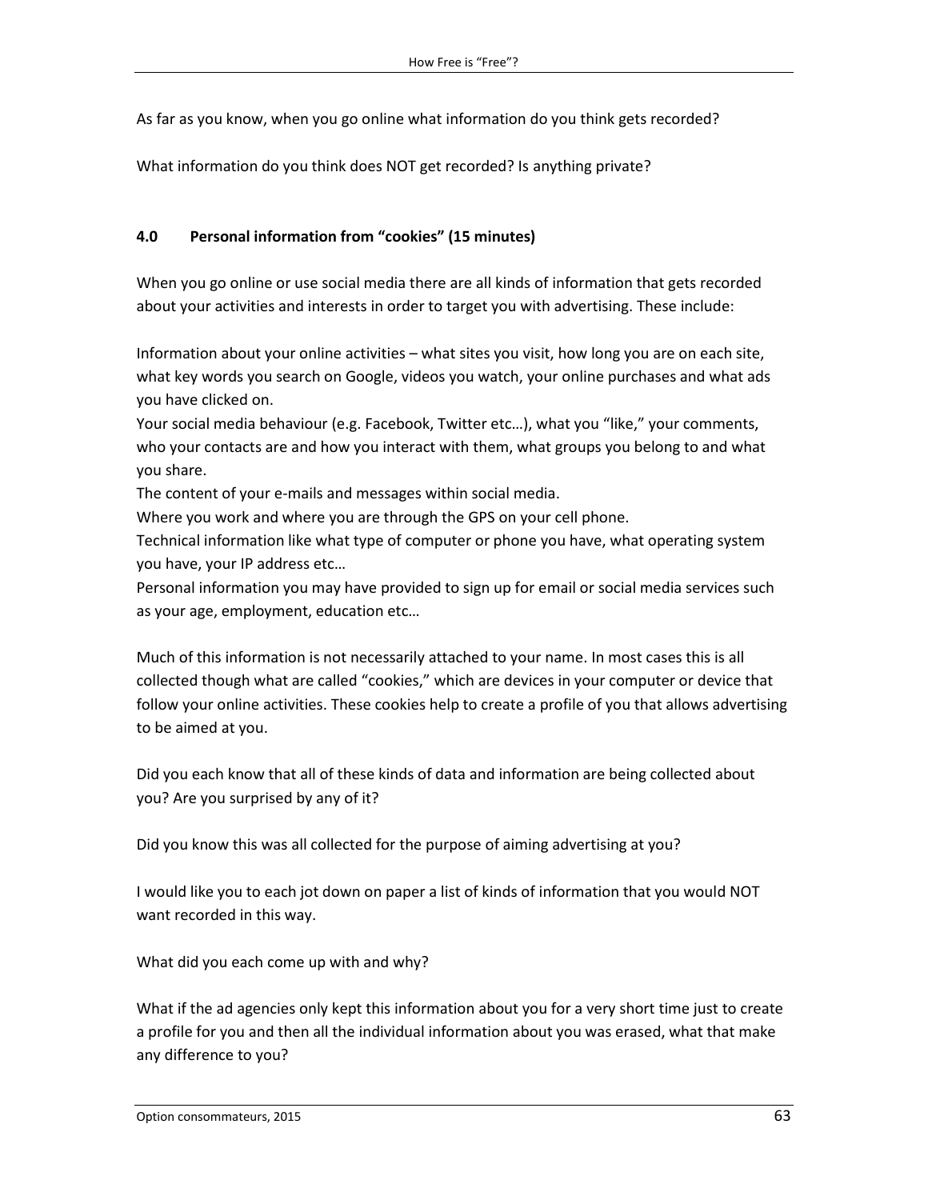As far as you know, when you go online what information do you think gets recorded?

What information do you think does NOT get recorded? Is anything private?

### 4.0 Personal information from "cookies" (15 minutes)

When you go online or use social media there are all kinds of information that gets recorded about your activities and interests in order to target you with advertising. These include:

Information about your online activities – what sites you visit, how long you are on each site, what key words you search on Google, videos you watch, your online purchases and what ads you have clicked on.
Your social media behaviour (e.g. Facebook, Twitter etc…), what you "like," your comments, who your contacts are and how you interact with them, what groups you belong to and what you share.
The content of your e-mails and messages within social media.
Where you work and where you are through the GPS on your cell phone.
Technical information like what type of computer or phone you have, what operating system you have, your IP address etc…
Personal information you may have provided to sign up for email or social media services such as your age, employment, education etc…

Much of this information is not necessarily attached to your name. In most cases this is all collected though what are called "cookies," which are devices in your computer or device that follow your online activities. These cookies help to create a profile of you that allows advertising to be aimed at you.

Did you each know that all of these kinds of data and information are being collected about you? Are you surprised by any of it?

Did you know this was all collected for the purpose of aiming advertising at you?

I would like you to each jot down on paper a list of kinds of information that you would NOT want recorded in this way.

What did you each come up with and why?

What if the ad agencies only kept this information about you for a very short time just to create a profile for you and then all the individual information about you was erased, what that make any difference to you?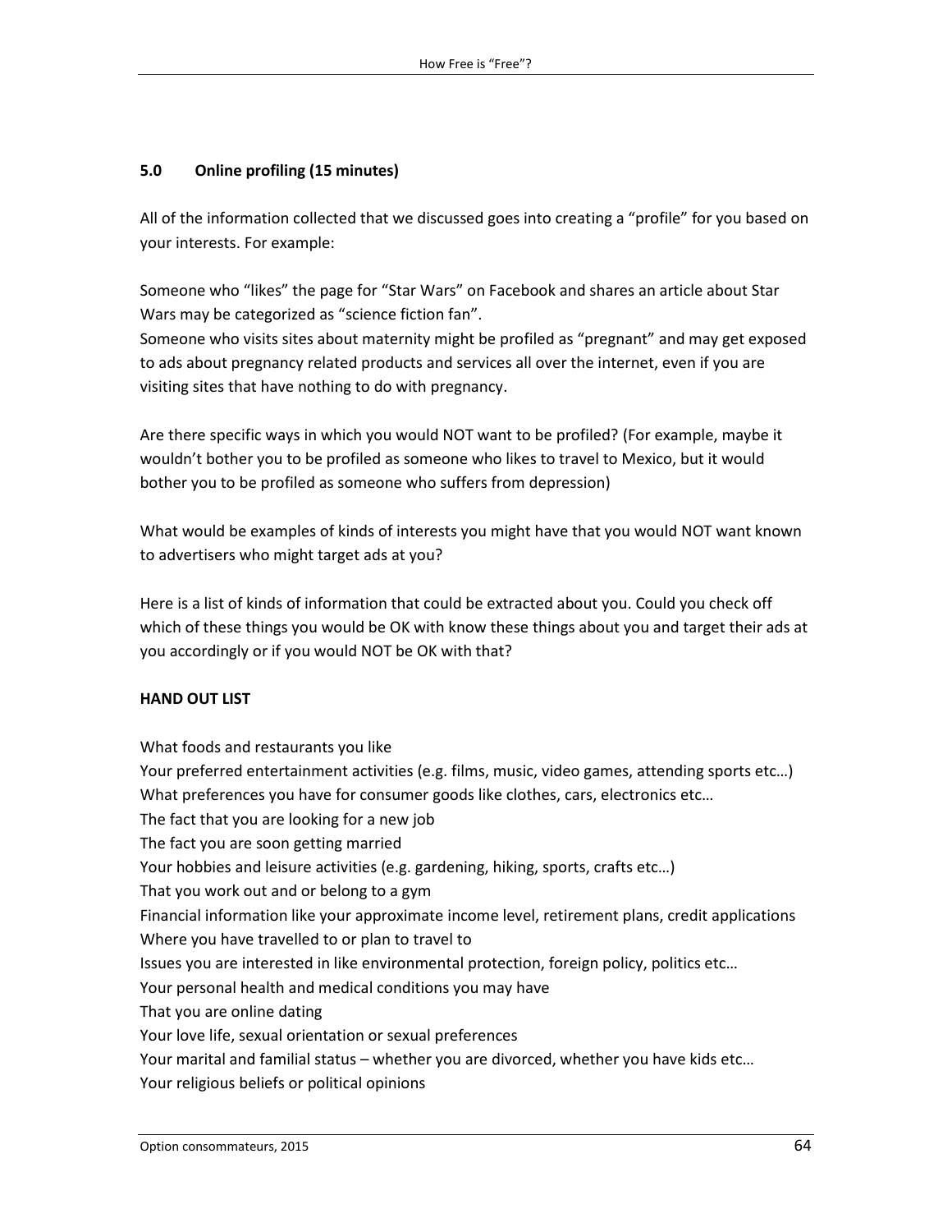### 5.0 Online profiling (15 minutes)

All of the information collected that we discussed goes into creating a "profile" for you based on your interests. For example:

Someone who "likes" the page for "Star Wars" on Facebook and shares an article about Star Wars may be categorized as "science fiction fan".
Someone who visits sites about maternity might be profiled as "pregnant" and may get exposed to ads about pregnancy related products and services all over the internet, even if you are visiting sites that have nothing to do with pregnancy.

Are there specific ways in which you would NOT want to be profiled? (For example, maybe it wouldn't bother you to be profiled as someone who likes to travel to Mexico, but it would bother you to be profiled as someone who suffers from depression)

What would be examples of kinds of interests you might have that you would NOT want known to advertisers who might target ads at you?

Here is a list of kinds of information that could be extracted about you. Could you check off which of these things you would be OK with know these things about you and target their ads at you accordingly or if you would NOT be OK with that?

**HAND OUT LIST**

What foods and restaurants you like
Your preferred entertainment activities (e.g. films, music, video games, attending sports etc…)
What preferences you have for consumer goods like clothes, cars, electronics etc…
The fact that you are looking for a new job
The fact you are soon getting married
Your hobbies and leisure activities (e.g. gardening, hiking, sports, crafts etc…)
That you work out and or belong to a gym
Financial information like your approximate income level, retirement plans, credit applications
Where you have travelled to or plan to travel to
Issues you are interested in like environmental protection, foreign policy, politics etc…
Your personal health and medical conditions you may have
That you are online dating
Your love life, sexual orientation or sexual preferences
Your marital and familial status – whether you are divorced, whether you have kids etc…
Your religious beliefs or political opinions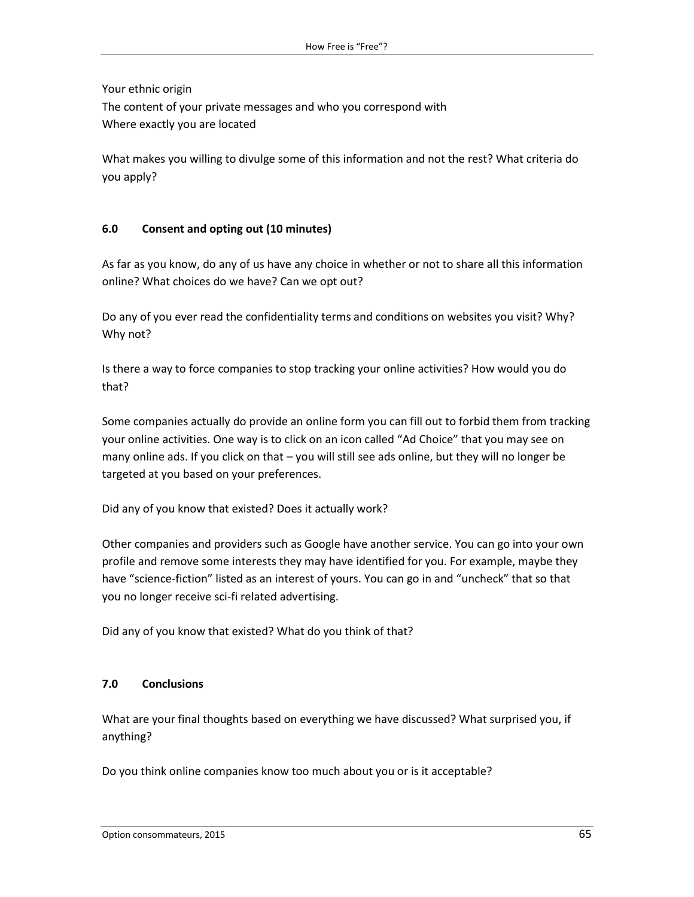Your ethnic origin
The content of your private messages and who you correspond with
Where exactly you are located

What makes you willing to divulge some of this information and not the rest? What criteria do you apply?

### 6.0 Consent and opting out (10 minutes)

As far as you know, do any of us have any choice in whether or not to share all this information online? What choices do we have? Can we opt out?

Do any of you ever read the confidentiality terms and conditions on websites you visit? Why? Why not?

Is there a way to force companies to stop tracking your online activities? How would you do that?

Some companies actually do provide an online form you can fill out to forbid them from tracking your online activities. One way is to click on an icon called "Ad Choice" that you may see on many online ads. If you click on that – you will still see ads online, but they will no longer be targeted at you based on your preferences.

Did any of you know that existed? Does it actually work?

Other companies and providers such as Google have another service. You can go into your own profile and remove some interests they may have identified for you. For example, maybe they have "science-fiction" listed as an interest of yours. You can go in and "uncheck" that so that you no longer receive sci-fi related advertising.

Did any of you know that existed? What do you think of that?

### 7.0 Conclusions

What are your final thoughts based on everything we have discussed? What surprised you, if anything?

Do you think online companies know too much about you or is it acceptable?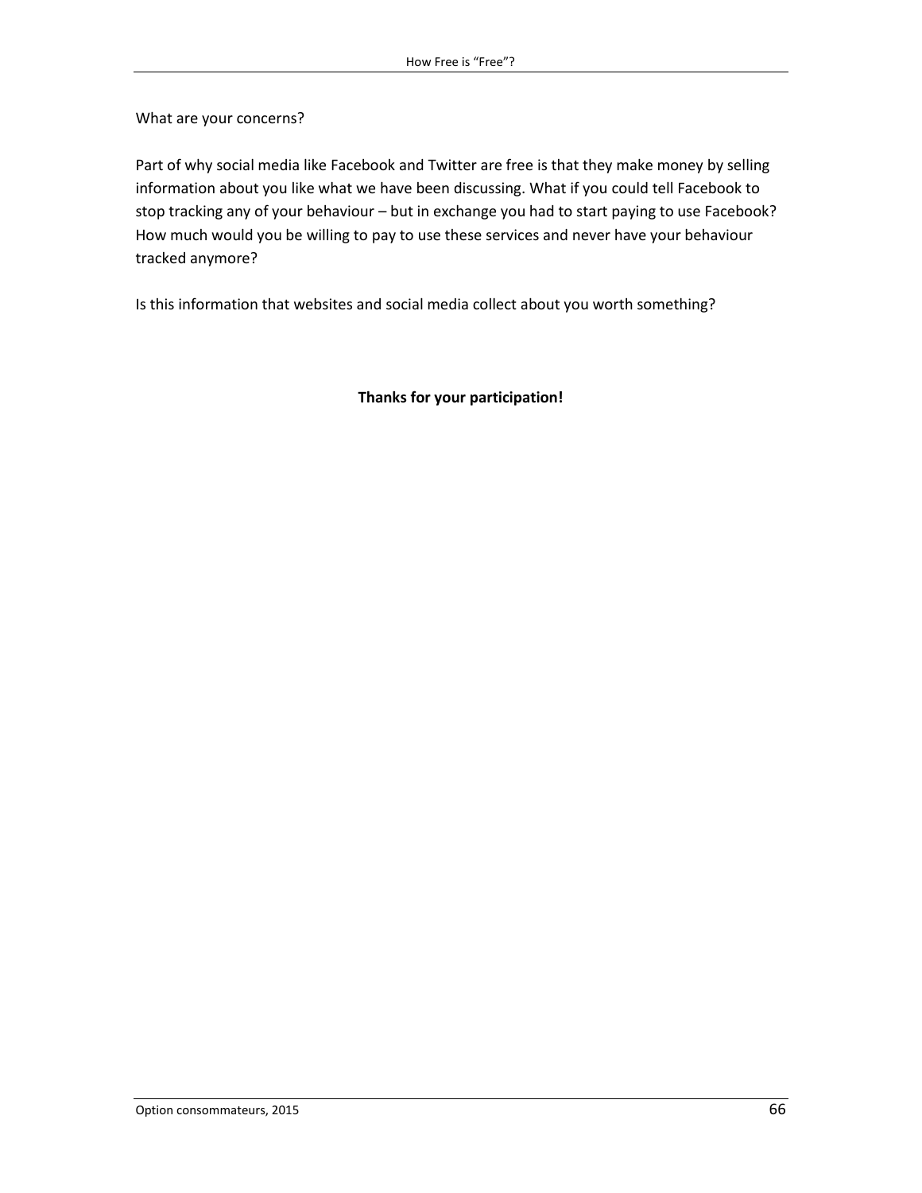What are your concerns?

Part of why social media like Facebook and Twitter are free is that they make money by selling information about you like what we have been discussing. What if you could tell Facebook to stop tracking any of your behaviour – but in exchange you had to start paying to use Facebook? How much would you be willing to pay to use these services and never have your behaviour tracked anymore?

Is this information that websites and social media collect about you worth something?

**Thanks for your participation!**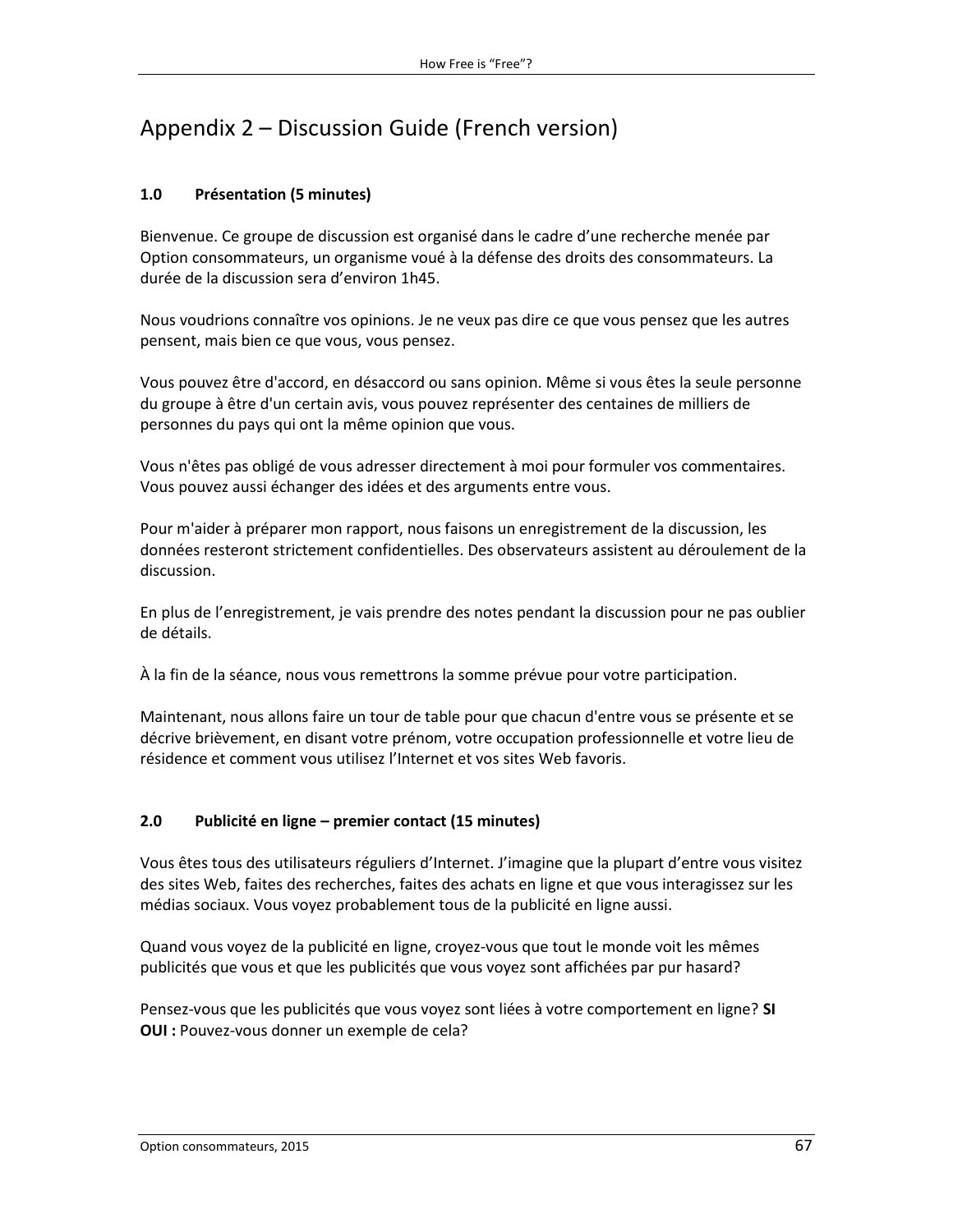# Appendix 2 – Discussion Guide (French version)

## 1.0 Présentation (5 minutes)

Bienvenue. Ce groupe de discussion est organisé dans le cadre d'une recherche menée par Option consommateurs, un organisme voué à la défense des droits des consommateurs. La durée de la discussion sera d'environ 1h45.

Nous voudrions connaître vos opinions. Je ne veux pas dire ce que vous pensez que les autres pensent, mais bien ce que vous, vous pensez.

Vous pouvez être d'accord, en désaccord ou sans opinion. Même si vous êtes la seule personne du groupe à être d'un certain avis, vous pouvez représenter des centaines de milliers de personnes du pays qui ont la même opinion que vous.

Vous n'êtes pas obligé de vous adresser directement à moi pour formuler vos commentaires. Vous pouvez aussi échanger des idées et des arguments entre vous.

Pour m'aider à préparer mon rapport, nous faisons un enregistrement de la discussion, les données resteront strictement confidentielles. Des observateurs assistent au déroulement de la discussion.

En plus de l'enregistrement, je vais prendre des notes pendant la discussion pour ne pas oublier de détails.

À la fin de la séance, nous vous remettrons la somme prévue pour votre participation.

Maintenant, nous allons faire un tour de table pour que chacun d'entre vous se présente et se décrive brièvement, en disant votre prénom, votre occupation professionnelle et votre lieu de résidence et comment vous utilisez l'Internet et vos sites Web favoris.

## 2.0 Publicité en ligne – premier contact (15 minutes)

Vous êtes tous des utilisateurs réguliers d'Internet. J'imagine que la plupart d'entre vous visitez des sites Web, faites des recherches, faites des achats en ligne et que vous interagissez sur les médias sociaux. Vous voyez probablement tous de la publicité en ligne aussi.

Quand vous voyez de la publicité en ligne, croyez-vous que tout le monde voit les mêmes publicités que vous et que les publicités que vous voyez sont affichées par pur hasard?

Pensez-vous que les publicités que vous voyez sont liées à votre comportement en ligne? **SI OUI :** Pouvez-vous donner un exemple de cela?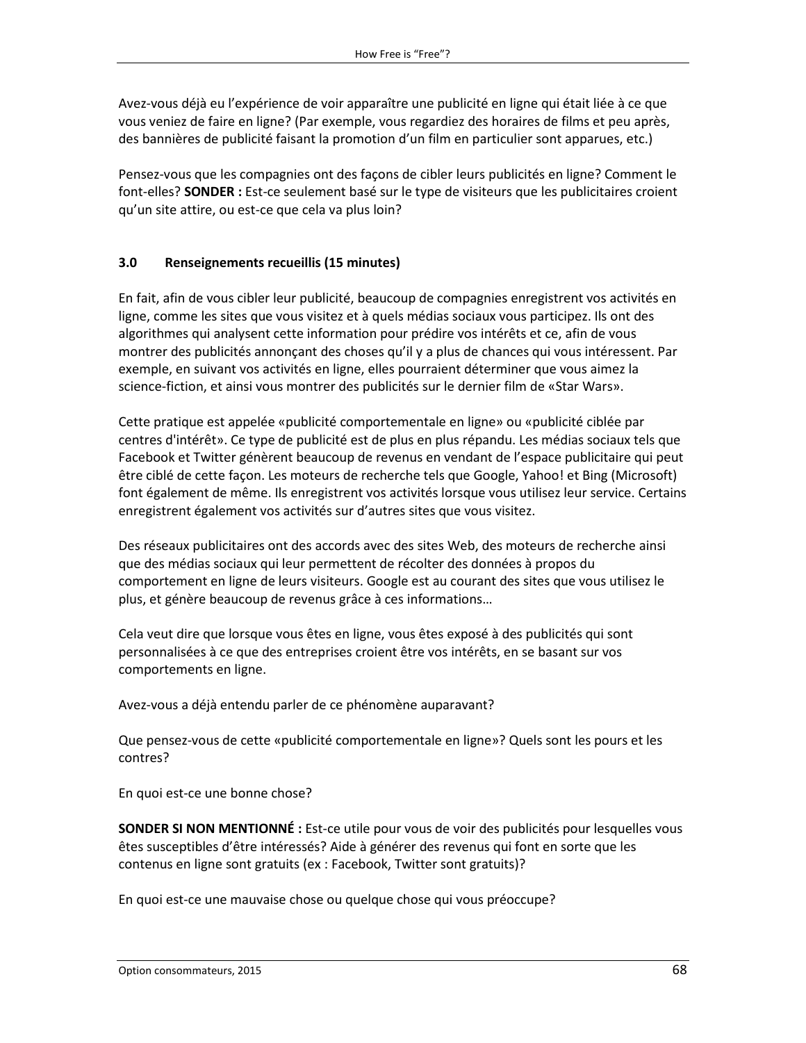Avez-vous déjà eu l'expérience de voir apparaître une publicité en ligne qui était liée à ce que vous veniez de faire en ligne? (Par exemple, vous regardiez des horaires de films et peu après, des bannières de publicité faisant la promotion d'un film en particulier sont apparues, etc.)

Pensez-vous que les compagnies ont des façons de cibler leurs publicités en ligne? Comment le font-elles? **SONDER :** Est-ce seulement basé sur le type de visiteurs que les publicitaires croient qu'un site attire, ou est-ce que cela va plus loin?

### 3.0 Renseignements recueillis (15 minutes)

En fait, afin de vous cibler leur publicité, beaucoup de compagnies enregistrent vos activités en ligne, comme les sites que vous visitez et à quels médias sociaux vous participez. Ils ont des algorithmes qui analysent cette information pour prédire vos intérêts et ce, afin de vous montrer des publicités annonçant des choses qu'il y a plus de chances qui vous intéressent. Par exemple, en suivant vos activités en ligne, elles pourraient déterminer que vous aimez la science-fiction, et ainsi vous montrer des publicités sur le dernier film de «Star Wars».

Cette pratique est appelée «publicité comportementale en ligne» ou «publicité ciblée par centres d'intérêt». Ce type de publicité est de plus en plus répandu. Les médias sociaux tels que Facebook et Twitter génèrent beaucoup de revenus en vendant de l'espace publicitaire qui peut être ciblé de cette façon. Les moteurs de recherche tels que Google, Yahoo! et Bing (Microsoft) font également de même. Ils enregistrent vos activités lorsque vous utilisez leur service. Certains enregistrent également vos activités sur d'autres sites que vous visitez.

Des réseaux publicitaires ont des accords avec des sites Web, des moteurs de recherche ainsi que des médias sociaux qui leur permettent de récolter des données à propos du comportement en ligne de leurs visiteurs. Google est au courant des sites que vous utilisez le plus, et génère beaucoup de revenus grâce à ces informations…

Cela veut dire que lorsque vous êtes en ligne, vous êtes exposé à des publicités qui sont personnalisées à ce que des entreprises croient être vos intérêts, en se basant sur vos comportements en ligne.

Avez-vous a déjà entendu parler de ce phénomène auparavant?

Que pensez-vous de cette «publicité comportementale en ligne»? Quels sont les pours et les contres?

En quoi est-ce une bonne chose?

**SONDER SI NON MENTIONNÉ :** Est-ce utile pour vous de voir des publicités pour lesquelles vous êtes susceptibles d'être intéressés? Aide à générer des revenus qui font en sorte que les contenus en ligne sont gratuits (ex : Facebook, Twitter sont gratuits)?

En quoi est-ce une mauvaise chose ou quelque chose qui vous préoccupe?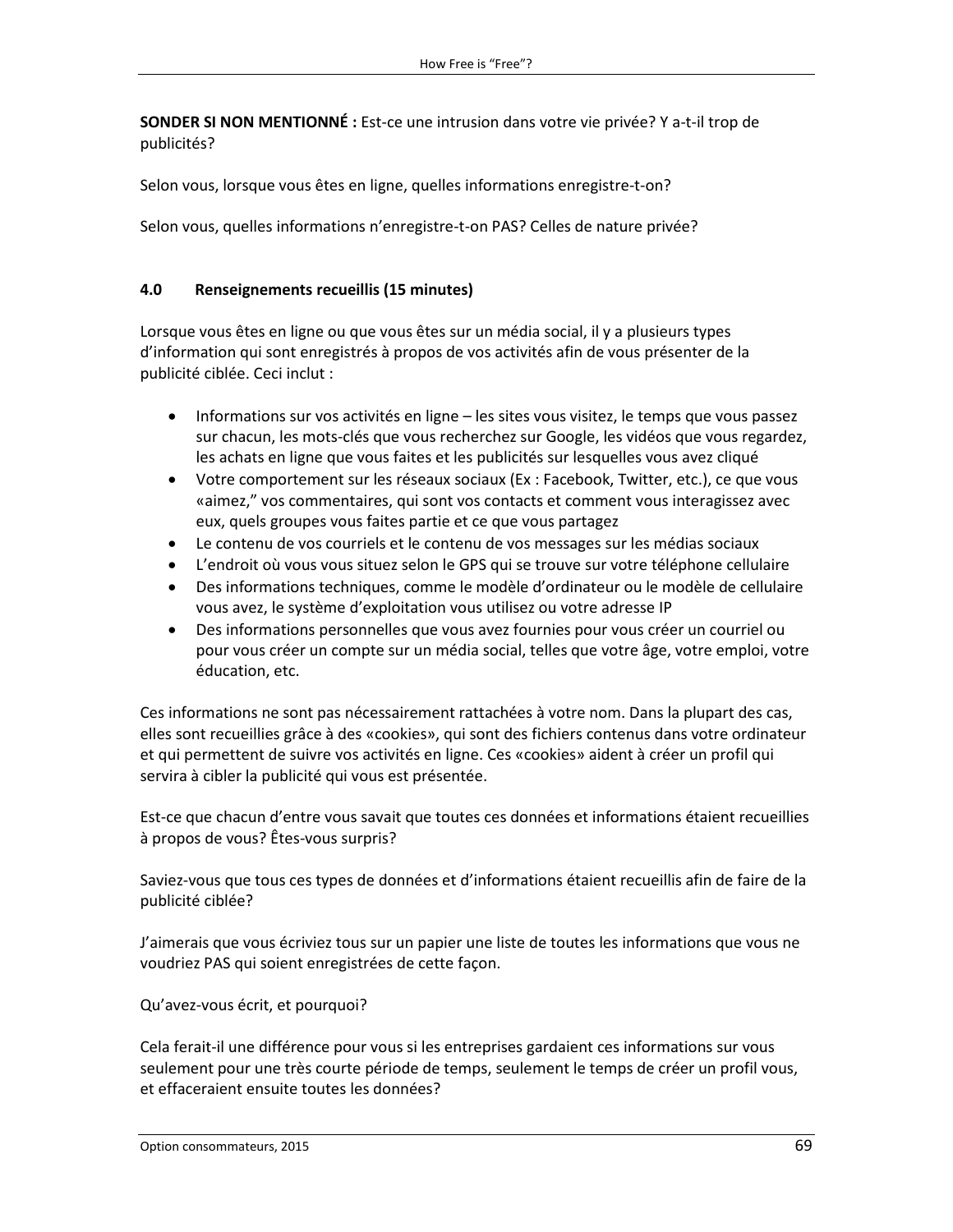**SONDER SI NON MENTIONNÉ :** Est-ce une intrusion dans votre vie privée? Y a-t-il trop de publicités?

Selon vous, lorsque vous êtes en ligne, quelles informations enregistre-t-on?

Selon vous, quelles informations n'enregistre-t-on PAS? Celles de nature privée?

### 4.0 Renseignements recueillis (15 minutes)

Lorsque vous êtes en ligne ou que vous êtes sur un média social, il y a plusieurs types d'information qui sont enregistrés à propos de vos activités afin de vous présenter de la publicité ciblée. Ceci inclut :

- Informations sur vos activités en ligne – les sites vous visitez, le temps que vous passez sur chacun, les mots-clés que vous recherchez sur Google, les vidéos que vous regardez, les achats en ligne que vous faites et les publicités sur lesquelles vous avez cliqué
- Votre comportement sur les réseaux sociaux (Ex : Facebook, Twitter, etc.), ce que vous «aimez," vos commentaires, qui sont vos contacts et comment vous interagissez avec eux, quels groupes vous faites partie et ce que vous partagez
- Le contenu de vos courriels et le contenu de vos messages sur les médias sociaux
- L'endroit où vous vous situez selon le GPS qui se trouve sur votre téléphone cellulaire
- Des informations techniques, comme le modèle d'ordinateur ou le modèle de cellulaire vous avez, le système d'exploitation vous utilisez ou votre adresse IP
- Des informations personnelles que vous avez fournies pour vous créer un courriel ou pour vous créer un compte sur un média social, telles que votre âge, votre emploi, votre éducation, etc.

Ces informations ne sont pas nécessairement rattachées à votre nom. Dans la plupart des cas, elles sont recueillies grâce à des «cookies», qui sont des fichiers contenus dans votre ordinateur et qui permettent de suivre vos activités en ligne. Ces «cookies» aident à créer un profil qui servira à cibler la publicité qui vous est présentée.

Est-ce que chacun d'entre vous savait que toutes ces données et informations étaient recueillies à propos de vous? Êtes-vous surpris?

Saviez-vous que tous ces types de données et d'informations étaient recueillis afin de faire de la publicité ciblée?

J'aimerais que vous écriviez tous sur un papier une liste de toutes les informations que vous ne voudriez PAS qui soient enregistrées de cette façon.

Qu'avez-vous écrit, et pourquoi?

Cela ferait-il une différence pour vous si les entreprises gardaient ces informations sur vous seulement pour une très courte période de temps, seulement le temps de créer un profil vous, et effaceraient ensuite toutes les données?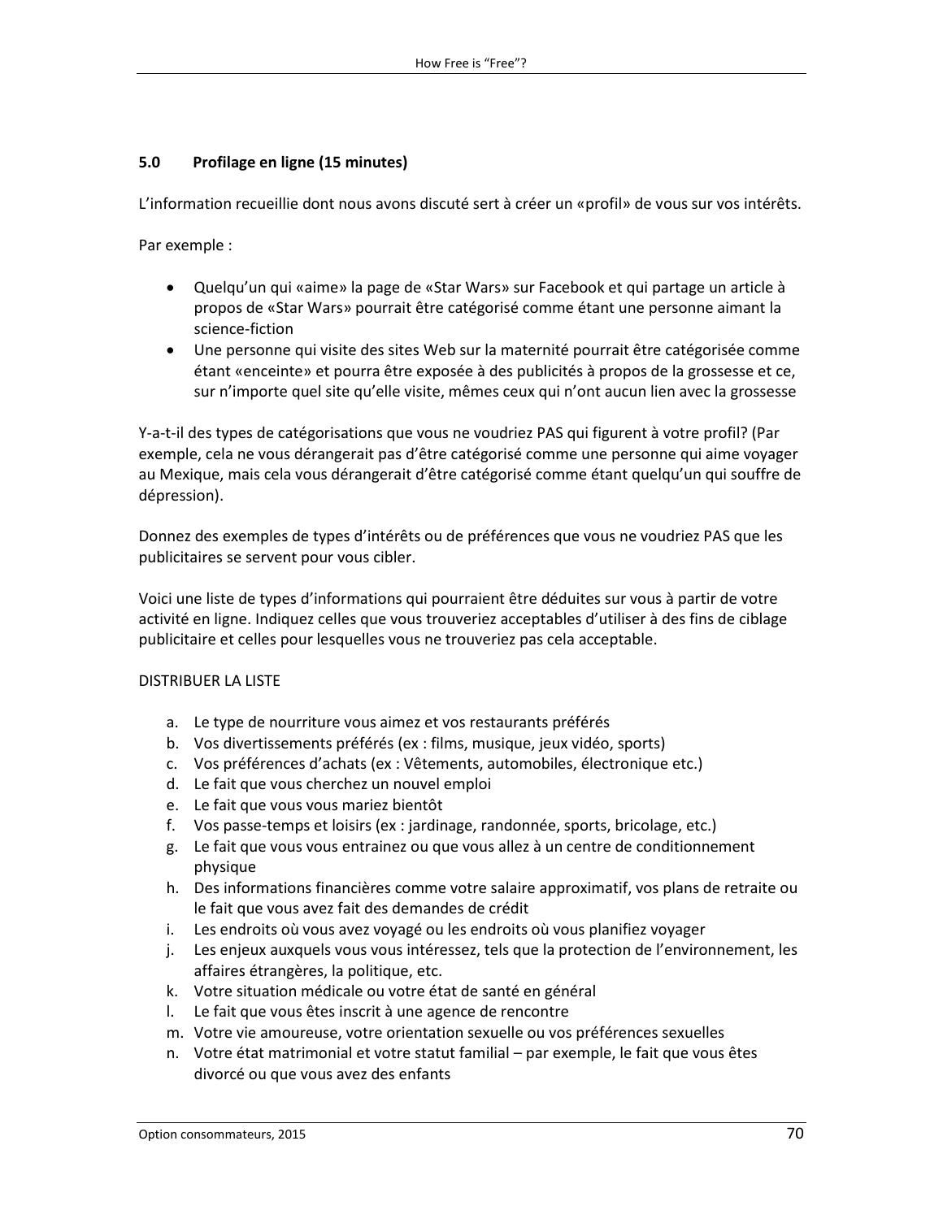## 5.0 Profilage en ligne (15 minutes)

L'information recueillie dont nous avons discuté sert à créer un «profil» de vous sur vos intérêts.

Par exemple :

- Quelqu'un qui «aime» la page de «Star Wars» sur Facebook et qui partage un article à propos de «Star Wars» pourrait être catégorisé comme étant une personne aimant la science-fiction
- Une personne qui visite des sites Web sur la maternité pourrait être catégorisée comme étant «enceinte» et pourra être exposée à des publicités à propos de la grossesse et ce, sur n'importe quel site qu'elle visite, mêmes ceux qui n'ont aucun lien avec la grossesse

Y-a-t-il des types de catégorisations que vous ne voudriez PAS qui figurent à votre profil? (Par exemple, cela ne vous dérangerait pas d'être catégorisé comme une personne qui aime voyager au Mexique, mais cela vous dérangerait d'être catégorisé comme étant quelqu'un qui souffre de dépression).

Donnez des exemples de types d'intérêts ou de préférences que vous ne voudriez PAS que les publicitaires se servent pour vous cibler.

Voici une liste de types d'informations qui pourraient être déduites sur vous à partir de votre activité en ligne. Indiquez celles que vous trouveriez acceptables d'utiliser à des fins de ciblage publicitaire et celles pour lesquelles vous ne trouveriez pas cela acceptable.

DISTRIBUER LA LISTE

a. Le type de nourriture vous aimez et vos restaurants préférés
b. Vos divertissements préférés (ex : films, musique, jeux vidéo, sports)
c. Vos préférences d'achats (ex : Vêtements, automobiles, électronique etc.)
d. Le fait que vous cherchez un nouvel emploi
e. Le fait que vous vous mariez bientôt
f. Vos passe-temps et loisirs (ex : jardinage, randonnée, sports, bricolage, etc.)
g. Le fait que vous vous entrainez ou que vous allez à un centre de conditionnement physique
h. Des informations financières comme votre salaire approximatif, vos plans de retraite ou le fait que vous avez fait des demandes de crédit
i. Les endroits où vous avez voyagé ou les endroits où vous planifiez voyager
j. Les enjeux auxquels vous vous intéressez, tels que la protection de l'environnement, les affaires étrangères, la politique, etc.
k. Votre situation médicale ou votre état de santé en général
l. Le fait que vous êtes inscrit à une agence de rencontre
m. Votre vie amoureuse, votre orientation sexuelle ou vos préférences sexuelles
n. Votre état matrimonial et votre statut familial – par exemple, le fait que vous êtes divorcé ou que vous avez des enfants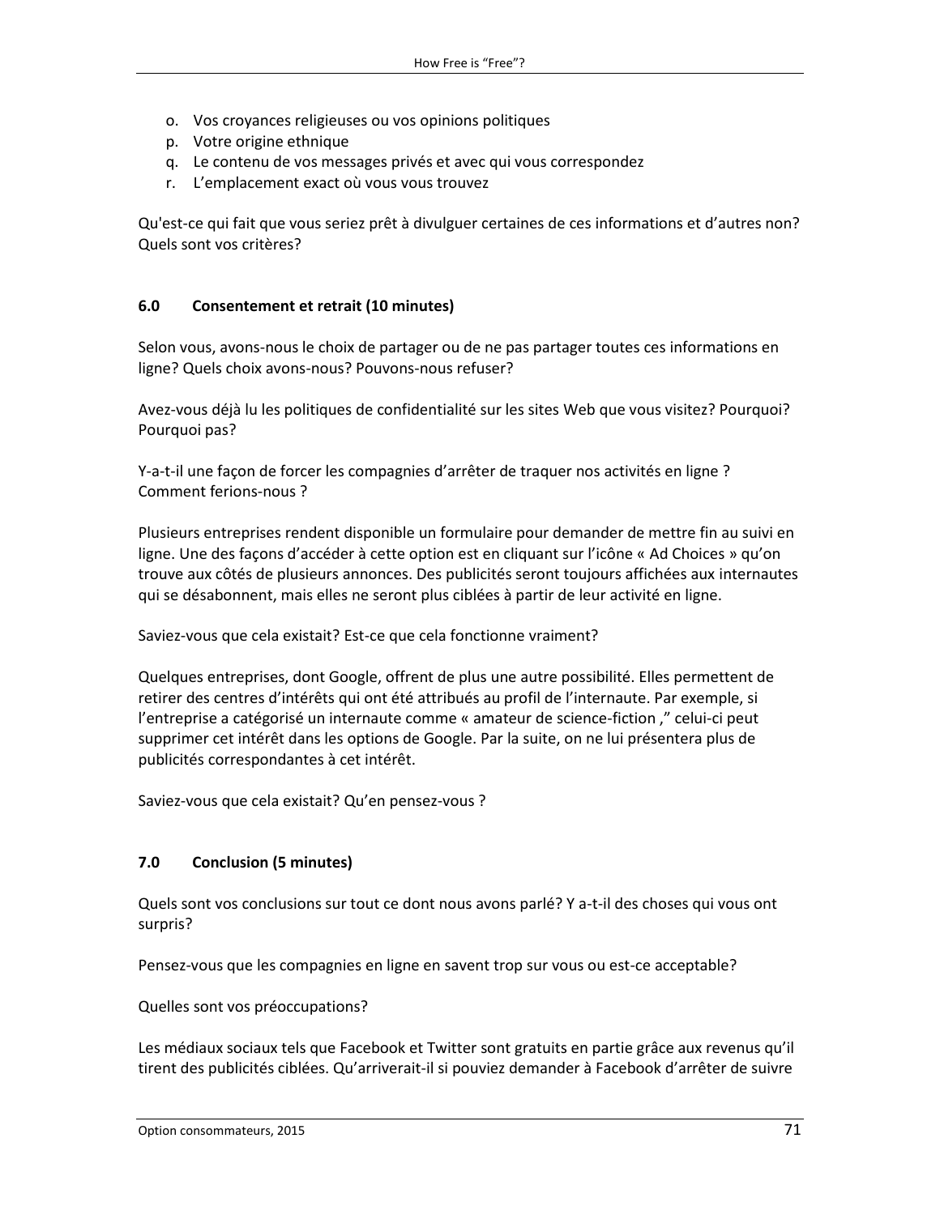o. Vos croyances religieuses ou vos opinions politiques
p. Votre origine ethnique
q. Le contenu de vos messages privés et avec qui vous correspondez
r. L'emplacement exact où vous vous trouvez

Qu'est-ce qui fait que vous seriez prêt à divulguer certaines de ces informations et d'autres non? Quels sont vos critères?

### 6.0 Consentement et retrait (10 minutes)

Selon vous, avons-nous le choix de partager ou de ne pas partager toutes ces informations en ligne? Quels choix avons-nous? Pouvons-nous refuser?

Avez-vous déjà lu les politiques de confidentialité sur les sites Web que vous visitez? Pourquoi? Pourquoi pas?

Y-a-t-il une façon de forcer les compagnies d'arrêter de traquer nos activités en ligne ? Comment ferions-nous ?

Plusieurs entreprises rendent disponible un formulaire pour demander de mettre fin au suivi en ligne. Une des façons d'accéder à cette option est en cliquant sur l'icône « Ad Choices » qu'on trouve aux côtés de plusieurs annonces. Des publicités seront toujours affichées aux internautes qui se désabonnent, mais elles ne seront plus ciblées à partir de leur activité en ligne.

Saviez-vous que cela existait? Est-ce que cela fonctionne vraiment?

Quelques entreprises, dont Google, offrent de plus une autre possibilité. Elles permettent de retirer des centres d'intérêts qui ont été attribués au profil de l'internaute. Par exemple, si l'entreprise a catégorisé un internaute comme « amateur de science-fiction ," celui-ci peut supprimer cet intérêt dans les options de Google. Par la suite, on ne lui présentera plus de publicités correspondantes à cet intérêt.

Saviez-vous que cela existait? Qu'en pensez-vous ?

### 7.0 Conclusion (5 minutes)

Quels sont vos conclusions sur tout ce dont nous avons parlé? Y a-t-il des choses qui vous ont surpris?

Pensez-vous que les compagnies en ligne en savent trop sur vous ou est-ce acceptable?

Quelles sont vos préoccupations?

Les médiaux sociaux tels que Facebook et Twitter sont gratuits en partie grâce aux revenus qu'il tirent des publicités ciblées. Qu'arriverait-il si pouviez demander à Facebook d'arrêter de suivre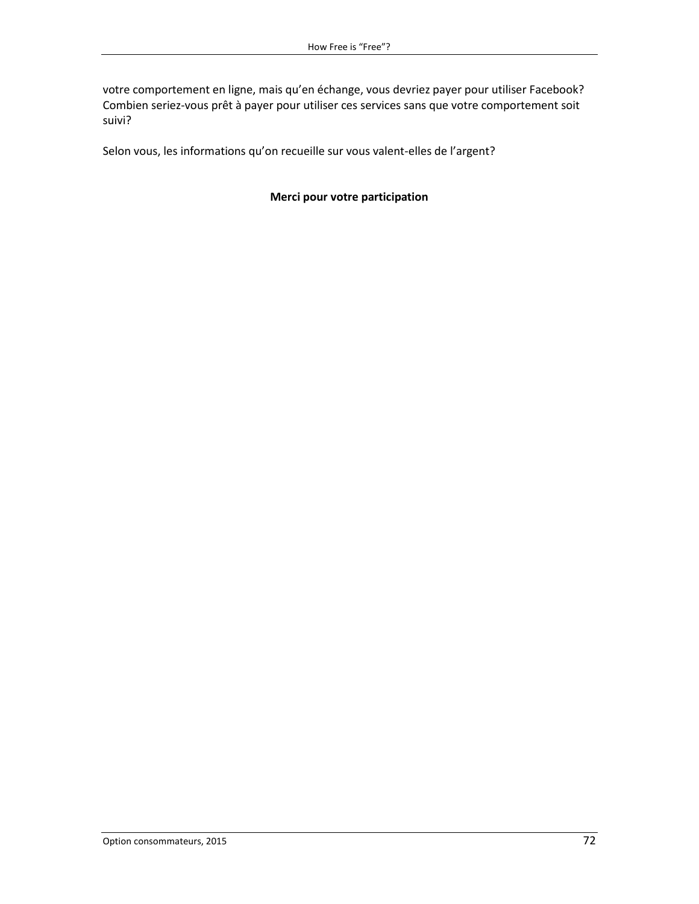votre comportement en ligne, mais qu’en échange, vous devriez payer pour utiliser Facebook? Combien seriez-vous prêt à payer pour utiliser ces services sans que votre comportement soit suivi?

Selon vous, les informations qu’on recueille sur vous valent-elles de l’argent?

**Merci pour votre participation**